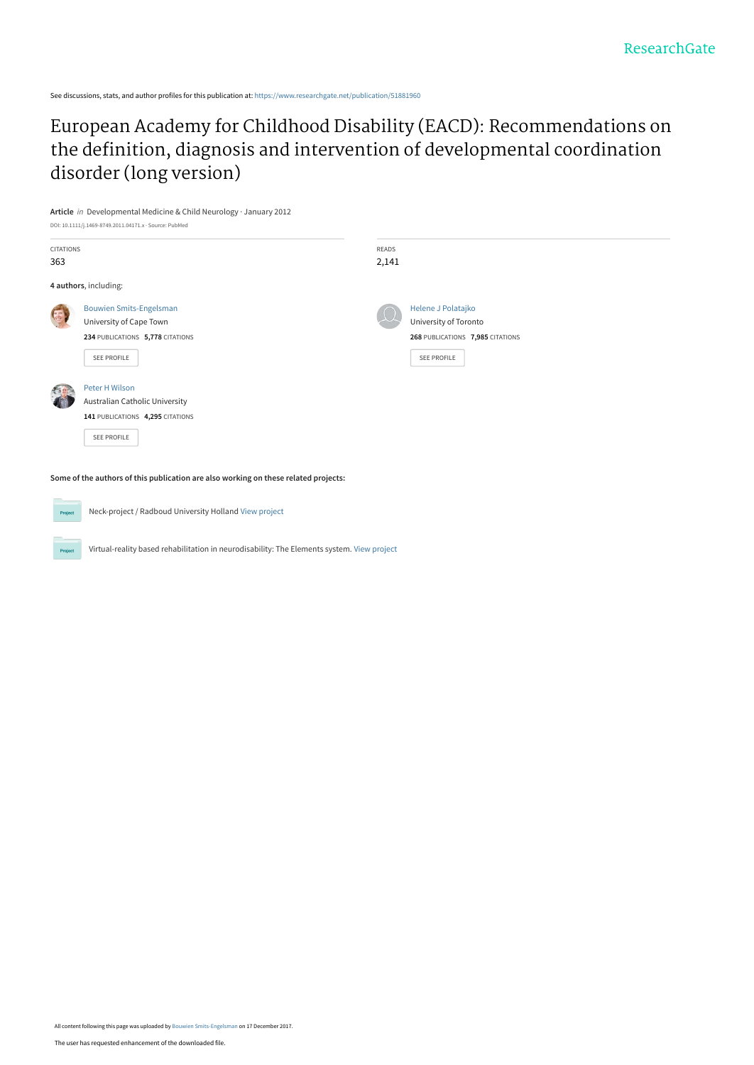See discussions, stats, and author profiles for this publication at: https://www.researchgate.net/publication/51881960

# European Academy for Childhood Disability (EACD): Recommendations on the definition, diagnosis and intervention of developmental coordination disorder (long version)

**Article** *in* Developmental Medicine & Child Neurology · January 2012

DOI: 10.1111/j.1469-8749.2011.04171.x · Source: PubMed

| CITATIONS | READS |
| --- | --- |
| 363 | 2,141 |

**4 authors**, including:

Bouwien Smits-Engelsman
University of Cape Town
**234** PUBLICATIONS **5,778** CITATIONS
SEE PROFILE

Helene J Polatajko
University of Toronto
**268** PUBLICATIONS **7,985** CITATIONS
SEE PROFILE

Peter H Wilson
Australian Catholic University
**141** PUBLICATIONS **4,295** CITATIONS
SEE PROFILE

**Some of the authors of this publication are also working on these related projects:**

Neck-project / Radboud University Holland View project

Virtual-reality based rehabilitation in neurodisability: The Elements system. View project

All content following this page was uploaded by Bouwien Smits-Engelsman on 17 December 2017.

The user has requested enhancement of the downloaded file.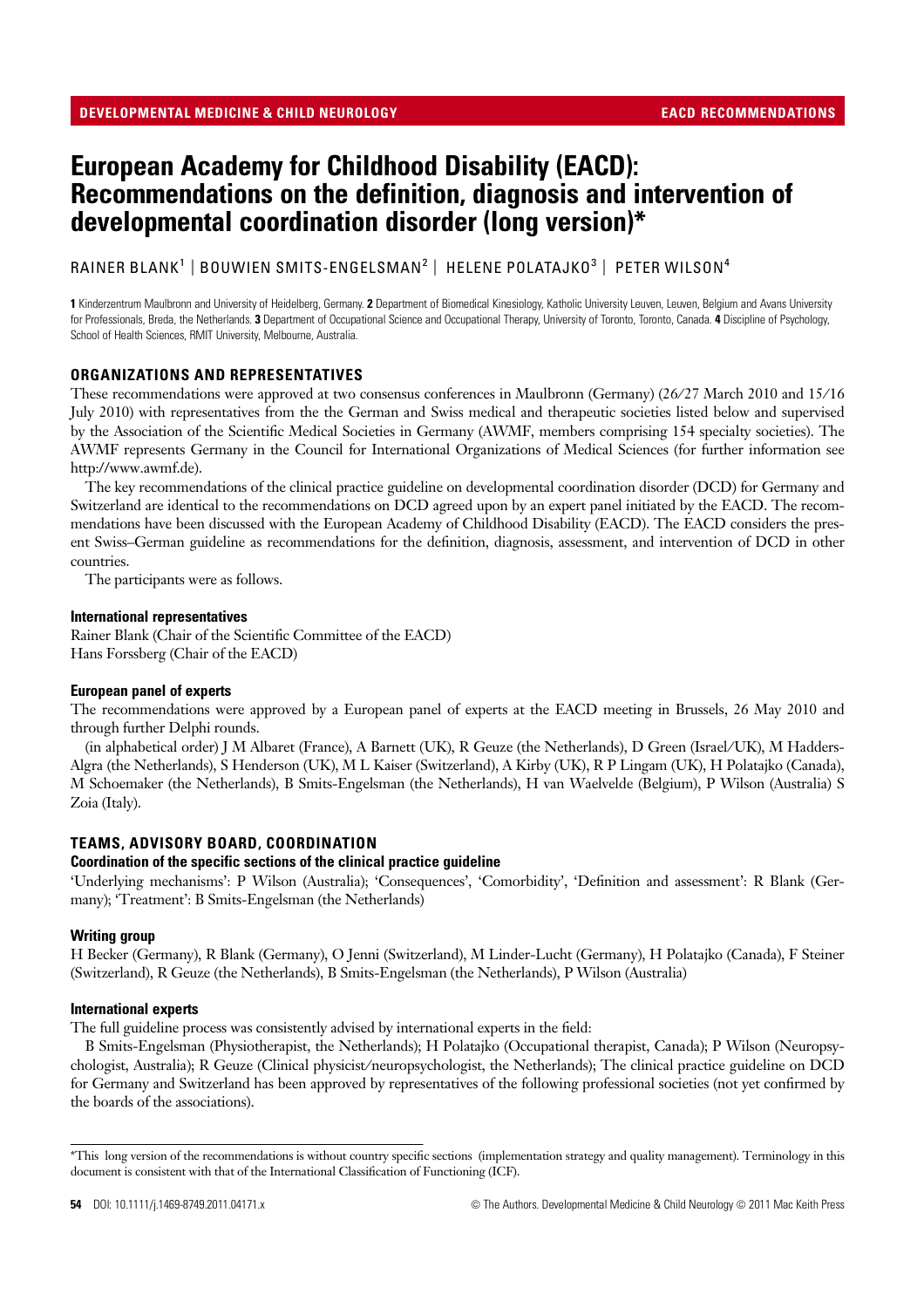# European Academy for Childhood Disability (EACD): Recommendations on the definition, diagnosis and intervention of developmental coordination disorder (long version)*

RAINER BLANK[1] | BOUWIEN SMITS-ENGELSMAN[2] | HELENE POLATAJKO[3] | PETER WILSON[4]

**1** Kinderzentrum Maulbronn and University of Heidelberg, Germany. **2** Department of Biomedical Kinesiology, Katholic University Leuven, Leuven, Belgium and Avans University for Professionals, Breda, the Netherlands. **3** Department of Occupational Science and Occupational Therapy, University of Toronto, Toronto, Canada. **4** Discipline of Psychology, School of Health Sciences, RMIT University, Melbourne, Australia.

## ORGANIZATIONS AND REPRESENTATIVES

These recommendations were approved at two consensus conferences in Maulbronn (Germany) (26/27 March 2010 and 15/16 July 2010) with representatives from the the German and Swiss medical and therapeutic societies listed below and supervised by the Association of the Scientific Medical Societies in Germany (AWMF, members comprising 154 specialty societies). The AWMF represents Germany in the Council for International Organizations of Medical Sciences (for further information see http://www.awmf.de).

The key recommendations of the clinical practice guideline on developmental coordination disorder (DCD) for Germany and Switzerland are identical to the recommendations on DCD agreed upon by an expert panel initiated by the EACD. The recommendations have been discussed with the European Academy of Childhood Disability (EACD). The EACD considers the present Swiss–German guideline as recommendations for the definition, diagnosis, assessment, and intervention of DCD in other countries.

The participants were as follows.

### International representatives

Rainer Blank (Chair of the Scientific Committee of the EACD)
Hans Forssberg (Chair of the EACD)

### European panel of experts

The recommendations were approved by a European panel of experts at the EACD meeting in Brussels, 26 May 2010 and through further Delphi rounds.

(in alphabetical order) J M Albaret (France), A Barnett (UK), R Geuze (the Netherlands), D Green (Israel/UK), M Hadders-Algra (the Netherlands), S Henderson (UK), M L Kaiser (Switzerland), A Kirby (UK), R P Lingam (UK), H Polatajko (Canada), M Schoemaker (the Netherlands), B Smits-Engelsman (the Netherlands), H van Waelvelde (Belgium), P Wilson (Australia) S Zoia (Italy).

## TEAMS, ADVISORY BOARD, COORDINATION

### Coordination of the specific sections of the clinical practice guideline

'Underlying mechanisms': P Wilson (Australia); 'Consequences', 'Comorbidity', 'Definition and assessment': R Blank (Germany); 'Treatment': B Smits-Engelsman (the Netherlands)

### Writing group

H Becker (Germany), R Blank (Germany), O Jenni (Switzerland), M Linder-Lucht (Germany), H Polatajko (Canada), F Steiner (Switzerland), R Geuze (the Netherlands), B Smits-Engelsman (the Netherlands), P Wilson (Australia)

### International experts

The full guideline process was consistently advised by international experts in the field:

B Smits-Engelsman (Physiotherapist, the Netherlands); H Polatajko (Occupational therapist, Canada); P Wilson (Neuropsychologist, Australia); R Geuze (Clinical physicist/neuropsychologist, the Netherlands); The clinical practice guideline on DCD for Germany and Switzerland has been approved by representatives of the following professional societies (not yet confirmed by the boards of the associations).

*This long version of the recommendations is without country specific sections (implementation strategy and quality management). Terminology in this document is consistent with that of the International Classification of Functioning (ICF).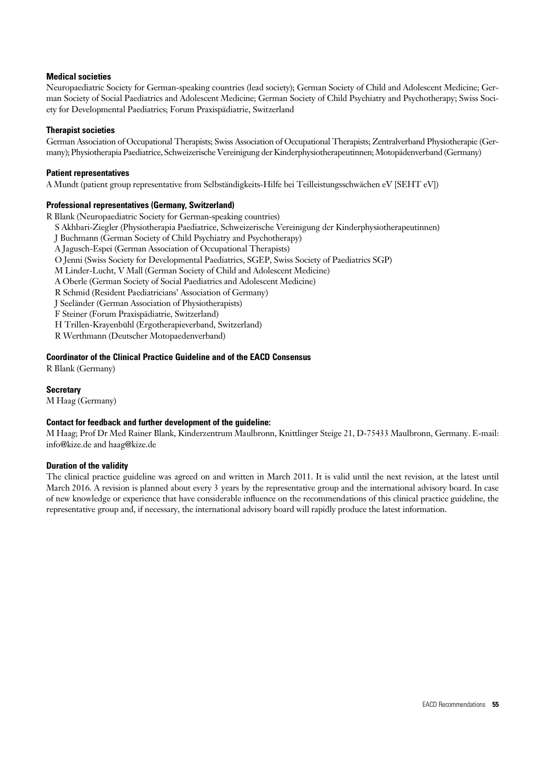### Medical societies

Neuropaediatric Society for German-speaking countries (lead society); German Society of Child and Adolescent Medicine; German Society of Social Paediatrics and Adolescent Medicine; German Society of Child Psychiatry and Psychotherapy; Swiss Society for Developmental Paediatrics; Forum Praxispädiatrie, Switzerland

### Therapist societies

German Association of Occupational Therapists; Swiss Association of Occupational Therapists; Zentralverband Physiotherapie (Germany); Physiotherapia Paediatrice, Schweizerische Vereinigung der Kinderphysiotherapeutinnen; Motopädenverband (Germany)

### Patient representatives

A Mundt (patient group representative from Selbständigkeits-Hilfe bei Teilleistungsschwächen eV [SEHT eV])

### Professional representatives (Germany, Switzerland)

R Blank (Neuropaediatric Society for German-speaking countries)
S Akhbari-Ziegler (Physiotherapia Paediatrice, Schweizerische Vereinigung der Kinderphysiotherapeutinnen)
J Buchmann (German Society of Child Psychiatry and Psychotherapy)
A Jagusch-Espei (German Association of Occupational Therapists)
O Jenni (Swiss Society for Developmental Paediatrics, SGEP, Swiss Society of Paediatrics SGP)
M Linder-Lucht, V Mall (German Society of Child and Adolescent Medicine)
A Oberle (German Society of Social Paediatrics and Adolescent Medicine)
R Schmid (Resident Paediatricians' Association of Germany)
J Seeländer (German Association of Physiotherapists)
F Steiner (Forum Praxispädiatrie, Switzerland)
H Trillen-Krayenbühl (Ergotherapieverband, Switzerland)
R Werthmann (Deutscher Motopaedenverband)

### Coordinator of the Clinical Practice Guideline and of the EACD Consensus

R Blank (Germany)

### Secretary

M Haag (Germany)

### Contact for feedback and further development of the guideline:

M Haag; Prof Dr Med Rainer Blank, Kinderzentrum Maulbronn, Knittlinger Steige 21, D-75433 Maulbronn, Germany. E-mail: info@kize.de and haag@kize.de

### Duration of the validity

The clinical practice guideline was agreed on and written in March 2011. It is valid until the next revision, at the latest until March 2016. A revision is planned about every 3 years by the representative group and the international advisory board. In case of new knowledge or experience that have considerable influence on the recommendations of this clinical practice guideline, the representative group and, if necessary, the international advisory board will rapidly produce the latest information.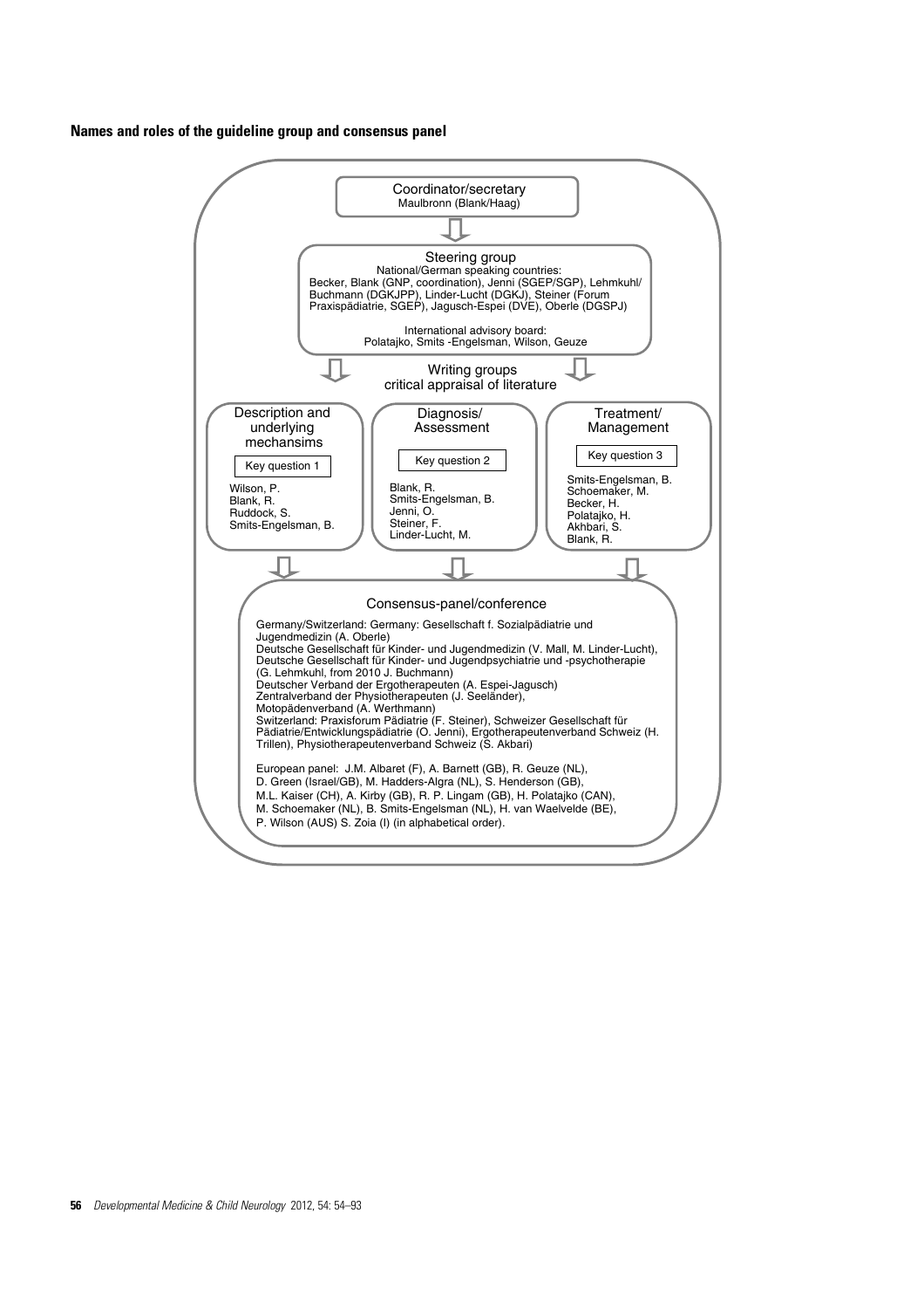**Names and roles of the guideline group and consensus panel**

**Coordinator/secretary**
Maulbronn (Blank/Haag)

**Steering group**
National/German speaking countries:
Becker, Blank (GNP, coordination), Jenni (SGEP/SGP), Lehmkuhl/Buchmann (DGKJPP), Linder-Lucht (DGKJ), Steiner (Forum Praxispädiatrie, SGEP), Jagusch-Espei (DVE), Oberle (DGSPJ)

International advisory board:
Polatajko, Smits -Engelsman, Wilson, Geuze

**Writing groups**
critical appraisal of literature

**Description and underlying mechansims**
Key question 1
Wilson, P.
Blank, R.
Ruddock, S.
Smits-Engelsman, B.

**Diagnosis/ Assessment**
Key question 2
Blank, R.
Smits-Engelsman, B.
Jenni, O.
Steiner, F.
Linder-Lucht, M.

**Treatment/ Management**
Key question 3
Smits-Engelsman, B.
Schoemaker, M.
Becker, H.
Polatajko, H.
Akhbari, S.
Blank, R.

**Consensus-panel/conference**

Germany/Switzerland: Germany: Gesellschaft f. Sozialpädiatrie und Jugendmedizin (A. Oberle)
Deutsche Gesellschaft für Kinder- und Jugendmedizin (V. Mall, M. Linder-Lucht),
Deutsche Gesellschaft für Kinder- und Jugendpsychiatrie und -psychotherapie (G. Lehmkuhl, from 2010 J. Buchmann)
Deutscher Verband der Ergotherapeuten (A. Espei-Jagusch)
Zentralverband der Physiotherapeuten (J. Seeländer),
Motopädenverband (A. Werthmann)
Switzerland: Praxisforum Pädiatrie (F. Steiner), Schweizer Gesellschaft für Pädiatrie/Entwicklungspädiatrie (O. Jenni), Ergotherapeutenverband Schweiz (H. Trillen), Physiotherapeutenverband Schweiz (S. Akbari)

European panel: J.M. Albaret (F), A. Barnett (GB), R. Geuze (NL), D. Green (Israel/GB), M. Hadders-Algra (NL), S. Henderson (GB), M.L. Kaiser (CH), A. Kirby (GB), R. P. Lingam (GB), H. Polatajko (CAN), M. Schoemaker (NL), B. Smits-Engelsman (NL), H. van Waelvelde (BE), P. Wilson (AUS) S. Zoia (I) (in alphabetical order).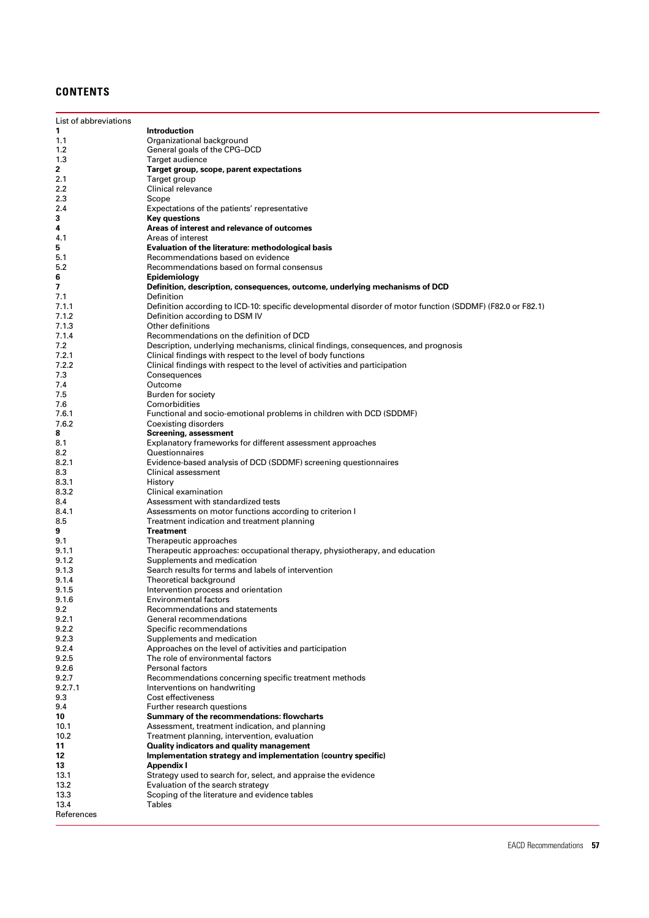## CONTENTS

| | |
|---|---|
| List of abbreviations | |
| **1** | **Introduction** |
| 1.1 | Organizational background |
| 1.2 | General goals of the CPG–DCD |
| 1.3 | Target audience |
| **2** | **Target group, scope, parent expectations** |
| 2.1 | Target group |
| 2.2 | Clinical relevance |
| 2.3 | Scope |
| 2.4 | Expectations of the patients' representative |
| **3** | **Key questions** |
| **4** | **Areas of interest and relevance of outcomes** |
| 4.1 | Areas of interest |
| **5** | **Evaluation of the literature: methodological basis** |
| 5.1 | Recommendations based on evidence |
| 5.2 | Recommendations based on formal consensus |
| **6** | **Epidemiology** |
| **7** | **Definition, description, consequences, outcome, underlying mechanisms of DCD** |
| 7.1 | Definition |
| 7.1.1 | Definition according to ICD-10: specific developmental disorder of motor function (SDDMF) (F82.0 or F82.1) |
| 7.1.2 | Definition according to DSM IV |
| 7.1.3 | Other definitions |
| 7.1.4 | Recommendations on the definition of DCD |
| 7.2 | Description, underlying mechanisms, clinical findings, consequences, and prognosis |
| 7.2.1 | Clinical findings with respect to the level of body functions |
| 7.2.2 | Clinical findings with respect to the level of activities and participation |
| 7.3 | Consequences |
| 7.4 | Outcome |
| 7.5 | Burden for society |
| 7.6 | Comorbidities |
| 7.6.1 | Functional and socio-emotional problems in children with DCD (SDDMF) |
| 7.6.2 | Coexisting disorders |
| **8** | **Screening, assessment** |
| 8.1 | Explanatory frameworks for different assessment approaches |
| 8.2 | Questionnaires |
| 8.2.1 | Evidence-based analysis of DCD (SDDMF) screening questionnaires |
| 8.3 | Clinical assessment |
| 8.3.1 | History |
| 8.3.2 | Clinical examination |
| 8.4 | Assessment with standardized tests |
| 8.4.1 | Assessments on motor functions according to criterion I |
| 8.5 | Treatment indication and treatment planning |
| **9** | **Treatment** |
| 9.1 | Therapeutic approaches |
| 9.1.1 | Therapeutic approaches: occupational therapy, physiotherapy, and education |
| 9.1.2 | Supplements and medication |
| 9.1.3 | Search results for terms and labels of intervention |
| 9.1.4 | Theoretical background |
| 9.1.5 | Intervention process and orientation |
| 9.1.6 | Environmental factors |
| 9.2 | Recommendations and statements |
| 9.2.1 | General recommendations |
| 9.2.2 | Specific recommendations |
| 9.2.3 | Supplements and medication |
| 9.2.4 | Approaches on the level of activities and participation |
| 9.2.5 | The role of environmental factors |
| 9.2.6 | Personal factors |
| 9.2.7 | Recommendations concerning specific treatment methods |
| 9.2.7.1 | Interventions on handwriting |
| 9.3 | Cost effectiveness |
| 9.4 | Further research questions |
| **10** | **Summary of the recommendations: flowcharts** |
| 10.1 | Assessment, treatment indication, and planning |
| 10.2 | Treatment planning, intervention, evaluation |
| **11** | **Quality indicators and quality management** |
| **12** | **Implementation strategy and implementation (country specific)** |
| **13** | **Appendix I** |
| 13.1 | Strategy used to search for, select, and appraise the evidence |
| 13.2 | Evaluation of the search strategy |
| 13.3 | Scoping of the literature and evidence tables |
| 13.4 | Tables |
| References | |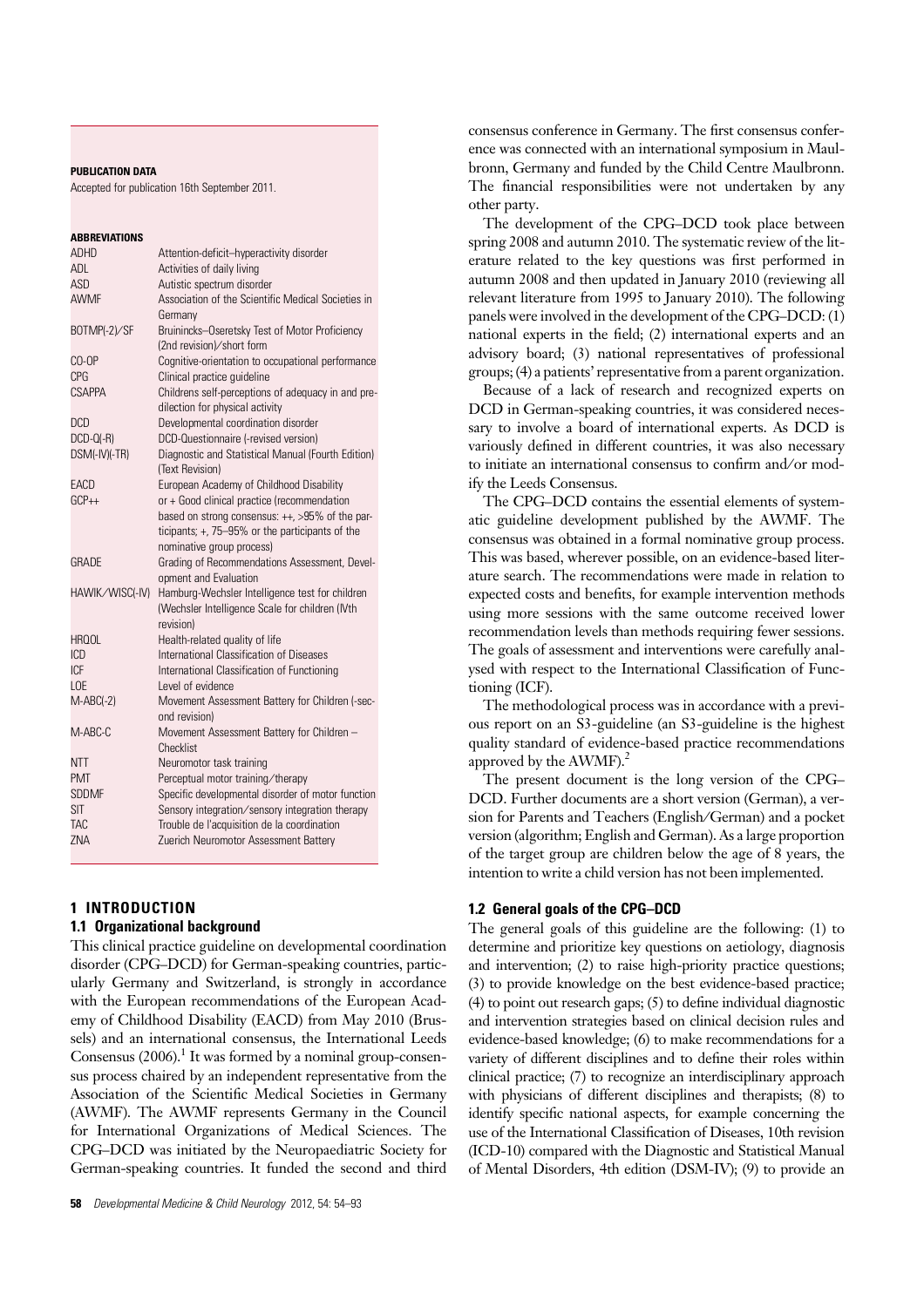**PUBLICATION DATA**

Accepted for publication 16th September 2011.

**ABBREVIATIONS**

| | |
|---|---|
| ADHD | Attention-deficit–hyperactivity disorder |
| ADL | Activities of daily living |
| ASD | Autistic spectrum disorder |
| AWMF | Association of the Scientific Medical Societies in Germany |
| BOTMP(-2)/SF | Bruininicks–Oseretsky Test of Motor Proficiency (2nd revision)/short form |
| CO-OP | Cognitive-orientation to occupational performance |
| CPG | Clinical practice guideline |
| CSAPPA | Childrens self-perceptions of adequacy in and predilection for physical activity |
| DCD | Developmental coordination disorder |
| DCD-Q(-R) | DCD-Questionnaire (-revised version) |
| DSM(-IV)(-TR) | Diagnostic and Statistical Manual (Fourth Edition) (Text Revision) |
| EACD | European Academy of Childhood Disability |
| GCP++ | or + Good clinical practice (recommendation based on strong consensus: ++, >95% of the participants; +, 75–95% or the participants of the nominative group process) |
| GRADE | Grading of Recommendations Assessment, Development and Evaluation |
| HAWIK/WISC(-IV) | Hamburg-Wechsler Intelligence test for children (Wechsler Intelligence Scale for children (IVth revision) |
| HRQOL | Health-related quality of life |
| ICD | International Classification of Diseases |
| ICF | International Classification of Functioning |
| LOE | Level of evidence |
| M-ABC(-2) | Movement Assessment Battery for Children (-second revision) |
| M-ABC-C | Movement Assessment Battery for Children – Checklist |
| NTT | Neuromotor task training |
| PMT | Perceptual motor training/therapy |
| SDDMF | Specific developmental disorder of motor function |
| SIT | Sensory integration/sensory integration therapy |
| TAC | Trouble de l'acquisition de la coordination |
| ZNA | Zuerich Neuromotor Assessment Battery |

## 1 INTRODUCTION

### 1.1 Organizational background

This clinical practice guideline on developmental coordination disorder (CPG–DCD) for German-speaking countries, particularly Germany and Switzerland, is strongly in accordance with the European recommendations of the European Academy of Childhood Disability (EACD) from May 2010 (Brussels) and an international consensus, the International Leeds Consensus (2006).[1] It was formed by a nominal group-consensus process chaired by an independent representative from the Association of the Scientific Medical Societies in Germany (AWMF). The AWMF represents Germany in the Council for International Organizations of Medical Sciences. The CPG–DCD was initiated by the Neuropaediatric Society for German-speaking countries. It funded the second and third consensus conference in Germany. The first consensus conference was connected with an international symposium in Maulbronn, Germany and funded by the Child Centre Maulbronn. The financial responsibilities were not undertaken by any other party.

The development of the CPG–DCD took place between spring 2008 and autumn 2010. The systematic review of the literature related to the key questions was first performed in autumn 2008 and then updated in January 2010 (reviewing all relevant literature from 1995 to January 2010). The following panels were involved in the development of the CPG–DCD: (1) national experts in the field; (2) international experts and an advisory board; (3) national representatives of professional groups; (4) a patients' representative from a parent organization.

Because of a lack of research and recognized experts on DCD in German-speaking countries, it was considered necessary to involve a board of international experts. As DCD is variously defined in different countries, it was also necessary to initiate an international consensus to confirm and/or modify the Leeds Consensus.

The CPG–DCD contains the essential elements of systematic guideline development published by the AWMF. The consensus was obtained in a formal nominative group process. This was based, wherever possible, on an evidence-based literature search. The recommendations were made in relation to expected costs and benefits, for example intervention methods using more sessions with the same outcome received lower recommendation levels than methods requiring fewer sessions. The goals of assessment and interventions were carefully analysed with respect to the International Classification of Functioning (ICF).

The methodological process was in accordance with a previous report on an S3-guideline (an S3-guideline is the highest quality standard of evidence-based practice recommendations approved by the AWMF).[2]

The present document is the long version of the CPG–DCD. Further documents are a short version (German), a version for Parents and Teachers (English/German) and a pocket version (algorithm; English and German). As a large proportion of the target group are children below the age of 8 years, the intention to write a child version has not been implemented.

### 1.2 General goals of the CPG–DCD

The general goals of this guideline are the following: (1) to determine and prioritize key questions on aetiology, diagnosis and intervention; (2) to raise high-priority practice questions; (3) to provide knowledge on the best evidence-based practice; (4) to point out research gaps; (5) to define individual diagnostic and intervention strategies based on clinical decision rules and evidence-based knowledge; (6) to make recommendations for a variety of different disciplines and to define their roles within clinical practice; (7) to recognize an interdisciplinary approach with physicians of different disciplines and therapists; (8) to identify specific national aspects, for example concerning the use of the International Classification of Diseases, 10th revision (ICD-10) compared with the Diagnostic and Statistical Manual of Mental Disorders, 4th edition (DSM-IV); (9) to provide an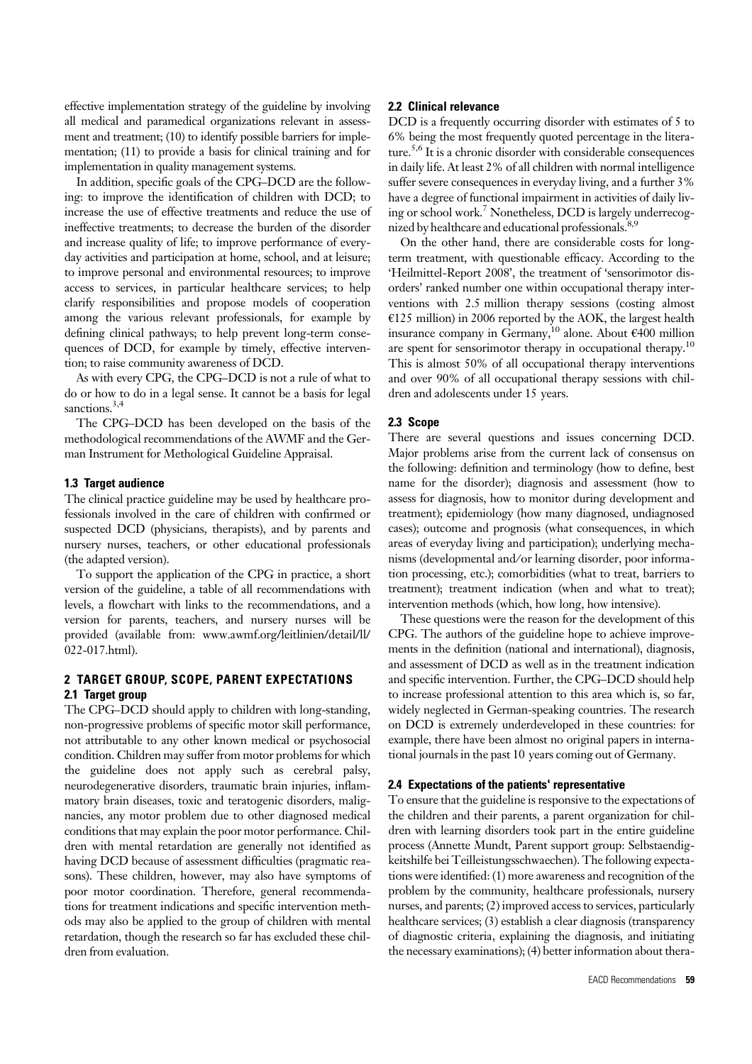effective implementation strategy of the guideline by involving all medical and paramedical organizations relevant in assessment and treatment; (10) to identify possible barriers for implementation; (11) to provide a basis for clinical training and for implementation in quality management systems.

In addition, specific goals of the CPG–DCD are the following: to improve the identification of children with DCD; to increase the use of effective treatments and reduce the use of ineffective treatments; to decrease the burden of the disorder and increase quality of life; to improve performance of everyday activities and participation at home, school, and at leisure; to improve personal and environmental resources; to improve access to services, in particular healthcare services; to help clarify responsibilities and propose models of cooperation among the various relevant professionals, for example by defining clinical pathways; to help prevent long-term consequences of DCD, for example by timely, effective intervention; to raise community awareness of DCD.

As with every CPG, the CPG–DCD is not a rule of what to do or how to do in a legal sense. It cannot be a basis for legal sanctions.[3,4]

The CPG–DCD has been developed on the basis of the methodological recommendations of the AWMF and the German Instrument for Methodological Guideline Appraisal.

### 1.3 Target audience

The clinical practice guideline may be used by healthcare professionals involved in the care of children with confirmed or suspected DCD (physicians, therapists), and by parents and nursery nurses, teachers, or other educational professionals (the adapted version).

To support the application of the CPG in practice, a short version of the guideline, a table of all recommendations with levels, a flowchart with links to the recommendations, and a version for parents, teachers, and nursery nurses will be provided (available from: www.awmf.org/leitlinien/detail/ll/022-017.html).

## 2 TARGET GROUP, SCOPE, PARENT EXPECTATIONS

### 2.1 Target group

The CPG–DCD should apply to children with long-standing, non-progressive problems of specific motor skill performance, not attributable to any other known medical or psychosocial condition. Children may suffer from motor problems for which the guideline does not apply such as cerebral palsy, neurodegenerative disorders, traumatic brain injuries, inflammatory brain diseases, toxic and teratogenic disorders, malignancies, any motor problem due to other diagnosed medical conditions that may explain the poor motor performance. Children with mental retardation are generally not identified as having DCD because of assessment difficulties (pragmatic reasons). These children, however, may also have symptoms of poor motor coordination. Therefore, general recommendations for treatment indications and specific intervention methods may also be applied to the group of children with mental retardation, though the research so far has excluded these children from evaluation.

### 2.2 Clinical relevance

DCD is a frequently occurring disorder with estimates of 5 to 6% being the most frequently quoted percentage in the literature.[5,6] It is a chronic disorder with considerable consequences in daily life. At least 2% of all children with normal intelligence suffer severe consequences in everyday living, and a further 3% have a degree of functional impairment in activities of daily living or school work.[7] Nonetheless, DCD is largely underrecognized by healthcare and educational professionals.[8,9]

On the other hand, there are considerable costs for long-term treatment, with questionable efficacy. According to the 'Heilmittel-Report 2008', the treatment of 'sensorimotor disorders' ranked number one within occupational therapy interventions with 2.5 million therapy sessions (costing almost €125 million) in 2006 reported by the AOK, the largest health insurance company in Germany,[10] alone. About €400 million are spent for sensorimotor therapy in occupational therapy.[10] This is almost 50% of all occupational therapy interventions and over 90% of all occupational therapy sessions with children and adolescents under 15 years.

### 2.3 Scope

There are several questions and issues concerning DCD. Major problems arise from the current lack of consensus on the following: definition and terminology (how to define, best name for the disorder); diagnosis and assessment (how to assess for diagnosis, how to monitor during development and treatment); epidemiology (how many diagnosed, undiagnosed cases); outcome and prognosis (what consequences, in which areas of everyday living and participation); underlying mechanisms (developmental and/or learning disorder, poor information processing, etc.); comorbidities (what to treat, barriers to treatment); treatment indication (when and what to treat); intervention methods (which, how long, how intensive).

These questions were the reason for the development of this CPG. The authors of the guideline hope to achieve improvements in the definition (national and international), diagnosis, and assessment of DCD as well as in the treatment indication and specific intervention. Further, the CPG–DCD should help to increase professional attention to this area which is, so far, widely neglected in German-speaking countries. The research on DCD is extremely underdeveloped in these countries: for example, there have been almost no original papers in international journals in the past 10 years coming out of Germany.

### 2.4 Expectations of the patients' representative

To ensure that the guideline is responsive to the expectations of the children and their parents, a parent organization for children with learning disorders took part in the entire guideline process (Annette Mundt, Parent support group: Selbstaendigkeitshilfe bei Teilleistungsschwaechen). The following expectations were identified: (1) more awareness and recognition of the problem by the community, healthcare professionals, nursery nurses, and parents; (2) improved access to services, particularly healthcare services; (3) establish a clear diagnosis (transparency of diagnostic criteria, explaining the diagnosis, and initiating the necessary examinations); (4) better information about thera-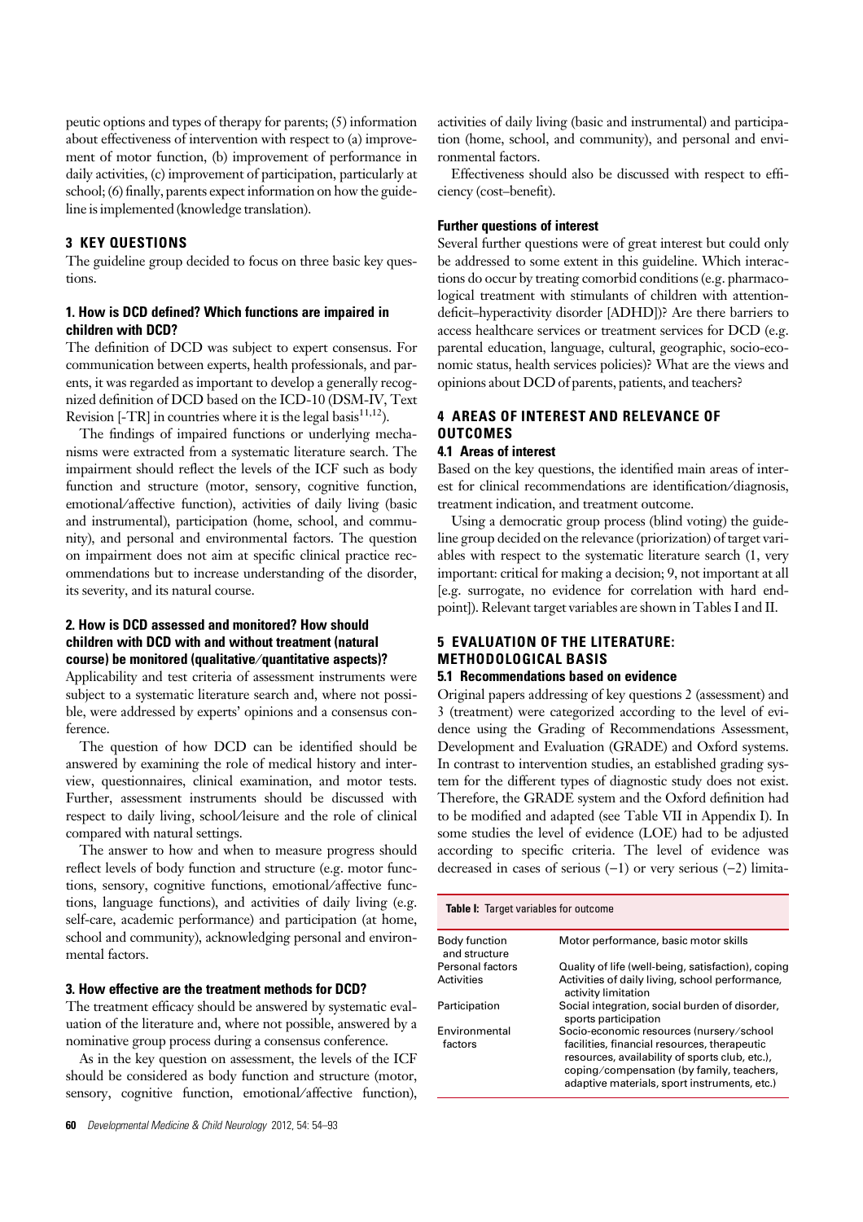peutic options and types of therapy for parents; (5) information about effectiveness of intervention with respect to (a) improvement of motor function, (b) improvement of performance in daily activities, (c) improvement of participation, particularly at school; (6) finally, parents expect information on how the guideline is implemented (knowledge translation).

## 3 KEY QUESTIONS

The guideline group decided to focus on three basic key questions.

### 1. How is DCD defined? Which functions are impaired in children with DCD?

The definition of DCD was subject to expert consensus. For communication between experts, health professionals, and parents, it was regarded as important to develop a generally recognized definition of DCD based on the ICD-10 (DSM-IV, Text Revision [-TR] in countries where it is the legal basis[11,12]).

The findings of impaired functions or underlying mechanisms were extracted from a systematic literature search. The impairment should reflect the levels of the ICF such as body function and structure (motor, sensory, cognitive function, emotional/affective function), activities of daily living (basic and instrumental), participation (home, school, and community), and personal and environmental factors. The question on impairment does not aim at specific clinical practice recommendations but to increase understanding of the disorder, its severity, and its natural course.

### 2. How is DCD assessed and monitored? How should children with DCD with and without treatment (natural course) be monitored (qualitative/quantitative aspects)?

Applicability and test criteria of assessment instruments were subject to a systematic literature search and, where not possible, were addressed by experts' opinions and a consensus conference.

The question of how DCD can be identified should be answered by examining the role of medical history and interview, questionnaires, clinical examination, and motor tests. Further, assessment instruments should be discussed with respect to daily living, school/leisure and the role of clinical compared with natural settings.

The answer to how and when to measure progress should reflect levels of body function and structure (e.g. motor functions, sensory, cognitive functions, emotional/affective functions, language functions), and activities of daily living (e.g. self-care, academic performance) and participation (at home, school and community), acknowledging personal and environmental factors.

### 3. How effective are the treatment methods for DCD?

The treatment efficacy should be answered by systematic evaluation of the literature and, where not possible, answered by a nominative group process during a consensus conference.

As in the key question on assessment, the levels of the ICF should be considered as body function and structure (motor, sensory, cognitive function, emotional/affective function), activities of daily living (basic and instrumental) and participation (home, school, and community), and personal and environmental factors.

Effectiveness should also be discussed with respect to efficiency (cost–benefit).

### Further questions of interest

Several further questions were of great interest but could only be addressed to some extent in this guideline. Which interactions do occur by treating comorbid conditions (e.g. pharmacological treatment with stimulants of children with attention-deficit–hyperactivity disorder [ADHD])? Are there barriers to access healthcare services or treatment services for DCD (e.g. parental education, language, cultural, geographic, socio-economic status, health services policies)? What are the views and opinions about DCD of parents, patients, and teachers?

## 4 AREAS OF INTEREST AND RELEVANCE OF OUTCOMES

### 4.1 Areas of interest

Based on the key questions, the identified main areas of interest for clinical recommendations are identification/diagnosis, treatment indication, and treatment outcome.

Using a democratic group process (blind voting) the guideline group decided on the relevance (priorization) of target variables with respect to the systematic literature search (1, very important: critical for making a decision; 9, not important at all [e.g. surrogate, no evidence for correlation with hard endpoint]). Relevant target variables are shown in Tables I and II.

## 5 EVALUATION OF THE LITERATURE: METHODOLOGICAL BASIS

### 5.1 Recommendations based on evidence

Original papers addressing of key questions 2 (assessment) and 3 (treatment) were categorized according to the level of evidence using the Grading of Recommendations Assessment, Development and Evaluation (GRADE) and Oxford systems. In contrast to intervention studies, an established grading system for the different types of diagnostic study does not exist. Therefore, the GRADE system and the Oxford definition had to be modified and adapted (see Table VII in Appendix I). In some studies the level of evidence (LOE) had to be adjusted according to specific criteria. The level of evidence was decreased in cases of serious (−1) or very serious (−2) limita-

**Table I:** Target variables for outcome

| | |
|---|---|
| Body function and structure | Motor performance, basic motor skills |
| Personal factors | Quality of life (well-being, satisfaction), coping |
| Activities | Activities of daily living, school performance, activity limitation |
| Participation | Social integration, social burden of disorder, sports participation |
| Environmental factors | Socio-economic resources (nursery/school facilities, financial resources, therapeutic resources, availability of sports club, etc.), coping/compensation (by family, teachers, adaptive materials, sport instruments, etc.) |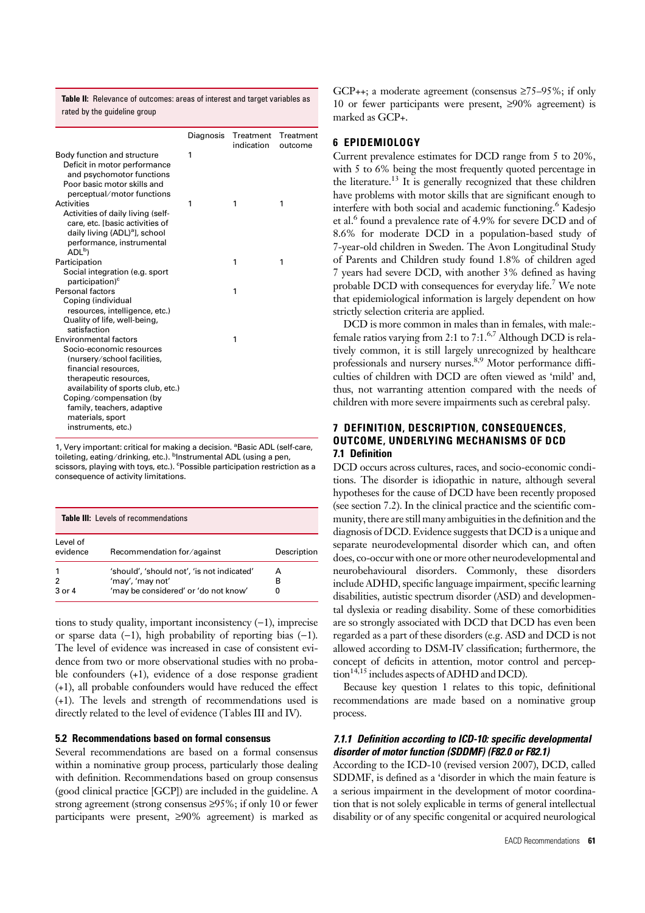**Table II:** Relevance of outcomes: areas of interest and target variables as rated by the guideline group

| | Diagnosis | Treatment indication | Treatment outcome |
|---|---|---|---|
| Body function and structure | 1 | | |
| Deficit in motor performance and psychomotor functions | | | |
| Poor basic motor skills and perceptual/motor functions | | | |
| Activities | 1 | 1 | 1 |
| Activities of daily living (self-care, etc. [basic activities of daily living (ADL)[a], school performance, instrumental ADL[b]) | | | |
| Participation | | 1 | 1 |
| Social integration (e.g. sport participation)[c] | | | |
| Personal factors | | 1 | |
| Coping (individual resources, intelligence, etc.) | | | |
| Quality of life, well-being, satisfaction | | | |
| Environmental factors | | 1 | |
| Socio-economic resources (nursery/school facilities, financial resources, therapeutic resources, availability of sports club, etc.) | | | |
| Coping/compensation (by family, teachers, adaptive materials, sport instruments, etc.) | | | |

1, Very important: critical for making a decision. [a]Basic ADL (self-care, toileting, eating/drinking, etc.). [b]Instrumental ADL (using a pen, scissors, playing with toys, etc.). [c]Possible participation restriction as a consequence of activity limitations.

**Table III:** Levels of recommendations

| Level of evidence | Recommendation for/against | Description |
|---|---|---|
| 1 | 'should', 'should not', 'is not indicated' | A |
| 2 | 'may', 'may not' | B |
| 3 or 4 | 'may be considered' or 'do not know' | 0 |

tions to study quality, important inconsistency (−1), imprecise or sparse data (−1), high probability of reporting bias (−1). The level of evidence was increased in case of consistent evidence from two or more observational studies with no probable confounders (+1), evidence of a dose response gradient (+1), all probable confounders would have reduced the effect (+1). The levels and strength of recommendations used is directly related to the level of evidence (Tables III and IV).

### 5.2 Recommendations based on formal consensus

Several recommendations are based on a formal consensus within a nominative group process, particularly those dealing with definition. Recommendations based on group consensus (good clinical practice [GCP]) are included in the guideline. A strong agreement (strong consensus ≥95%; if only 10 or fewer participants were present, ≥90% agreement) is marked as GCP++; a moderate agreement (consensus ≥75–95%; if only 10 or fewer participants were present, ≥90% agreement) is marked as GCP+.

## 6 EPIDEMIOLOGY

Current prevalence estimates for DCD range from 5 to 20%, with 5 to 6% being the most frequently quoted percentage in the literature.[13] It is generally recognized that these children have problems with motor skills that are significant enough to interfere with both social and academic functioning.[6] Kadesjo et al.[6] found a prevalence rate of 4.9% for severe DCD and of 8.6% for moderate DCD in a population-based study of 7-year-old children in Sweden. The Avon Longitudinal Study of Parents and Children study found 1.8% of children aged 7 years had severe DCD, with another 3% defined as having probable DCD with consequences for everyday life.[7] We note that epidemiological information is largely dependent on how strictly selection criteria are applied.

DCD is more common in males than in females, with male:female ratios varying from 2:1 to 7:1.[6,7] Although DCD is relatively common, it is still largely unrecognized by healthcare professionals and nursery nurses.[8,9] Motor performance difficulties of children with DCD are often viewed as 'mild' and, thus, not warranting attention compared with the needs of children with more severe impairments such as cerebral palsy.

## 7 DEFINITION, DESCRIPTION, CONSEQUENCES, OUTCOME, UNDERLYING MECHANISMS OF DCD

### 7.1 Definition

DCD occurs across cultures, races, and socio-economic conditions. The disorder is idiopathic in nature, although several hypotheses for the cause of DCD have been recently proposed (see section 7.2). In the clinical practice and the scientific community, there are still many ambiguities in the definition and the diagnosis of DCD. Evidence suggests that DCD is a unique and separate neurodevelopmental disorder which can, and often does, co-occur with one or more other neurodevelopmental and neurobehavioural disorders. Commonly, these disorders include ADHD, specific language impairment, specific learning disabilities, autistic spectrum disorder (ASD) and developmental dyslexia or reading disability. Some of these comorbidities are so strongly associated with DCD that DCD has even been regarded as a part of these disorders (e.g. ASD and DCD is not allowed according to DSM-IV classification; furthermore, the concept of deficits in attention, motor control and perception[14,15] includes aspects of ADHD and DCD).

Because key question 1 relates to this topic, definitional recommendations are made based on a nominative group process.

#### *7.1.1 Definition according to ICD-10: specific developmental disorder of motor function (SDDMF) (F82.0 or F82.1)*

According to the ICD-10 (revised version 2007), DCD, called SDDMF, is defined as a 'disorder in which the main feature is a serious impairment in the development of motor coordination that is not solely explicable in terms of general intellectual disability or of any specific congenital or acquired neurological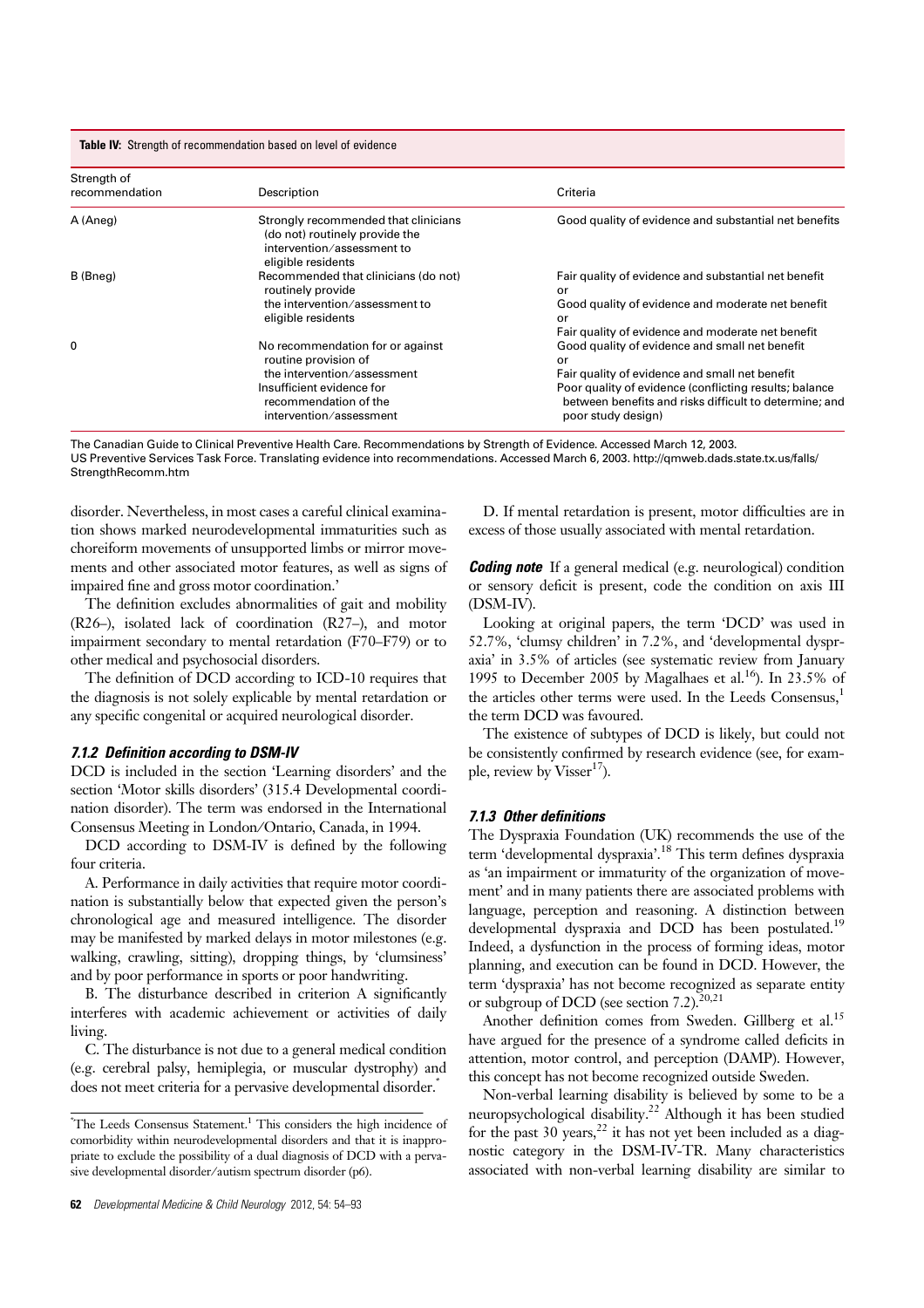**Table IV:** Strength of recommendation based on level of evidence

| Strength of recommendation | Description | Criteria |
|---|---|---|
| A (Aneg) | Strongly recommended that clinicians (do not) routinely provide the intervention/assessment to eligible residents | Good quality of evidence and substantial net benefits |
| B (Bneg) | Recommended that clinicians (do not) routinely provide the intervention/assessment to eligible residents | Fair quality of evidence and substantial net benefit or Good quality of evidence and moderate net benefit or Fair quality of evidence and moderate net benefit |
| 0 | No recommendation for or against routine provision of the intervention/assessment | Good quality of evidence and small net benefit or Fair quality of evidence and small net benefit |
|  | Insufficient evidence for recommendation of the intervention/assessment | Poor quality of evidence (conflicting results; balance between benefits and risks difficult to determine; and poor study design) |

The Canadian Guide to Clinical Preventive Health Care. Recommendations by Strength of Evidence. Accessed March 12, 2003.
US Preventive Services Task Force. Translating evidence into recommendations. Accessed March 6, 2003. http://qmweb.dads.state.tx.us/falls/StrengthRecomm.htm

disorder. Nevertheless, in most cases a careful clinical examination shows marked neurodevelopmental immaturities such as choreiform movements of unsupported limbs or mirror movements and other associated motor features, as well as signs of impaired fine and gross motor coordination.'

The definition excludes abnormalities of gait and mobility (R26–), isolated lack of coordination (R27–), and motor impairment secondary to mental retardation (F70–F79) or to other medical and psychosocial disorders.

The definition of DCD according to ICD-10 requires that the diagnosis is not solely explicable by mental retardation or any specific congenital or acquired neurological disorder.

#### 7.1.2 Definition according to DSM-IV

DCD is included in the section 'Learning disorders' and the section 'Motor skills disorders' (315.4 Developmental coordination disorder). The term was endorsed in the International Consensus Meeting in London/Ontario, Canada, in 1994.

DCD according to DSM-IV is defined by the following four criteria.

A. Performance in daily activities that require motor coordination is substantially below that expected given the person's chronological age and measured intelligence. The disorder may be manifested by marked delays in motor milestones (e.g. walking, crawling, sitting), dropping things, by 'clumsiness' and by poor performance in sports or poor handwriting.

B. The disturbance described in criterion A significantly interferes with academic achievement or activities of daily living.

C. The disturbance is not due to a general medical condition (e.g. cerebral palsy, hemiplegia, or muscular dystrophy) and does not meet criteria for a pervasive developmental disorder.*

D. If mental retardation is present, motor difficulties are in excess of those usually associated with mental retardation.

***Coding note*** If a general medical (e.g. neurological) condition or sensory deficit is present, code the condition on axis III (DSM-IV).

Looking at original papers, the term 'DCD' was used in 52.7%, 'clumsy children' in 7.2%, and 'developmental dyspraxia' in 3.5% of articles (see systematic review from January 1995 to December 2005 by Magalhaes et al.[16]). In 23.5% of the articles other terms were used. In the Leeds Consensus,[1] the term DCD was favoured.

The existence of subtypes of DCD is likely, but could not be consistently confirmed by research evidence (see, for example, review by Visser[17]).

#### 7.1.3 Other definitions

The Dyspraxia Foundation (UK) recommends the use of the term 'developmental dyspraxia'.[18] This term defines dyspraxia as 'an impairment or immaturity of the organization of movement' and in many patients there are associated problems with language, perception and reasoning. A distinction between developmental dyspraxia and DCD has been postulated.[19] Indeed, a dysfunction in the process of forming ideas, motor planning, and execution can be found in DCD. However, the term 'dyspraxia' has not become recognized as separate entity or subgroup of DCD (see section 7.2).[20,21]

Another definition comes from Sweden. Gillberg et al.[15] have argued for the presence of a syndrome called deficits in attention, motor control, and perception (DAMP). However, this concept has not become recognized outside Sweden.

Non-verbal learning disability is believed by some to be a neuropsychological disability.[22] Although it has been studied for the past 30 years,[22] it has not yet been included as a diagnostic category in the DSM-IV-TR. Many characteristics associated with non-verbal learning disability are similar to

*The Leeds Consensus Statement.[1] This considers the high incidence of comorbidity within neurodevelopmental disorders and that it is inappropriate to exclude the possibility of a dual diagnosis of DCD with a pervasive developmental disorder/autism spectrum disorder (p6).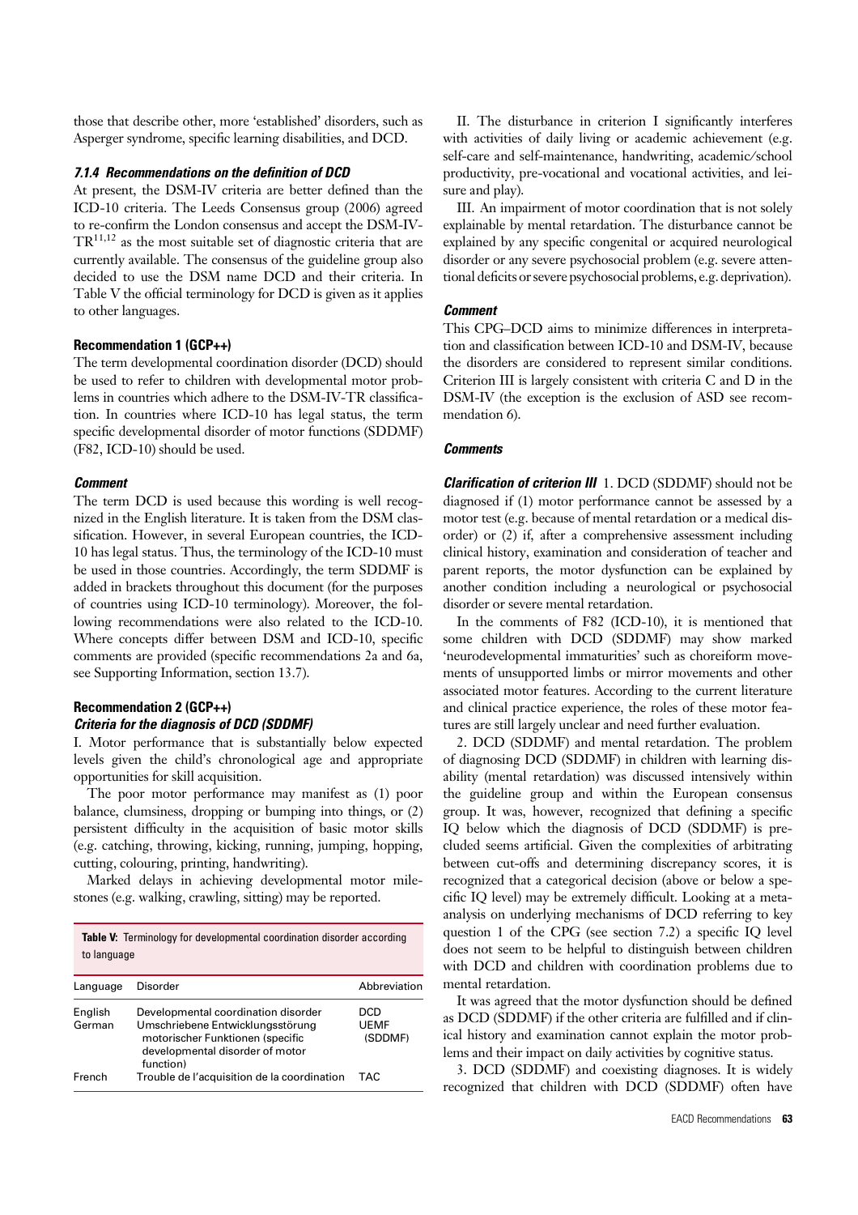those that describe other, more 'established' disorders, such as Asperger syndrome, specific learning disabilities, and DCD.

#### *7.1.4 Recommendations on the definition of DCD*

At present, the DSM-IV criteria are better defined than the ICD-10 criteria. The Leeds Consensus group (2006) agreed to re-confirm the London consensus and accept the DSM-IV-TR[11,12] as the most suitable set of diagnostic criteria that are currently available. The consensus of the guideline group also decided to use the DSM name DCD and their criteria. In Table V the official terminology for DCD is given as it applies to other languages.

**Recommendation 1 (GCP++)**

The term developmental coordination disorder (DCD) should be used to refer to children with developmental motor problems in countries which adhere to the DSM-IV-TR classification. In countries where ICD-10 has legal status, the term specific developmental disorder of motor functions (SDDMF) (F82, ICD-10) should be used.

***Comment***

The term DCD is used because this wording is well recognized in the English literature. It is taken from the DSM classification. However, in several European countries, the ICD-10 has legal status. Thus, the terminology of the ICD-10 must be used in those countries. Accordingly, the term SDDMF is added in brackets throughout this document (for the purposes of countries using ICD-10 terminology). Moreover, the following recommendations were also related to the ICD-10. Where concepts differ between DSM and ICD-10, specific comments are provided (specific recommendations 2a and 6a, see Supporting Information, section 13.7).

**Recommendation 2 (GCP++)**

***Criteria for the diagnosis of DCD (SDDMF)***

I. Motor performance that is substantially below expected levels given the child's chronological age and appropriate opportunities for skill acquisition.

The poor motor performance may manifest as (1) poor balance, clumsiness, dropping or bumping into things, or (2) persistent difficulty in the acquisition of basic motor skills (e.g. catching, throwing, kicking, running, jumping, hopping, cutting, colouring, printing, handwriting).

Marked delays in achieving developmental motor milestones (e.g. walking, crawling, sitting) may be reported.

**Table V:** Terminology for developmental coordination disorder according to language

| Language | Disorder | Abbreviation |
|---|---|---|
| English | Developmental coordination disorder | DCD |
| German | Umschriebene Entwicklungsstörung motorischer Funktionen (specific developmental disorder of motor function) | UEMF (SDDMF) |
| French | Trouble de l'acquisition de la coordination | TAC |

II. The disturbance in criterion I significantly interferes with activities of daily living or academic achievement (e.g. self-care and self-maintenance, handwriting, academic/school productivity, pre-vocational and vocational activities, and leisure and play).

III. An impairment of motor coordination that is not solely explainable by mental retardation. The disturbance cannot be explained by any specific congenital or acquired neurological disorder or any severe psychosocial problem (e.g. severe attentional deficits or severe psychosocial problems, e.g. deprivation).

***Comment***

This CPG–DCD aims to minimize differences in interpretation and classification between ICD-10 and DSM-IV, because the disorders are considered to represent similar conditions. Criterion III is largely consistent with criteria C and D in the DSM-IV (the exception is the exclusion of ASD see recommendation 6).

***Comments***

***Clarification of criterion III*** 1. DCD (SDDMF) should not be diagnosed if (1) motor performance cannot be assessed by a motor test (e.g. because of mental retardation or a medical disorder) or (2) if, after a comprehensive assessment including clinical history, examination and consideration of teacher and parent reports, the motor dysfunction can be explained by another condition including a neurological or psychosocial disorder or severe mental retardation.

In the comments of F82 (ICD-10), it is mentioned that some children with DCD (SDDMF) may show marked 'neurodevelopmental immaturities' such as choreiform movements of unsupported limbs or mirror movements and other associated motor features. According to the current literature and clinical practice experience, the roles of these motor features are still largely unclear and need further evaluation.

2. DCD (SDDMF) and mental retardation. The problem of diagnosing DCD (SDDMF) in children with learning disability (mental retardation) was discussed intensively within the guideline group and within the European consensus group. It was, however, recognized that defining a specific IQ below which the diagnosis of DCD (SDDMF) is precluded seems artificial. Given the complexities of arbitrating between cut-offs and determining discrepancy scores, it is recognized that a categorical decision (above or below a specific IQ level) may be extremely difficult. Looking at a meta-analysis on underlying mechanisms of DCD referring to key question 1 of the CPG (see section 7.2) a specific IQ level does not seem to be helpful to distinguish between children with DCD and children with coordination problems due to mental retardation.

It was agreed that the motor dysfunction should be defined as DCD (SDDMF) if the other criteria are fulfilled and if clinical history and examination cannot explain the motor problems and their impact on daily activities by cognitive status.

3. DCD (SDDMF) and coexisting diagnoses. It is widely recognized that children with DCD (SDDMF) often have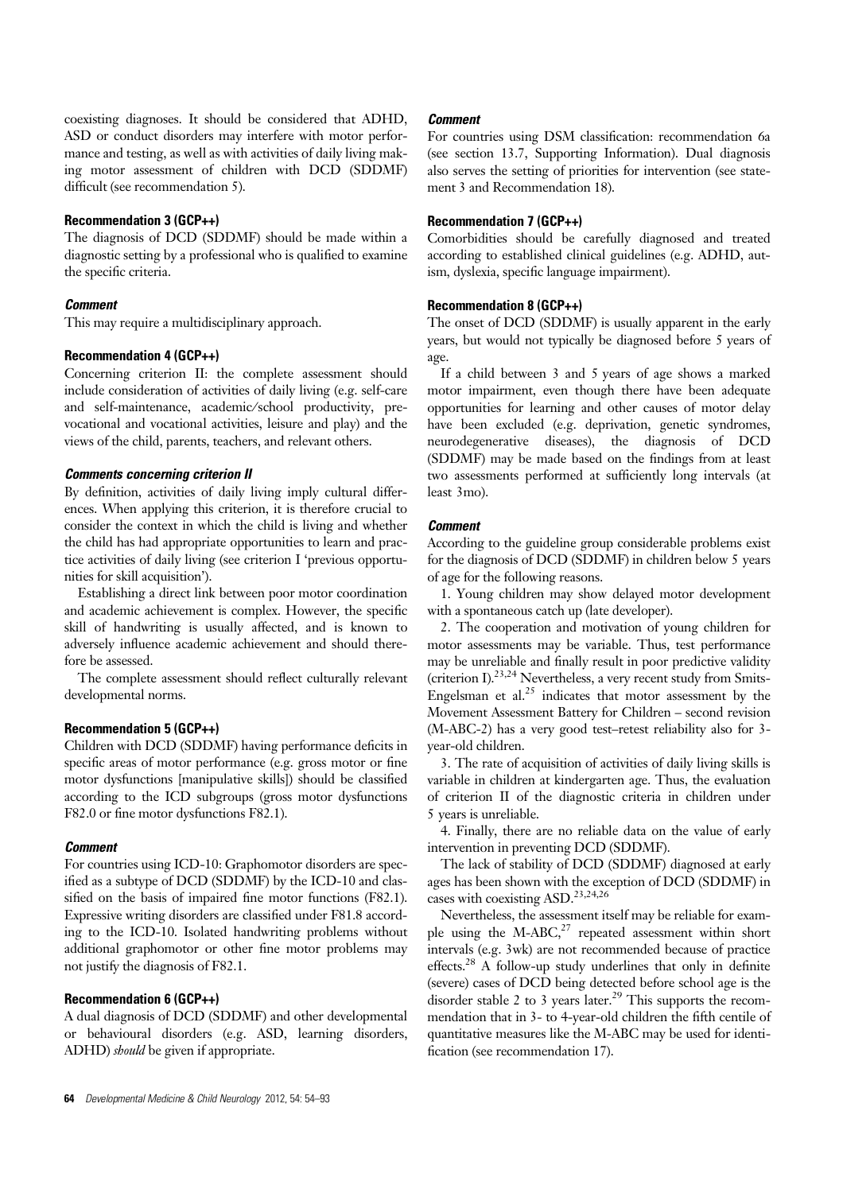coexisting diagnoses. It should be considered that ADHD, ASD or conduct disorders may interfere with motor performance and testing, as well as with activities of daily living making motor assessment of children with DCD (SDDMF) difficult (see recommendation 5).

#### Recommendation 3 (GCP++)

The diagnosis of DCD (SDDMF) should be made within a diagnostic setting by a professional who is qualified to examine the specific criteria.

#### *Comment*

This may require a multidisciplinary approach.

#### Recommendation 4 (GCP++)

Concerning criterion II: the complete assessment should include consideration of activities of daily living (e.g. self-care and self-maintenance, academic/school productivity, prevocational and vocational activities, leisure and play) and the views of the child, parents, teachers, and relevant others.

#### *Comments concerning criterion II*

By definition, activities of daily living imply cultural differences. When applying this criterion, it is therefore crucial to consider the context in which the child is living and whether the child has had appropriate opportunities to learn and practice activities of daily living (see criterion I 'previous opportunities for skill acquisition').

Establishing a direct link between poor motor coordination and academic achievement is complex. However, the specific skill of handwriting is usually affected, and is known to adversely influence academic achievement and should therefore be assessed.

The complete assessment should reflect culturally relevant developmental norms.

#### Recommendation 5 (GCP++)

Children with DCD (SDDMF) having performance deficits in specific areas of motor performance (e.g. gross motor or fine motor dysfunctions [manipulative skills]) should be classified according to the ICD subgroups (gross motor dysfunctions F82.0 or fine motor dysfunctions F82.1).

#### *Comment*

For countries using ICD-10: Graphomotor disorders are specified as a subtype of DCD (SDDMF) by the ICD-10 and classified on the basis of impaired fine motor functions (F82.1). Expressive writing disorders are classified under F81.8 according to the ICD-10. Isolated handwriting problems without additional graphomotor or other fine motor problems may not justify the diagnosis of F82.1.

#### Recommendation 6 (GCP++)

A dual diagnosis of DCD (SDDMF) and other developmental or behavioural disorders (e.g. ASD, learning disorders, ADHD) *should* be given if appropriate.

#### *Comment*

For countries using DSM classification: recommendation 6a (see section 13.7, Supporting Information). Dual diagnosis also serves the setting of priorities for intervention (see statement 3 and Recommendation 18).

#### Recommendation 7 (GCP++)

Comorbidities should be carefully diagnosed and treated according to established clinical guidelines (e.g. ADHD, autism, dyslexia, specific language impairment).

#### Recommendation 8 (GCP++)

The onset of DCD (SDDMF) is usually apparent in the early years, but would not typically be diagnosed before 5 years of age.

If a child between 3 and 5 years of age shows a marked motor impairment, even though there have been adequate opportunities for learning and other causes of motor delay have been excluded (e.g. deprivation, genetic syndromes, neurodegenerative diseases), the diagnosis of DCD (SDDMF) may be made based on the findings from at least two assessments performed at sufficiently long intervals (at least 3mo).

#### *Comment*

According to the guideline group considerable problems exist for the diagnosis of DCD (SDDMF) in children below 5 years of age for the following reasons.

1. Young children may show delayed motor development with a spontaneous catch up (late developer).

2. The cooperation and motivation of young children for motor assessments may be variable. Thus, test performance may be unreliable and finally result in poor predictive validity (criterion I).[23,24] Nevertheless, a very recent study from Smits-Engelsman et al.[25] indicates that motor assessment by the Movement Assessment Battery for Children – second revision (M-ABC-2) has a very good test–retest reliability also for 3-year-old children.

3. The rate of acquisition of activities of daily living skills is variable in children at kindergarten age. Thus, the evaluation of criterion II of the diagnostic criteria in children under 5 years is unreliable.

4. Finally, there are no reliable data on the value of early intervention in preventing DCD (SDDMF).

The lack of stability of DCD (SDDMF) diagnosed at early ages has been shown with the exception of DCD (SDDMF) in cases with coexisting ASD.[23,24,26]

Nevertheless, the assessment itself may be reliable for example using the M-ABC,[27] repeated assessment within short intervals (e.g. 3wk) are not recommended because of practice effects.[28] A follow-up study underlines that only in definite (severe) cases of DCD being detected before school age is the disorder stable 2 to 3 years later.[29] This supports the recommendation that in 3- to 4-year-old children the fifth centile of quantitative measures like the M-ABC may be used for identification (see recommendation 17).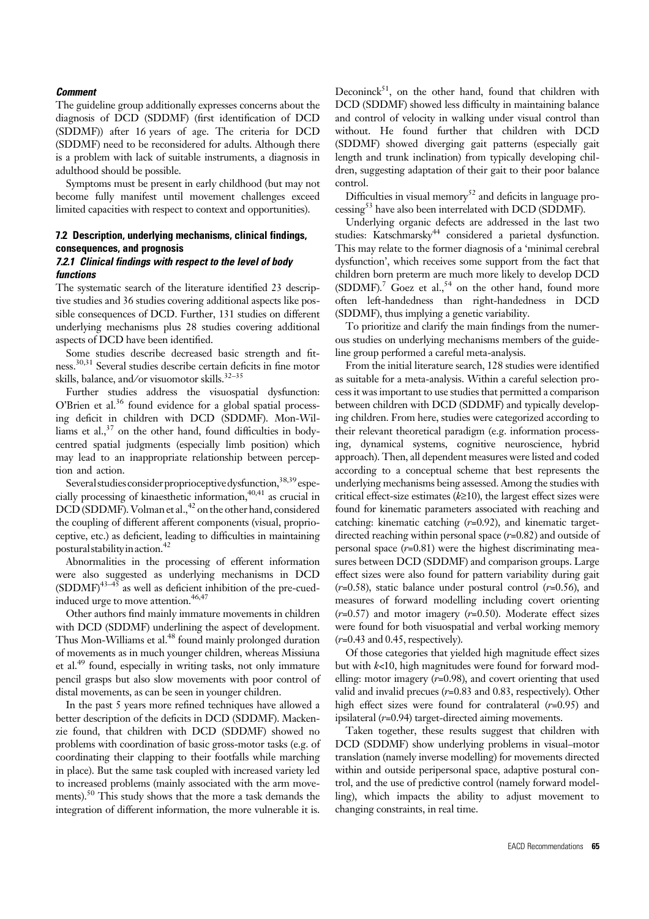***Comment***

The guideline group additionally expresses concerns about the diagnosis of DCD (SDDMF) (first identification of DCD (SDDMF)) after 16 years of age. The criteria for DCD (SDDMF) need to be reconsidered for adults. Although there is a problem with lack of suitable instruments, a diagnosis in adulthood should be possible.

Symptoms must be present in early childhood (but may not become fully manifest until movement challenges exceed limited capacities with respect to context and opportunities).

### 7.2 Description, underlying mechanisms, clinical findings, consequences, and prognosis

#### *7.2.1 Clinical findings with respect to the level of body functions*

The systematic search of the literature identified 23 descriptive studies and 36 studies covering additional aspects like possible consequences of DCD. Further, 131 studies on different underlying mechanisms plus 28 studies covering additional aspects of DCD have been identified.

Some studies describe decreased basic strength and fitness.[30,31] Several studies describe certain deficits in fine motor skills, balance, and/or visuomotor skills.[32–35]

Further studies address the visuospatial dysfunction: O'Brien et al.[36] found evidence for a global spatial processing deficit in children with DCD (SDDMF). Mon-Williams et al.,[37] on the other hand, found difficulties in body-centred spatial judgments (especially limb position) which may lead to an inappropriate relationship between perception and action.

Several studies consider proprioceptive dysfunction,[38,39] especially processing of kinaesthetic information,[40,41] as crucial in DCD (SDDMF). Volman et al.,[42] on the other hand, considered the coupling of different afferent components (visual, proprioceptive, etc.) as deficient, leading to difficulties in maintaining postural stability in action.[42]

Abnormalities in the processing of efferent information were also suggested as underlying mechanisms in DCD (SDDMF)[43–45] as well as deficient inhibition of the pre-cued-induced urge to move attention.[46,47]

Other authors find mainly immature movements in children with DCD (SDDMF) underlining the aspect of development. Thus Mon-Williams et al.[48] found mainly prolonged duration of movements as in much younger children, whereas Missiuna et al.[49] found, especially in writing tasks, not only immature pencil grasps but also slow movements with poor control of distal movements, as can be seen in younger children.

In the past 5 years more refined techniques have allowed a better description of the deficits in DCD (SDDMF). Mackenzie found, that children with DCD (SDDMF) showed no problems with coordination of basic gross-motor tasks (e.g. of coordinating their clapping to their footfalls while marching in place). But the same task coupled with increased variety led to increased problems (mainly associated with the arm movements).[50] This study shows that the more a task demands the integration of different information, the more vulnerable it is.

Deconinck[51], on the other hand, found that children with DCD (SDDMF) showed less difficulty in maintaining balance and control of velocity in walking under visual control than without. He found further that children with DCD (SDDMF) showed diverging gait patterns (especially gait length and trunk inclination) from typically developing children, suggesting adaptation of their gait to their poor balance control.

Difficulties in visual memory[52] and deficits in language processing[53] have also been interrelated with DCD (SDDMF).

Underlying organic defects are addressed in the last two studies: Katschmarsky[44] considered a parietal dysfunction. This may relate to the former diagnosis of a 'minimal cerebral dysfunction', which receives some support from the fact that children born preterm are much more likely to develop DCD (SDDMF).[7] Goez et al.,[54] on the other hand, found more often left-handedness than right-handedness in DCD (SDDMF), thus implying a genetic variability.

To prioritize and clarify the main findings from the numerous studies on underlying mechanisms members of the guideline group performed a careful meta-analysis.

From the initial literature search, 128 studies were identified as suitable for a meta-analysis. Within a careful selection process it was important to use studies that permitted a comparison between children with DCD (SDDMF) and typically developing children. From here, studies were categorized according to their relevant theoretical paradigm (e.g. information processing, dynamical systems, cognitive neuroscience, hybrid approach). Then, all dependent measures were listed and coded according to a conceptual scheme that best represents the underlying mechanisms being assessed. Among the studies with critical effect-size estimates ($k \geq 10$), the largest effect sizes were found for kinematic parameters associated with reaching and catching: kinematic catching ($r=0.92$), and kinematic target-directed reaching within personal space ($r=0.82$) and outside of personal space ($r=0.81$) were the highest discriminating measures between DCD (SDDMF) and comparison groups. Large effect sizes were also found for pattern variability during gait ($r=0.58$), static balance under postural control ($r=0.56$), and measures of forward modelling including covert orienting ($r=0.57$) and motor imagery ($r=0.50$). Moderate effect sizes were found for both visuospatial and verbal working memory ($r=0.43$ and 0.45, respectively).

Of those categories that yielded high magnitude effect sizes but with $k<10$, high magnitudes were found for forward modelling: motor imagery ($r=0.98$), and covert orienting that used valid and invalid precues ($r=0.83$ and 0.83, respectively). Other high effect sizes were found for contralateral ($r=0.95$) and ipsilateral ($r=0.94$) target-directed aiming movements.

Taken together, these results suggest that children with DCD (SDDMF) show underlying problems in visual–motor translation (namely inverse modelling) for movements directed within and outside peripersonal space, adaptive postural control, and the use of predictive control (namely forward modelling), which impacts the ability to adjust movement to changing constraints, in real time.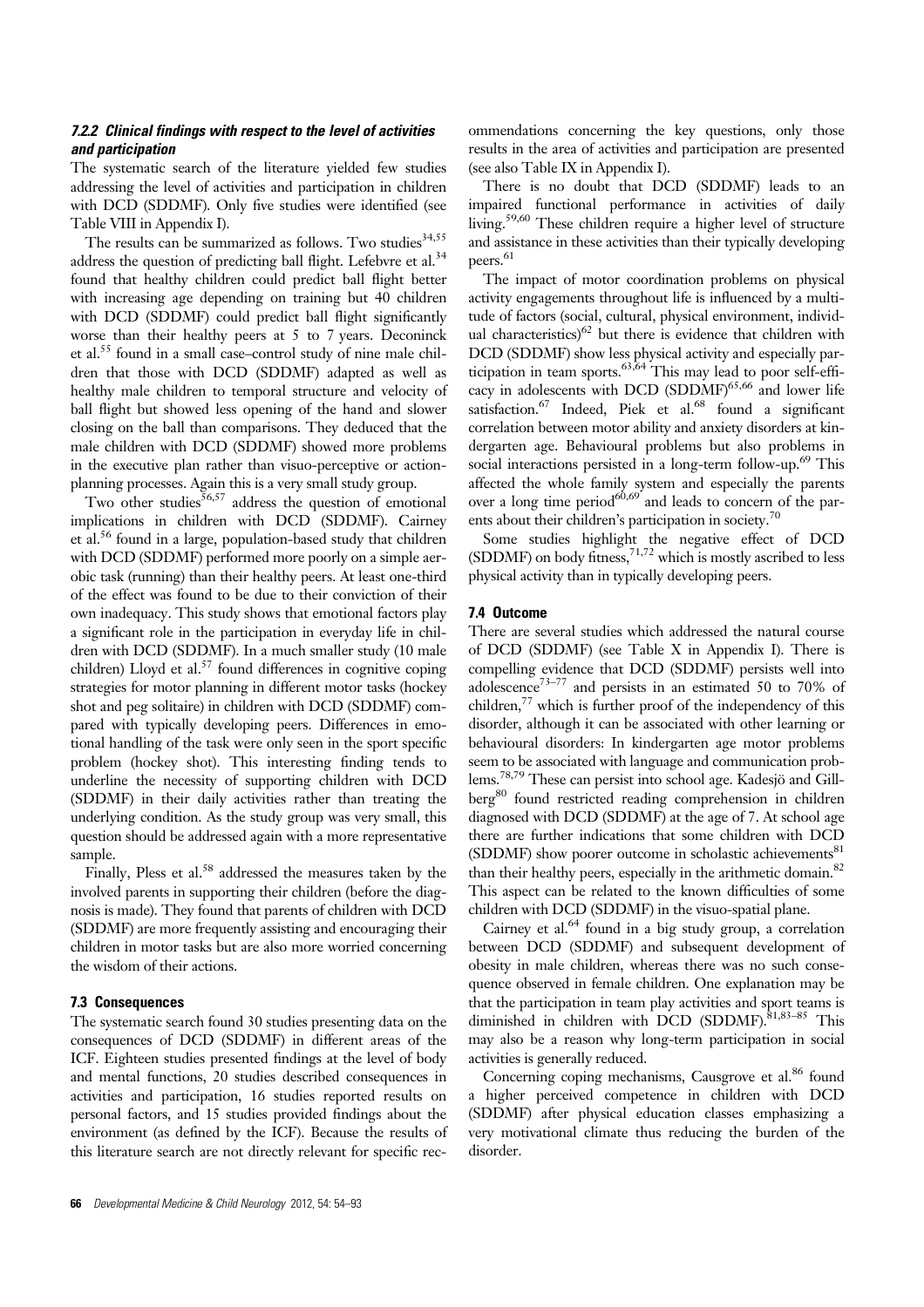#### *7.2.2 Clinical findings with respect to the level of activities and participation*

The systematic search of the literature yielded few studies addressing the level of activities and participation in children with DCD (SDDMF). Only five studies were identified (see Table VIII in Appendix I).

The results can be summarized as follows. Two studies[34,55] address the question of predicting ball flight. Lefebvre et al.[34] found that healthy children could predict ball flight better with increasing age depending on training but 40 children with DCD (SDDMF) could predict ball flight significantly worse than their healthy peers at 5 to 7 years. Deconinck et al.[55] found in a small case–control study of nine male children that those with DCD (SDDMF) adapted as well as healthy male children to temporal structure and velocity of ball flight but showed less opening of the hand and slower closing on the ball than comparisons. They deduced that the male children with DCD (SDDMF) showed more problems in the executive plan rather than visuo-perceptive or action-planning processes. Again this is a very small study group.

Two other studies[56,57] address the question of emotional implications in children with DCD (SDDMF). Cairney et al.[56] found in a large, population-based study that children with DCD (SDDMF) performed more poorly on a simple aerobic task (running) than their healthy peers. At least one-third of the effect was found to be due to their conviction of their own inadequacy. This study shows that emotional factors play a significant role in the participation in everyday life in children with DCD (SDDMF). In a much smaller study (10 male children) Lloyd et al.[57] found differences in cognitive coping strategies for motor planning in different motor tasks (hockey shot and peg solitaire) in children with DCD (SDDMF) compared with typically developing peers. Differences in emotional handling of the task were only seen in the sport specific problem (hockey shot). This interesting finding tends to underline the necessity of supporting children with DCD (SDDMF) in their daily activities rather than treating the underlying condition. As the study group was very small, this question should be addressed again with a more representative sample.

Finally, Pless et al.[58] addressed the measures taken by the involved parents in supporting their children (before the diagnosis is made). They found that parents of children with DCD (SDDMF) are more frequently assisting and encouraging their children in motor tasks but are also more worried concerning the wisdom of their actions.

### 7.3 Consequences

The systematic search found 30 studies presenting data on the consequences of DCD (SDDMF) in different areas of the ICF. Eighteen studies presented findings at the level of body and mental functions, 20 studies described consequences in activities and participation, 16 studies reported results on personal factors, and 15 studies provided findings about the environment (as defined by the ICF). Because the results of this literature search are not directly relevant for specific recommendations concerning the key questions, only those results in the area of activities and participation are presented (see also Table IX in Appendix I).

There is no doubt that DCD (SDDMF) leads to an impaired functional performance in activities of daily living.[59,60] These children require a higher level of structure and assistance in these activities than their typically developing peers.[61]

The impact of motor coordination problems on physical activity engagements throughout life is influenced by a multitude of factors (social, cultural, physical environment, individual characteristics)[62] but there is evidence that children with DCD (SDDMF) show less physical activity and especially participation in team sports.[63,64] This may lead to poor self-efficacy in adolescents with DCD (SDDMF)[65,66] and lower life satisfaction.[67] Indeed, Piek et al.[68] found a significant correlation between motor ability and anxiety disorders at kindergarten age. Behavioural problems but also problems in social interactions persisted in a long-term follow-up.[69] This affected the whole family system and especially the parents over a long time period[60,69] and leads to concern of the parents about their children's participation in society.[70]

Some studies highlight the negative effect of DCD (SDDMF) on body fitness,[71,72] which is mostly ascribed to less physical activity than in typically developing peers.

### 7.4 Outcome

There are several studies which addressed the natural course of DCD (SDDMF) (see Table X in Appendix I). There is compelling evidence that DCD (SDDMF) persists well into adolescence[73–77] and persists in an estimated 50 to 70% of children,[77] which is further proof of the independency of this disorder, although it can be associated with other learning or behavioural disorders: In kindergarten age motor problems seem to be associated with language and communication problems.[78,79] These can persist into school age. Kadesjö and Gillberg[80] found restricted reading comprehension in children diagnosed with DCD (SDDMF) at the age of 7. At school age there are further indications that some children with DCD (SDDMF) show poorer outcome in scholastic achievements[81] than their healthy peers, especially in the arithmetic domain.[82] This aspect can be related to the known difficulties of some children with DCD (SDDMF) in the visuo-spatial plane.

Cairney et al.[64] found in a big study group, a correlation between DCD (SDDMF) and subsequent development of obesity in male children, whereas there was no such consequence observed in female children. One explanation may be that the participation in team play activities and sport teams is diminished in children with DCD (SDDMF).[81,83–85] This may also be a reason why long-term participation in social activities is generally reduced.

Concerning coping mechanisms, Causgrove et al.[86] found a higher perceived competence in children with DCD (SDDMF) after physical education classes emphasizing a very motivational climate thus reducing the burden of the disorder.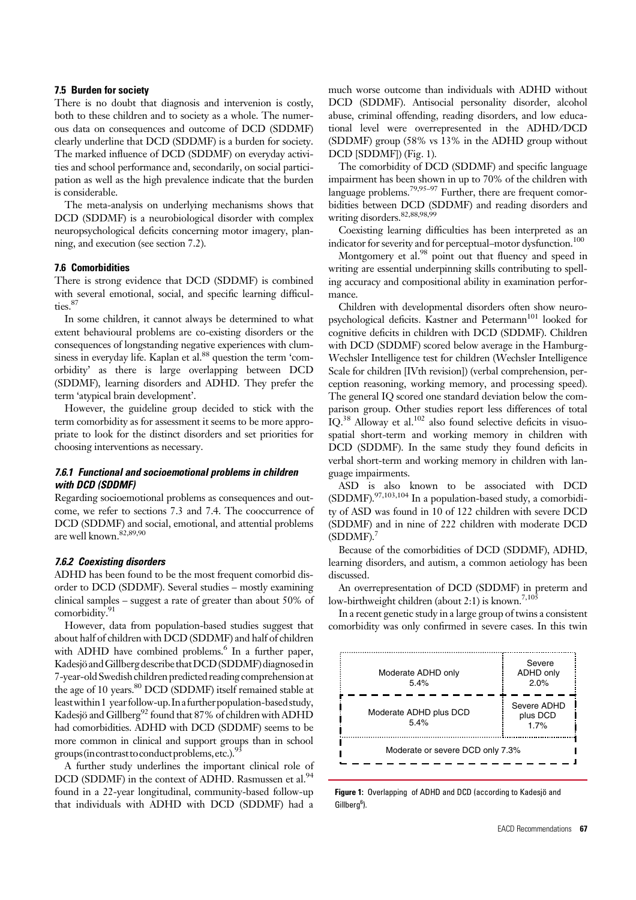### 7.5 Burden for society

There is no doubt that diagnosis and intervenion is costly, both to these children and to society as a whole. The numerous data on consequences and outcome of DCD (SDDMF) clearly underline that DCD (SDDMF) is a burden for society. The marked influence of DCD (SDDMF) on everyday activities and school performance and, secondarily, on social participation as well as the high prevalence indicate that the burden is considerable.

The meta-analysis on underlying mechanisms shows that DCD (SDDMF) is a neurobiological disorder with complex neuropsychological deficits concerning motor imagery, planning, and execution (see section 7.2).

### 7.6 Comorbidities

There is strong evidence that DCD (SDDMF) is combined with several emotional, social, and specific learning difficulties.[87]

In some children, it cannot always be determined to what extent behavioural problems are co-existing disorders or the consequences of longstanding negative experiences with clumsiness in everyday life. Kaplan et al.[88] question the term 'comorbidity' as there is large overlapping between DCD (SDDMF), learning disorders and ADHD. They prefer the term 'atypical brain development'.

However, the guideline group decided to stick with the term comorbidity as for assessment it seems to be more appropriate to look for the distinct disorders and set priorities for choosing interventions as necessary.

#### *7.6.1 Functional and socioemotional problems in children with DCD (SDDMF)*

Regarding socioemotional problems as consequences and outcome, we refer to sections 7.3 and 7.4. The cooccurrence of DCD (SDDMF) and social, emotional, and attential problems are well known.[82,89,90]

#### *7.6.2 Coexisting disorders*

ADHD has been found to be the most frequent comorbid disorder to DCD (SDDMF). Several studies – mostly examining clinical samples – suggest a rate of greater than about 50% of comorbidity.[91]

However, data from population-based studies suggest that about half of children with DCD (SDDMF) and half of children with ADHD have combined problems.[6] In a further paper, Kadesjö and Gillberg describe that DCD (SDDMF) diagnosed in 7-year-old Swedish children predicted reading comprehension at the age of 10 years.[80] DCD (SDDMF) itself remained stable at least within 1 year follow-up. In a further population-based study, Kadesjö and Gillberg[92] found that 87% of children with ADHD had comorbidities. ADHD with DCD (SDDMF) seems to be more common in clinical and support groups than in school groups (in contrast to conduct problems, etc.).[93]

A further study underlines the important clinical role of DCD (SDDMF) in the context of ADHD. Rasmussen et al.[94] found in a 22-year longitudinal, community-based follow-up that individuals with ADHD with DCD (SDDMF) had a much worse outcome than individuals with ADHD without DCD (SDDMF). Antisocial personality disorder, alcohol abuse, criminal offending, reading disorders, and low educational level were overrepresented in the ADHD/DCD (SDDMF) group (58% vs 13% in the ADHD group without DCD [SDDMF]) (Fig. 1).

The comorbidity of DCD (SDDMF) and specific language impairment has been shown in up to 70% of the children with language problems.[79,95–97] Further, there are frequent comorbidities between DCD (SDDMF) and reading disorders and writing disorders.[82,88,98,99]

Coexisting learning difficulties has been interpreted as an indicator for severity and for perceptual–motor dysfunction.[100]

Montgomery et al.[98] point out that fluency and speed in writing are essential underpinning skills contributing to spelling accuracy and compositional ability in examination performance.

Children with developmental disorders often show neuropsychological deficits. Kastner and Petermann[101] looked for cognitive deficits in children with DCD (SDDMF). Children with DCD (SDDMF) scored below average in the Hamburg-Wechsler Intelligence test for children (Wechsler Intelligence Scale for children [IVth revision]) (verbal comprehension, perception reasoning, working memory, and processing speed). The general IQ scored one standard deviation below the comparison group. Other studies report less differences of total IQ.[38] Alloway et al.[102] also found selective deficits in visuospatial short-term and working memory in children with DCD (SDDMF). In the same study they found deficits in verbal short-term and working memory in children with language impairments.

ASD is also known to be associated with DCD (SDDMF).[97,103,104] In a population-based study, a comorbidity of ASD was found in 10 of 122 children with severe DCD (SDDMF) and in nine of 222 children with moderate DCD (SDDMF).[7]

Because of the comorbidities of DCD (SDDMF), ADHD, learning disorders, and autism, a common aetiology has been discussed.

An overrepresentation of DCD (SDDMF) in preterm and low-birthweight children (about 2:1) is known.[7,105]

In a recent genetic study in a large group of twins a consistent comorbidity was only confirmed in severe cases. In this twin

| | |
|---|---|
| Moderate ADHD only 5.4% | Severe ADHD only 2.0% |
| Moderate ADHD plus DCD 5.4% | Severe ADHD plus DCD 1.7% |
| Moderate or severe DCD only 7.3% | |

**Figure 1:** Overlapping of ADHD and DCD (according to Kadesjö and Gillberg[6]).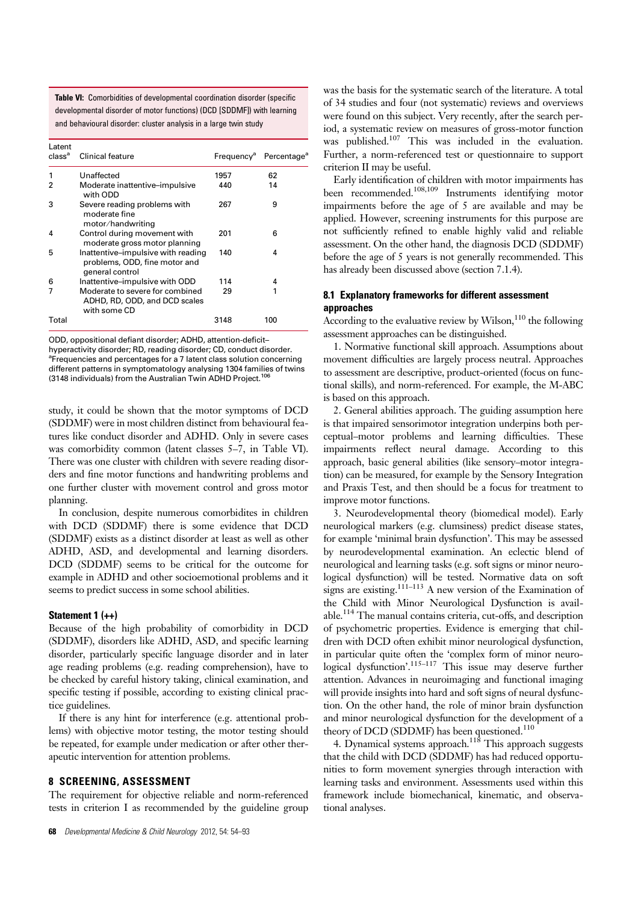**Table VI:** Comorbidities of developmental coordination disorder (specific developmental disorder of motor functions) (DCD [SDDMF]) with learning and behavioural disorder: cluster analysis in a large twin study

| Latent class[a] | Clinical feature | Frequency[a] | Percentage[a] |
|---|---|---|---|
| 1 | Unaffected | 1957 | 62 |
| 2 | Moderate inattentive–impulsive with ODD | 440 | 14 |
| 3 | Severe reading problems with moderate fine motor/handwriting | 267 | 9 |
| 4 | Control during movement with moderate gross motor planning | 201 | 6 |
| 5 | Inattentive–impulsive with reading problems, ODD, fine motor and general control | 140 | 4 |
| 6 | Inattentive–impulsive with ODD | 114 | 4 |
| 7 | Moderate to severe for combined ADHD, RD, ODD, and DCD scales with some CD | 29 | 1 |
| Total | | 3148 | 100 |

ODD, oppositional defiant disorder; ADHD, attention-deficit–hyperactivity disorder; RD, reading disorder; CD, conduct disorder. [a]Frequencies and percentages for a 7 latent class solution concerning different patterns in symptomatology analysing 1304 families of twins (3148 individuals) from the Australian Twin ADHD Project.[106]

study, it could be shown that the motor symptoms of DCD (SDDMF) were in most children distinct from behavioural features like conduct disorder and ADHD. Only in severe cases was comorbidity common (latent classes 5–7, in Table VI). There was one cluster with children with severe reading disorders and fine motor functions and handwriting problems and one further cluster with movement control and gross motor planning.

In conclusion, despite numerous comorbidites in children with DCD (SDDMF) there is some evidence that DCD (SDDMF) exists as a distinct disorder at least as well as other ADHD, ASD, and developmental and learning disorders. DCD (SDDMF) seems to be critical for the outcome for example in ADHD and other socioemotional problems and it seems to predict success in some school abilities.

#### Statement 1 (++)

Because of the high probability of comorbidity in DCD (SDDMF), disorders like ADHD, ASD, and specific learning disorder, particularly specific language disorder and in later age reading problems (e.g. reading comprehension), have to be checked by careful history taking, clinical examination, and specific testing if possible, according to existing clinical practice guidelines.

If there is any hint for interference (e.g. attentional problems) with objective motor testing, the motor testing should be repeated, for example under medication or after other therapeutic intervention for attention problems.

## 8 SCREENING, ASSESSMENT

The requirement for objective reliable and norm-referenced tests in criterion I as recommended by the guideline group was the basis for the systematic search of the literature. A total of 34 studies and four (not systematic) reviews and overviews were found on this subject. Very recently, after the search period, a systematic review on measures of gross-motor function was published.[107] This was included in the evaluation. Further, a norm-referenced test or questionnaire to support criterion II may be useful.

Early identification of children with motor impairments has been recommended.[108,109] Instruments identifying motor impairments before the age of 5 are available and may be applied. However, screening instruments for this purpose are not sufficiently refined to enable highly valid and reliable assessment. On the other hand, the diagnosis DCD (SDDMF) before the age of 5 years is not generally recommended. This has already been discussed above (section 7.1.4).

### 8.1 Explanatory frameworks for different assessment approaches

According to the evaluative review by Wilson,[110] the following assessment approaches can be distinguished.

1. Normative functional skill approach. Assumptions about movement difficulties are largely process neutral. Approaches to assessment are descriptive, product-oriented (focus on functional skills), and norm-referenced. For example, the M-ABC is based on this approach.

2. General abilities approach. The guiding assumption here is that impaired sensorimotor integration underpins both perceptual–motor problems and learning difficulties. These impairments reflect neural damage. According to this approach, basic general abilities (like sensory–motor integration) can be measured, for example by the Sensory Integration and Praxis Test, and then should be a focus for treatment to improve motor functions.

3. Neurodevelopmental theory (biomedical model). Early neurological markers (e.g. clumsiness) predict disease states, for example 'minimal brain dysfunction'. This may be assessed by neurodevelopmental examination. An eclectic blend of neurological and learning tasks (e.g. soft signs or minor neurological dysfunction) will be tested. Normative data on soft signs are existing.[111–113] A new version of the Examination of the Child with Minor Neurological Dysfunction is available.[114] The manual contains criteria, cut-offs, and description of psychometric properties. Evidence is emerging that children with DCD often exhibit minor neurological dysfunction, in particular quite often the 'complex form of minor neurological dysfunction'.[115–117] This issue may deserve further attention. Advances in neuroimaging and functional imaging will provide insights into hard and soft signs of neural dysfunction. On the other hand, the role of minor brain dysfunction and minor neurological dysfunction for the development of a theory of DCD (SDDMF) has been questioned.[110]

4. Dynamical systems approach.[118] This approach suggests that the child with DCD (SDDMF) has had reduced opportunities to form movement synergies through interaction with learning tasks and environment. Assessments used within this framework include biomechanical, kinematic, and observational analyses.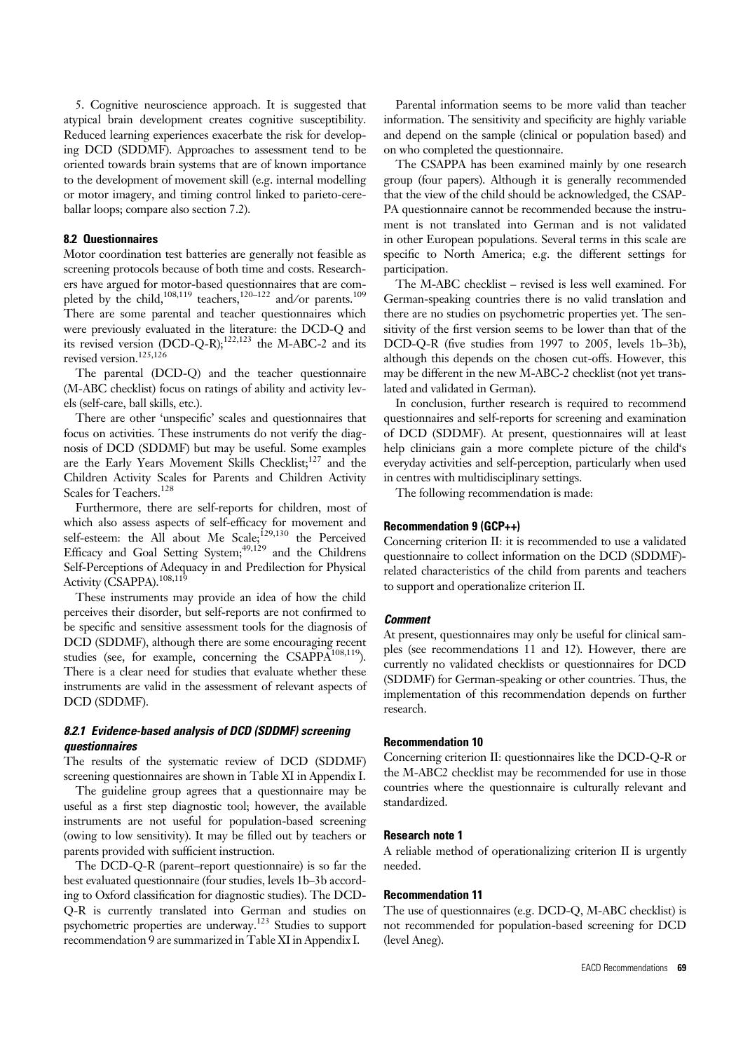5. Cognitive neuroscience approach. It is suggested that atypical brain development creates cognitive susceptibility. Reduced learning experiences exacerbate the risk for developing DCD (SDDMF). Approaches to assessment tend to be oriented towards brain systems that are of known importance to the development of movement skill (e.g. internal modelling or motor imagery, and timing control linked to parieto-cerebellar loops; compare also section 7.2).

### 8.2 Questionnaires

Motor coordination test batteries are generally not feasible as screening protocols because of both time and costs. Researchers have argued for motor-based questionnaires that are completed by the child,[108,119] teachers,[120–122] and/or parents.[109] There are some parental and teacher questionnaires which were previously evaluated in the literature: the DCD-Q and its revised version (DCD-Q-R);[122,123] the M-ABC-2 and its revised version.[125,126]

The parental (DCD-Q) and the teacher questionnaire (M-ABC checklist) focus on ratings of ability and activity levels (self-care, ball skills, etc.).

There are other 'unspecific' scales and questionnaires that focus on activities. These instruments do not verify the diagnosis of DCD (SDDMF) but may be useful. Some examples are the Early Years Movement Skills Checklist;[127] and the Children Activity Scales for Parents and Children Activity Scales for Teachers.[128]

Furthermore, there are self-reports for children, most of which also assess aspects of self-efficacy for movement and self-esteem: the All about Me Scale;[129,130] the Perceived Efficacy and Goal Setting System;[49,129] and the Childrens Self-Perceptions of Adequacy in and Predilection for Physical Activity (CSAPPA).[108,119]

These instruments may provide an idea of how the child perceives their disorder, but self-reports are not confirmed to be specific and sensitive assessment tools for the diagnosis of DCD (SDDMF), although there are some encouraging recent studies (see, for example, concerning the CSAPPA[108,119]). There is a clear need for studies that evaluate whether these instruments are valid in the assessment of relevant aspects of DCD (SDDMF).

#### *8.2.1 Evidence-based analysis of DCD (SDDMF) screening questionnaires*

The results of the systematic review of DCD (SDDMF) screening questionnaires are shown in Table XI in Appendix I.

The guideline group agrees that a questionnaire may be useful as a first step diagnostic tool; however, the available instruments are not useful for population-based screening (owing to low sensitivity). It may be filled out by teachers or parents provided with sufficient instruction.

The DCD-Q-R (parent–report questionnaire) is so far the best evaluated questionnaire (four studies, levels 1b–3b according to Oxford classification for diagnostic studies). The DCD-Q-R is currently translated into German and studies on psychometric properties are underway.[123] Studies to support recommendation 9 are summarized in Table XI in Appendix I.

Parental information seems to be more valid than teacher information. The sensitivity and specificity are highly variable and depend on the sample (clinical or population based) and on who completed the questionnaire.

The CSAPPA has been examined mainly by one research group (four papers). Although it is generally recommended that the view of the child should be acknowledged, the CSAPPA questionnaire cannot be recommended because the instrument is not translated into German and is not validated in other European populations. Several terms in this scale are specific to North America; e.g. the different settings for participation.

The M-ABC checklist – revised is less well examined. For German-speaking countries there is no valid translation and there are no studies on psychometric properties yet. The sensitivity of the first version seems to be lower than that of the DCD-Q-R (five studies from 1997 to 2005, levels 1b–3b), although this depends on the chosen cut-offs. However, this may be different in the new M-ABC-2 checklist (not yet translated and validated in German).

In conclusion, further research is required to recommend questionnaires and self-reports for screening and examination of DCD (SDDMF). At present, questionnaires will at least help clinicians gain a more complete picture of the child's everyday activities and self-perception, particularly when used in centres with multidisciplinary settings.

The following recommendation is made:

#### Recommendation 9 (GCP++)

Concerning criterion II: it is recommended to use a validated questionnaire to collect information on the DCD (SDDMF)-related characteristics of the child from parents and teachers to support and operationalize criterion II.

#### *Comment*

At present, questionnaires may only be useful for clinical samples (see recommendations 11 and 12). However, there are currently no validated checklists or questionnaires for DCD (SDDMF) for German-speaking or other countries. Thus, the implementation of this recommendation depends on further research.

#### Recommendation 10

Concerning criterion II: questionnaires like the DCD-Q-R or the M-ABC2 checklist may be recommended for use in those countries where the questionnaire is culturally relevant and standardized.

#### Research note 1

A reliable method of operationalizing criterion II is urgently needed.

#### Recommendation 11

The use of questionnaires (e.g. DCD-Q, M-ABC checklist) is not recommended for population-based screening for DCD (level Aneg).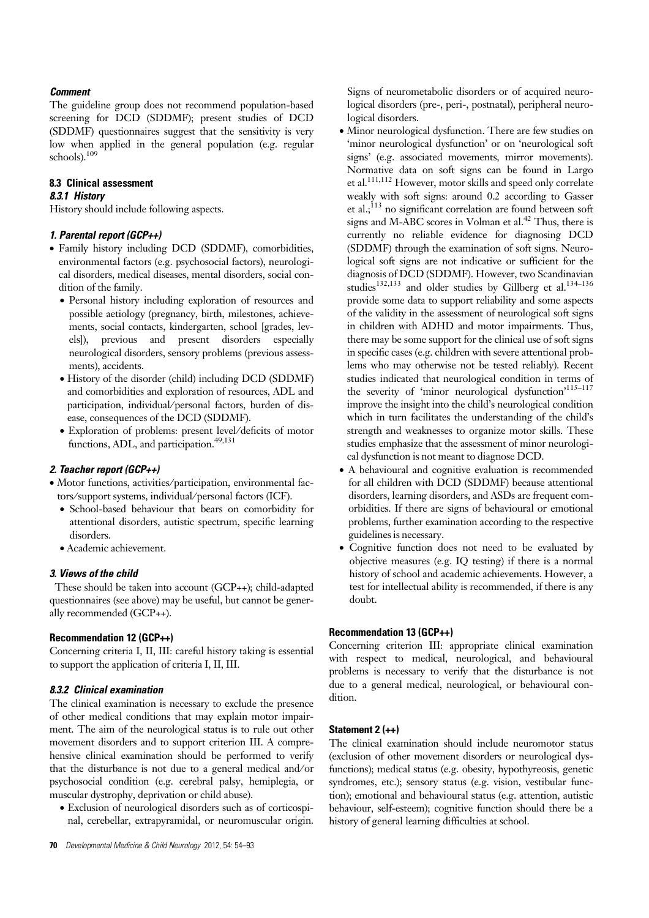### *Comment*

The guideline group does not recommend population-based screening for DCD (SDDMF); present studies of DCD (SDDMF) questionnaires suggest that the sensitivity is very low when applied in the general population (e.g. regular schools).[109]

### 8.3 Clinical assessment

#### *8.3.1 History*

History should include following aspects.

#### *1. Parental report (GCP++)*

- Family history including DCD (SDDMF), comorbidities, environmental factors (e.g. psychosocial factors), neurological disorders, medical diseases, mental disorders, social condition of the family.
  - Personal history including exploration of resources and possible aetiology (pregnancy, birth, milestones, achievements, social contacts, kindergarten, school [grades, levels]), previous and present disorders especially neurological disorders, sensory problems (previous assessments), accidents.
  - History of the disorder (child) including DCD (SDDMF) and comorbidities and exploration of resources, ADL and participation, individual/personal factors, burden of disease, consequences of the DCD (SDDMF).
  - Exploration of problems: present level/deficits of motor functions, ADL, and participation.[49,131]

#### *2. Teacher report (GCP++)*

- Motor functions, activities/participation, environmental factors/support systems, individual/personal factors (ICF).
  - School-based behaviour that bears on comorbidity for attentional disorders, autistic spectrum, specific learning disorders.
  - Academic achievement.

#### *3. Views of the child*

These should be taken into account (GCP++); child-adapted questionnaires (see above) may be useful, but cannot be generally recommended (GCP++).

**Recommendation 12 (GCP++)**

Concerning criteria I, II, III: careful history taking is essential to support the application of criteria I, II, III.

#### *8.3.2 Clinical examination*

The clinical examination is necessary to exclude the presence of other medical conditions that may explain motor impairment. The aim of the neurological status is to rule out other movement disorders and to support criterion III. A comprehensive clinical examination should be performed to verify that the disturbance is not due to a general medical and/or psychosocial condition (e.g. cerebral palsy, hemiplegia, or muscular dystrophy, deprivation or child abuse).

- Exclusion of neurological disorders such as of corticospinal, cerebellar, extrapyramidal, or neuromuscular origin. Signs of neurometabolic disorders or of acquired neurological disorders (pre-, peri-, postnatal), peripheral neurological disorders.
- Minor neurological dysfunction. There are few studies on 'minor neurological dysfunction' or on 'neurological soft signs' (e.g. associated movements, mirror movements). Normative data on soft signs can be found in Largo et al.[111,112] However, motor skills and speed only correlate weakly with soft signs: around 0.2 according to Gasser et al.;[113] no significant correlation are found between soft signs and M-ABC scores in Volman et al.[42] Thus, there is currently no reliable evidence for diagnosing DCD (SDDMF) through the examination of soft signs. Neurological soft signs are not indicative or sufficient for the diagnosis of DCD (SDDMF). However, two Scandinavian studies[132,133] and older studies by Gillberg et al.[134–136] provide some data to support reliability and some aspects of the validity in the assessment of neurological soft signs in children with ADHD and motor impairments. Thus, there may be some support for the clinical use of soft signs in specific cases (e.g. children with severe attentional problems who may otherwise not be tested reliably). Recent studies indicated that neurological condition in terms of the severity of 'minor neurological dysfunction'[115–117] improve the insight into the child's neurological condition which in turn facilitates the understanding of the child's strength and weaknesses to organize motor skills. These studies emphasize that the assessment of minor neurological dysfunction is not meant to diagnose DCD.
- A behavioural and cognitive evaluation is recommended for all children with DCD (SDDMF) because attentional disorders, learning disorders, and ASDs are frequent comorbidities. If there are signs of behavioural or emotional problems, further examination according to the respective guidelines is necessary.
- Cognitive function does not need to be evaluated by objective measures (e.g. IQ testing) if there is a normal history of school and academic achievements. However, a test for intellectual ability is recommended, if there is any doubt.

**Recommendation 13 (GCP++)**

Concerning criterion III: appropriate clinical examination with respect to medical, neurological, and behavioural problems is necessary to verify that the disturbance is not due to a general medical, neurological, or behavioural condition.

**Statement 2 (++)**

The clinical examination should include neuromotor status (exclusion of other movement disorders or neurological dysfunctions); medical status (e.g. obesity, hypothyreosis, genetic syndromes, etc.); sensory status (e.g. vision, vestibular function); emotional and behavioural status (e.g. attention, autistic behaviour, self-esteem); cognitive function should there be a history of general learning difficulties at school.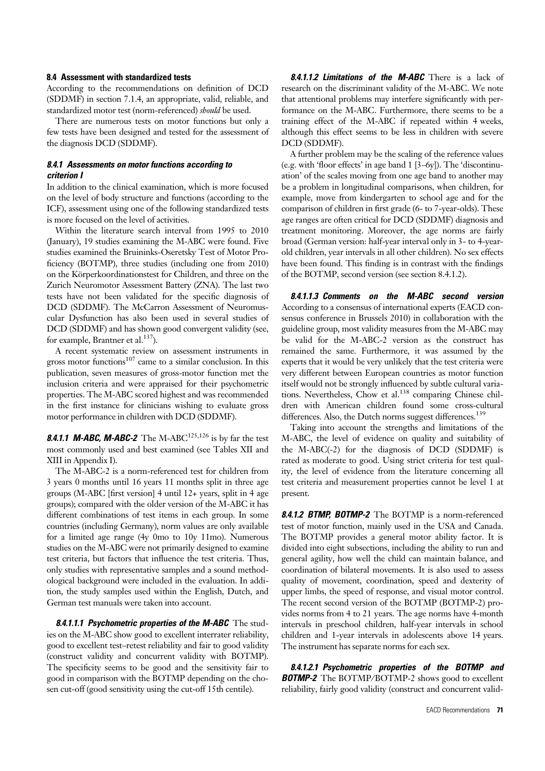### 8.4 Assessment with standardized tests

According to the recommendations on definition of DCD (SDDMF) in section 7.1.4, an appropriate, valid, reliable, and standardized motor test (norm-referenced) *should* be used.

There are numerous tests on motor functions but only a few tests have been designed and tested for the assessment of the diagnosis DCD (SDDMF).

#### *8.4.1 Assessments on motor functions according to criterion I*

In addition to the clinical examination, which is more focused on the level of body structure and functions (according to the ICF), assessment using one of the following standardized tests is more focused on the level of activities.

Within the literature search interval from 1995 to 2010 (January), 19 studies examining the M-ABC were found. Five studies examined the Bruininks-Oseretsky Test of Motor Proficiency (BOTMP), three studies (including one from 2010) on the Körperkoordinationstest for Children, and three on the Zurich Neuromotor Assessment Battery (ZNA). The last two tests have not been validated for the specific diagnosis of DCD (SDDMF). The McCarron Assessment of Neuromuscular Dysfunction has also been used in several studies of DCD (SDDMF) and has shown good convergent validity (see, for example, Brantner et al.[137]).

A recent systematic review on assessment instruments in gross motor functions[107] came to a similar conclusion. In this publication, seven measures of gross-motor function met the inclusion criteria and were appraised for their psychometric properties. The M-ABC scored highest and was recommended in the first instance for clinicians wishing to evaluate gross motor performance in children with DCD (SDDMF).

***8.4.1 M-ABC, M-ABC-2*** The M-ABC[125,126] is by far the test most commonly used and best examined (see Tables XII and XIII in Appendix I).

The M-ABC-2 is a norm-referenced test for children from 3 years 0 months until 16 years 11 months split in three age groups (M-ABC [first version] 4 until 12+ years, split in 4 age groups); compared with the older version of the M-ABC it has different combinations of test items in each group. In some countries (including Germany), norm values are only available for a limited age range (4y 0mo to 10y 11mo). Numerous studies on the M-ABC were not primarily designed to examine test criteria, but factors that influence the test criteria. Thus, only studies with representative samples and a sound methodological background were included in the evaluation. In addition, the study samples used within the English, Dutch, and German test manuals were taken into account.

***8.4.1.1.1 Psychometric properties of the M-ABC*** The studies on the M-ABC show good to excellent interrater reliability, good to excellent test–retest reliability and fair to good validity (construct validity and concurrent validity with BOTMP). The specificity seems to be good and the sensitivity fair to good in comparison with the BOTMP depending on the chosen cut-off (good sensitivity using the cut-off 15th centile).

***8.4.1.1.2 Limitations of the M-ABC*** There is a lack of research on the discriminant validity of the M-ABC. We note that attentional problems may interfere significantly with performance on the M-ABC. Furthermore, there seems to be a training effect of the M-ABC if repeated within 4 weeks, although this effect seems to be less in children with severe DCD (SDDMF).

A further problem may be the scaling of the reference values (e.g. with 'floor effects' in age band 1 [3–6y]). The 'discontinuation' of the scales moving from one age band to another may be a problem in longitudinal comparisons, when children, for example, move from kindergarten to school age and for the comparison of children in first grade (6- to 7-year-olds). These age ranges are often critical for DCD (SDDMF) diagnosis and treatment monitoring. Moreover, the age norms are fairly broad (German version: half-year interval only in 3- to 4-year-old children, year intervals in all other children). No sex effects have been found. This finding is in contrast with the findings of the BOTMP, second version (see section 8.4.1.2).

***8.4.1.1.3 Comments on the M-ABC second version*** According to a consensus of international experts (EACD consensus conference in Brussels 2010) in collaboration with the guideline group, most validity measures from the M-ABC may be valid for the M-ABC-2 version as the construct has remained the same. Furthermore, it was assumed by the experts that it would be very unlikely that the test criteria were very different between European countries as motor function itself would not be strongly influenced by subtle cultural variations. Nevertheless, Chow et al.[138] comparing Chinese children with American children found some cross-cultural differences. Also, the Dutch norms suggest differences.[139]

Taking into account the strengths and limitations of the M-ABC, the level of evidence on quality and suitability of the M-ABC(-2) for the diagnosis of DCD (SDDMF) is rated as moderate to good. Using strict criteria for test quality, the level of evidence from the literature concerning all test criteria and measurement properties cannot be level 1 at present.

***8.4.1.2 BTMP, BOTMP-2*** The BOTMP is a norm-referenced test of motor function, mainly used in the USA and Canada. The BOTMP provides a general motor ability factor. It is divided into eight subsections, including the ability to run and general agility, how well the child can maintain balance, and coordination of bilateral movements. It is also used to assess quality of movement, coordination, speed and dexterity of upper limbs, the speed of response, and visual motor control. The recent second version of the BOTMP (BOTMP-2) provides norms from 4 to 21 years. The age norms have 4-month intervals in preschool children, half-year intervals in school children and 1-year intervals in adolescents above 14 years. The instrument has separate norms for each sex.

***8.4.1.2.1 Psychometric properties of the BOTMP and BOTMP-2*** The BOTMP/BOTMP-2 shows good to excellent reliability, fairly good validity (construct and concurrent valid-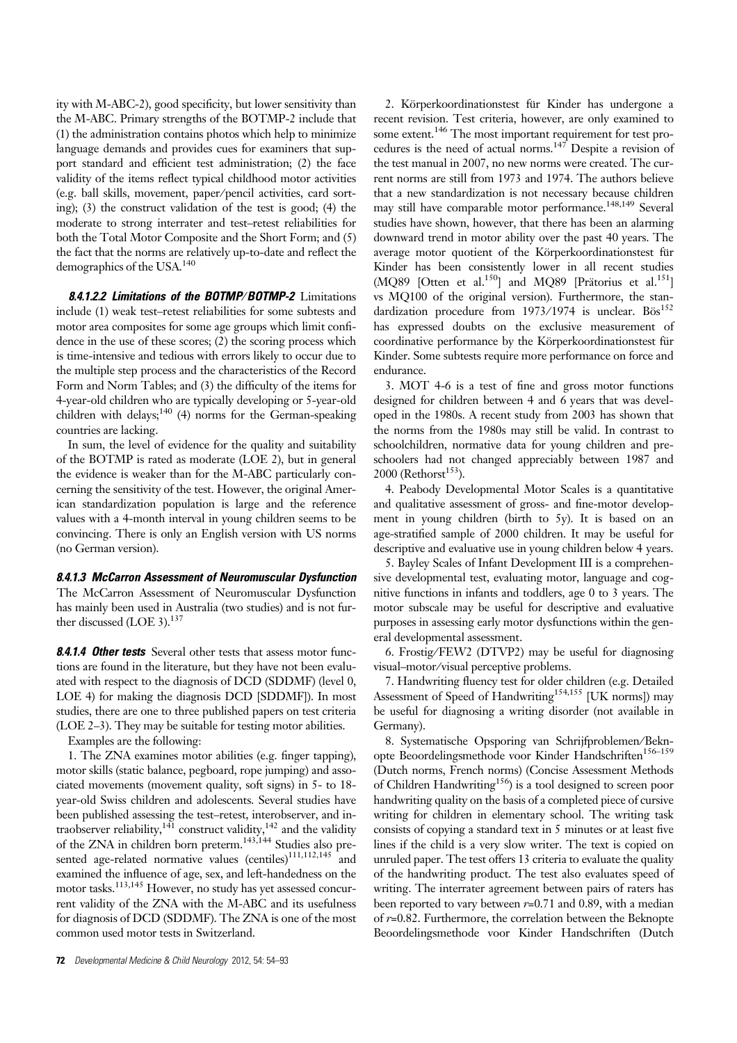ity with M-ABC-2), good specificity, but lower sensitivity than the M-ABC. Primary strengths of the BOTMP-2 include that (1) the administration contains photos which help to minimize language demands and provides cues for examiners that support standard and efficient test administration; (2) the face validity of the items reflect typical childhood motor activities (e.g. ball skills, movement, paper/pencil activities, card sorting); (3) the construct validation of the test is good; (4) the moderate to strong interrater and test–retest reliabilities for both the Total Motor Composite and the Short Form; and (5) the fact that the norms are relatively up-to-date and reflect the demographics of the USA.[140]

#### *8.4.1.2.2 Limitations of the BOTMP/BOTMP-2*

Limitations include (1) weak test–retest reliabilities for some subtests and motor area composites for some age groups which limit confidence in the use of these scores; (2) the scoring process which is time-intensive and tedious with errors likely to occur due to the multiple step process and the characteristics of the Record Form and Norm Tables; and (3) the difficulty of the items for 4-year-old children who are typically developing or 5-year-old children with delays;[140] (4) norms for the German-speaking countries are lacking.

In sum, the level of evidence for the quality and suitability of the BOTMP is rated as moderate (LOE 2), but in general the evidence is weaker than for the M-ABC particularly concerning the sensitivity of the test. However, the original American standardization population is large and the reference values with a 4-month interval in young children seems to be convincing. There is only an English version with US norms (no German version).

#### *8.4.1.3 McCarron Assessment of Neuromuscular Dysfunction*

The McCarron Assessment of Neuromuscular Dysfunction has mainly been used in Australia (two studies) and is not further discussed (LOE 3).[137]

#### *8.4.1.4 Other tests*

Several other tests that assess motor functions are found in the literature, but they have not been evaluated with respect to the diagnosis of DCD (SDDMF) (level 0, LOE 4) for making the diagnosis DCD [SDDMF]). In most studies, there are one to three published papers on test criteria (LOE 2–3). They may be suitable for testing motor abilities.

Examples are the following:

1. The ZNA examines motor abilities (e.g. finger tapping), motor skills (static balance, pegboard, rope jumping) and associated movements (movement quality, soft signs) in 5- to 18-year-old Swiss children and adolescents. Several studies have been published assessing the test–retest, interobserver, and intraobserver reliability,[141] construct validity,[142] and the validity of the ZNA in children born preterm.[143,144] Studies also presented age-related normative values (centiles)[111,112,145] and examined the influence of age, sex, and left-handedness on the motor tasks.[113,145] However, no study has yet assessed concurrent validity of the ZNA with the M-ABC and its usefulness for diagnosis of DCD (SDDMF). The ZNA is one of the most common used motor tests in Switzerland.

2. Körperkoordinationstest für Kinder has undergone a recent revision. Test criteria, however, are only examined to some extent.[146] The most important requirement for test procedures is the need of actual norms.[147] Despite a revision of the test manual in 2007, no new norms were created. The current norms are still from 1973 and 1974. The authors believe that a new standardization is not necessary because children may still have comparable motor performance.[148,149] Several studies have shown, however, that there has been an alarming downward trend in motor ability over the past 40 years. The average motor quotient of the Körperkoordinationstest für Kinder has been consistently lower in all recent studies (MQ89 [Otten et al.[150]] and MQ89 [Prätorius et al.[151]] vs MQ100 of the original version). Furthermore, the standardization procedure from 1973/1974 is unclear. Bös[152] has expressed doubts on the exclusive measurement of coordinative performance by the Körperkoordinationstest für Kinder. Some subtests require more performance on force and endurance.

3. MOT 4-6 is a test of fine and gross motor functions designed for children between 4 and 6 years that was developed in the 1980s. A recent study from 2003 has shown that the norms from the 1980s may still be valid. In contrast to schoolchildren, normative data for young children and preschoolers had not changed appreciably between 1987 and 2000 (Rethorst[153]).

4. Peabody Developmental Motor Scales is a quantitative and qualitative assessment of gross- and fine-motor development in young children (birth to 5y). It is based on an age-stratified sample of 2000 children. It may be useful for descriptive and evaluative use in young children below 4 years.

5. Bayley Scales of Infant Development III is a comprehensive developmental test, evaluating motor, language and cognitive functions in infants and toddlers, age 0 to 3 years. The motor subscale may be useful for descriptive and evaluative purposes in assessing early motor dysfunctions within the general developmental assessment.

6. Frostig/FEW2 (DTVP2) may be useful for diagnosing visual–motor/visual perceptive problems.

7. Handwriting fluency test for older children (e.g. Detailed Assessment of Speed of Handwriting[154,155] [UK norms]) may be useful for diagnosing a writing disorder (not available in Germany).

8. Systematische Opsporing van Schrijfproblemen/Beknopte Beoordelingsmethode voor Kinder Handschriften[156–159] (Dutch norms, French norms) (Concise Assessment Methods of Children Handwriting[156]) is a tool designed to screen poor handwriting quality on the basis of a completed piece of cursive writing for children in elementary school. The writing task consists of copying a standard text in 5 minutes or at least five lines if the child is a very slow writer. The text is copied on unruled paper. The test offers 13 criteria to evaluate the quality of the handwriting product. The test also evaluates speed of writing. The interrater agreement between pairs of raters has been reported to vary between $r$=0.71 and 0.89, with a median of $r$=0.82. Furthermore, the correlation between the Beknopte Beoordelingsmethode voor Kinder Handschriften (Dutch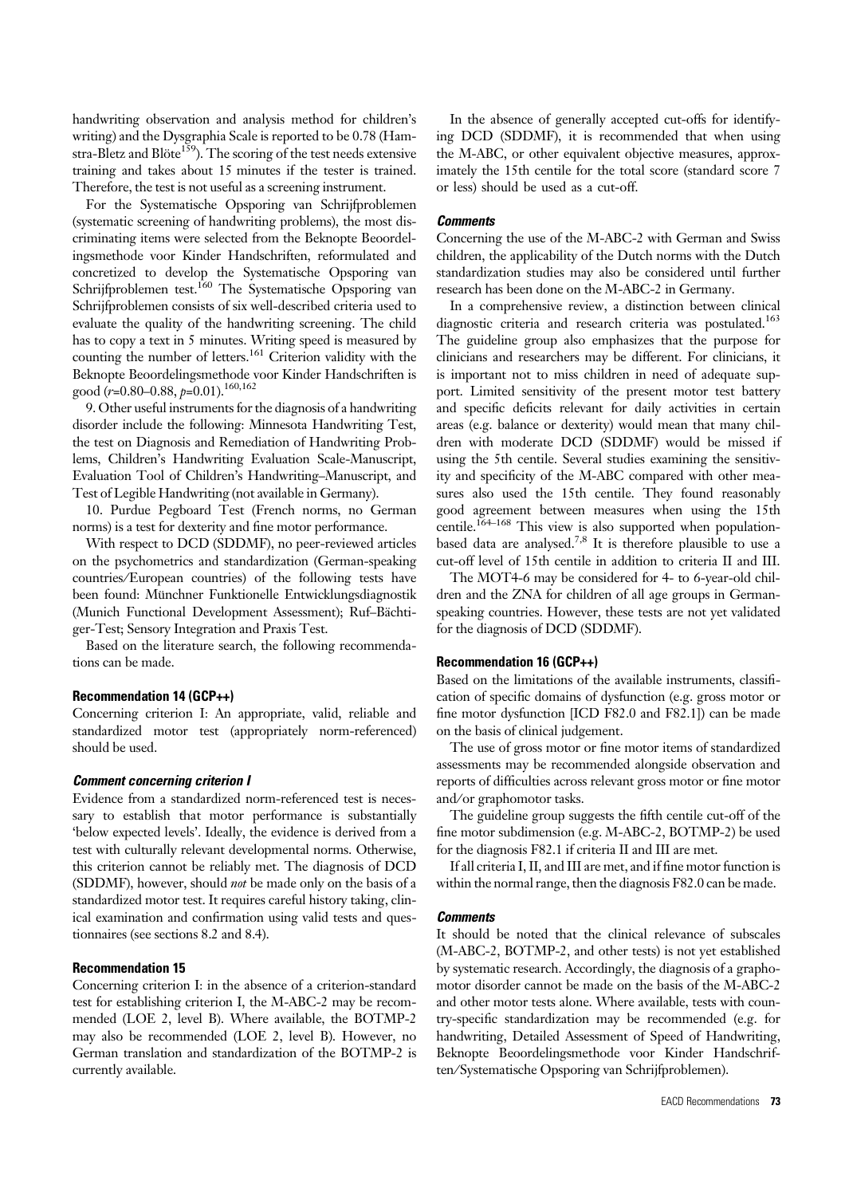handwriting observation and analysis method for children's writing) and the Dysgraphia Scale is reported to be 0.78 (Hamstra-Bletz and Blöte[159]). The scoring of the test needs extensive training and takes about 15 minutes if the tester is trained. Therefore, the test is not useful as a screening instrument.

For the Systematische Opsporing van Schrijfproblemen (systematic screening of handwriting problems), the most discriminating items were selected from the Beknopte Beoordelingsmethode voor Kinder Handschriften, reformulated and concretized to develop the Systematische Opsporing van Schrijfproblemen test.[160] The Systematische Opsporing van Schrijfproblemen consists of six well-described criteria used to evaluate the quality of the handwriting screening. The child has to copy a text in 5 minutes. Writing speed is measured by counting the number of letters.[161] Criterion validity with the Beknopte Beoordelingsmethode voor Kinder Handschriften is good ($r$=0.80–0.88, $p$=0.01).[160,162]

9. Other useful instruments for the diagnosis of a handwriting disorder include the following: Minnesota Handwriting Test, the test on Diagnosis and Remediation of Handwriting Problems, Children's Handwriting Evaluation Scale-Manuscript, Evaluation Tool of Children's Handwriting–Manuscript, and Test of Legible Handwriting (not available in Germany).

10. Purdue Pegboard Test (French norms, no German norms) is a test for dexterity and fine motor performance.

With respect to DCD (SDDMF), no peer-reviewed articles on the psychometrics and standardization (German-speaking countries/European countries) of the following tests have been found: Münchner Funktionelle Entwicklungsdiagnostik (Munich Functional Development Assessment); Ruf–Bächtiger-Test; Sensory Integration and Praxis Test.

Based on the literature search, the following recommendations can be made.

#### Recommendation 14 (GCP++)

Concerning criterion I: An appropriate, valid, reliable and standardized motor test (appropriately norm-referenced) should be used.

#### *Comment concerning criterion I*

Evidence from a standardized norm-referenced test is necessary to establish that motor performance is substantially 'below expected levels'. Ideally, the evidence is derived from a test with culturally relevant developmental norms. Otherwise, this criterion cannot be reliably met. The diagnosis of DCD (SDDMF), however, should *not* be made only on the basis of a standardized motor test. It requires careful history taking, clinical examination and confirmation using valid tests and questionnaires (see sections 8.2 and 8.4).

#### Recommendation 15

Concerning criterion I: in the absence of a criterion-standard test for establishing criterion I, the M-ABC-2 may be recommended (LOE 2, level B). Where available, the BOTMP-2 may also be recommended (LOE 2, level B). However, no German translation and standardization of the BOTMP-2 is currently available.

In the absence of generally accepted cut-offs for identifying DCD (SDDMF), it is recommended that when using the M-ABC, or other equivalent objective measures, approximately the 15th centile for the total score (standard score 7 or less) should be used as a cut-off.

#### *Comments*

Concerning the use of the M-ABC-2 with German and Swiss children, the applicability of the Dutch norms with the Dutch standardization studies may also be considered until further research has been done on the M-ABC-2 in Germany.

In a comprehensive review, a distinction between clinical diagnostic criteria and research criteria was postulated.[163] The guideline group also emphasizes that the purpose for clinicians and researchers may be different. For clinicians, it is important not to miss children in need of adequate support. Limited sensitivity of the present motor test battery and specific deficits relevant for daily activities in certain areas (e.g. balance or dexterity) would mean that many children with moderate DCD (SDDMF) would be missed if using the 5th centile. Several studies examining the sensitivity and specificity of the M-ABC compared with other measures also used the 15th centile. They found reasonably good agreement between measures when using the 15th centile.[164–168] This view is also supported when population-based data are analysed.[7,8] It is therefore plausible to use a cut-off level of 15th centile in addition to criteria II and III.

The MOT4-6 may be considered for 4- to 6-year-old children and the ZNA for children of all age groups in German-speaking countries. However, these tests are not yet validated for the diagnosis of DCD (SDDMF).

#### Recommendation 16 (GCP++)

Based on the limitations of the available instruments, classification of specific domains of dysfunction (e.g. gross motor or fine motor dysfunction [ICD F82.0 and F82.1]) can be made on the basis of clinical judgement.

The use of gross motor or fine motor items of standardized assessments may be recommended alongside observation and reports of difficulties across relevant gross motor or fine motor and/or graphomotor tasks.

The guideline group suggests the fifth centile cut-off of the fine motor subdimension (e.g. M-ABC-2, BOTMP-2) be used for the diagnosis F82.1 if criteria II and III are met.

If all criteria I, II, and III are met, and if fine motor function is within the normal range, then the diagnosis F82.0 can be made.

#### *Comments*

It should be noted that the clinical relevance of subscales (M-ABC-2, BOTMP-2, and other tests) is not yet established by systematic research. Accordingly, the diagnosis of a graphomotor disorder cannot be made on the basis of the M-ABC-2 and other motor tests alone. Where available, tests with country-specific standardization may be recommended (e.g. for handwriting, Detailed Assessment of Speed of Handwriting, Beknopte Beoordelingsmethode voor Kinder Handschriften/Systematische Opsporing van Schrijfproblemen).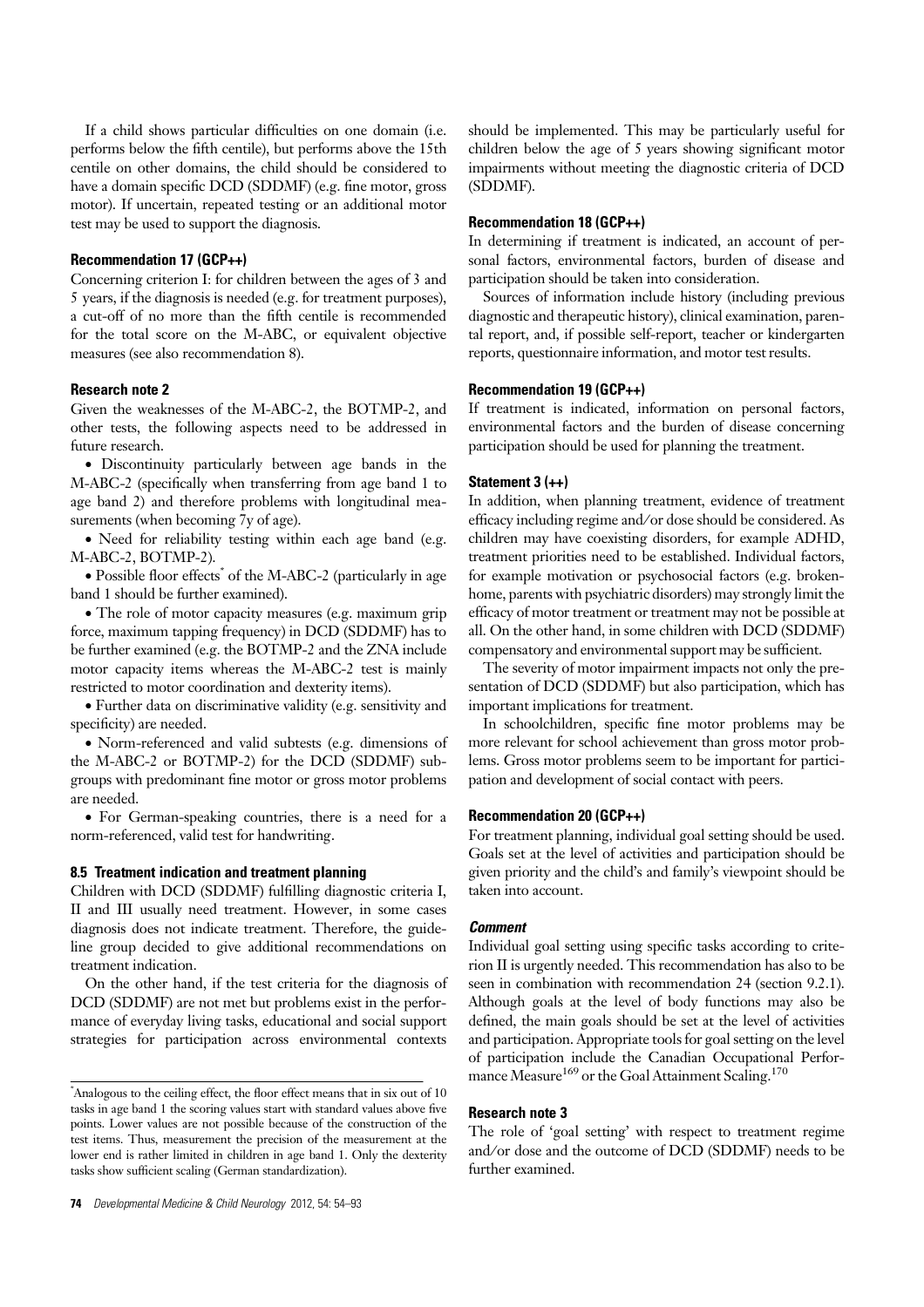If a child shows particular difficulties on one domain (i.e. performs below the fifth centile), but performs above the 15th centile on other domains, the child should be considered to have a domain specific DCD (SDDMF) (e.g. fine motor, gross motor). If uncertain, repeated testing or an additional motor test may be used to support the diagnosis.

#### Recommendation 17 (GCP++)

Concerning criterion I: for children between the ages of 3 and 5 years, if the diagnosis is needed (e.g. for treatment purposes), a cut-off of no more than the fifth centile is recommended for the total score on the M-ABC, or equivalent objective measures (see also recommendation 8).

#### Research note 2

Given the weaknesses of the M-ABC-2, the BOTMP-2, and other tests, the following aspects need to be addressed in future research.

- Discontinuity particularly between age bands in the M-ABC-2 (specifically when transferring from age band 1 to age band 2) and therefore problems with longitudinal measurements (when becoming 7y of age).
- Need for reliability testing within each age band (e.g. M-ABC-2, BOTMP-2).
- Possible floor effects* of the M-ABC-2 (particularly in age band 1 should be further examined).
- The role of motor capacity measures (e.g. maximum grip force, maximum tapping frequency) in DCD (SDDMF) has to be further examined (e.g. the BOTMP-2 and the ZNA include motor capacity items whereas the M-ABC-2 test is mainly restricted to motor coordination and dexterity items).
- Further data on discriminative validity (e.g. sensitivity and specificity) are needed.
- Norm-referenced and valid subtests (e.g. dimensions of the M-ABC-2 or BOTMP-2) for the DCD (SDDMF) subgroups with predominant fine motor or gross motor problems are needed.
- For German-speaking countries, there is a need for a norm-referenced, valid test for handwriting.

### 8.5 Treatment indication and treatment planning

Children with DCD (SDDMF) fulfilling diagnostic criteria I, II and III usually need treatment. However, in some cases diagnosis does not indicate treatment. Therefore, the guideline group decided to give additional recommendations on treatment indication.

On the other hand, if the test criteria for the diagnosis of DCD (SDDMF) are not met but problems exist in the performance of everyday living tasks, educational and social support strategies for participation across environmental contexts should be implemented. This may be particularly useful for children below the age of 5 years showing significant motor impairments without meeting the diagnostic criteria of DCD (SDDMF).

#### Recommendation 18 (GCP++)

In determining if treatment is indicated, an account of personal factors, environmental factors, burden of disease and participation should be taken into consideration.

Sources of information include history (including previous diagnostic and therapeutic history), clinical examination, parental report, and, if possible self-report, teacher or kindergarten reports, questionnaire information, and motor test results.

#### Recommendation 19 (GCP++)

If treatment is indicated, information on personal factors, environmental factors and the burden of disease concerning participation should be used for planning the treatment.

#### Statement 3 (++)

In addition, when planning treatment, evidence of treatment efficacy including regime and/or dose should be considered. As children may have coexisting disorders, for example ADHD, treatment priorities need to be established. Individual factors, for example motivation or psychosocial factors (e.g. broken-home, parents with psychiatric disorders) may strongly limit the efficacy of motor treatment or treatment may not be possible at all. On the other hand, in some children with DCD (SDDMF) compensatory and environmental support may be sufficient.

The severity of motor impairment impacts not only the presentation of DCD (SDDMF) but also participation, which has important implications for treatment.

In schoolchildren, specific fine motor problems may be more relevant for school achievement than gross motor problems. Gross motor problems seem to be important for participation and development of social contact with peers.

#### Recommendation 20 (GCP++)

For treatment planning, individual goal setting should be used. Goals set at the level of activities and participation should be given priority and the child's and family's viewpoint should be taken into account.

#### *Comment*

Individual goal setting using specific tasks according to criterion II is urgently needed. This recommendation has also to be seen in combination with recommendation 24 (section 9.2.1). Although goals at the level of body functions may also be defined, the main goals should be set at the level of activities and participation. Appropriate tools for goal setting on the level of participation include the Canadian Occupational Performance Measure[169] or the Goal Attainment Scaling.[170]

#### Research note 3

The role of 'goal setting' with respect to treatment regime and/or dose and the outcome of DCD (SDDMF) needs to be further examined.

---

*Analogous to the ceiling effect, the floor effect means that in six out of 10 tasks in age band 1 the scoring values start with standard values above five points. Lower values are not possible because of the construction of the test items. Thus, measurement the precision of the measurement at the lower end is rather limited in children in age band 1. Only the dexterity tasks show sufficient scaling (German standardization).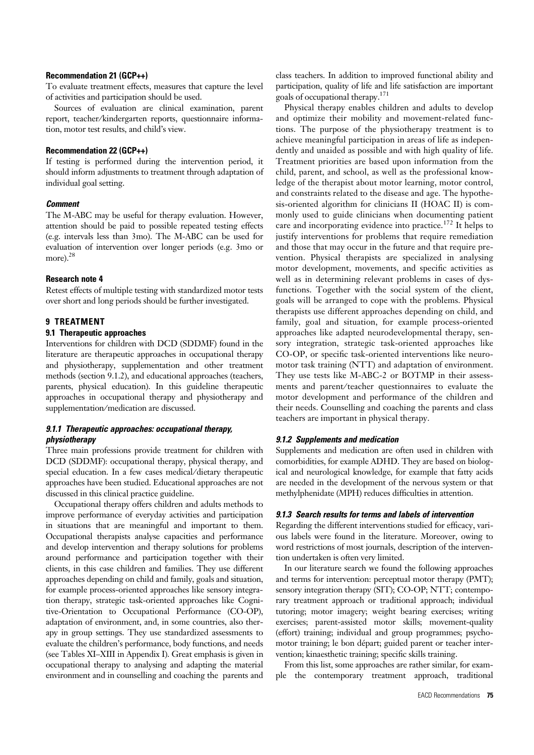#### Recommendation 21 (GCP++)

To evaluate treatment effects, measures that capture the level of activities and participation should be used.

Sources of evaluation are clinical examination, parent report, teacher/kindergarten reports, questionnaire information, motor test results, and child's view.

#### Recommendation 22 (GCP++)

If testing is performed during the intervention period, it should inform adjustments to treatment through adaptation of individual goal setting.

#### *Comment*

The M-ABC may be useful for therapy evaluation. However, attention should be paid to possible repeated testing effects (e.g. intervals less than 3mo). The M-ABC can be used for evaluation of intervention over longer periods (e.g. 3mo or more).[28]

#### Research note 4

Retest effects of multiple testing with standardized motor tests over short and long periods should be further investigated.

## 9 TREATMENT

### 9.1 Therapeutic approaches

Interventions for children with DCD (SDDMF) found in the literature are therapeutic approaches in occupational therapy and physiotherapy, supplementation and other treatment methods (section 9.1.2), and educational approaches (teachers, parents, physical education). In this guideline therapeutic approaches in occupational therapy and physiotherapy and supplementation/medication are discussed.

#### *9.1.1 Therapeutic approaches: occupational therapy, physiotherapy*

Three main professions provide treatment for children with DCD (SDDMF): occupational therapy, physical therapy, and special education. In a few cases medical/dietary therapeutic approaches have been studied. Educational approaches are not discussed in this clinical practice guideline.

Occupational therapy offers children and adults methods to improve performance of everyday activities and participation in situations that are meaningful and important to them. Occupational therapists analyse capacities and performance and develop intervention and therapy solutions for problems around performance and participation together with their clients, in this case children and families. They use different approaches depending on child and family, goals and situation, for example process-oriented approaches like sensory integration therapy, strategic task-oriented approaches like Cognitive-Orientation to Occupational Performance (CO-OP), adaptation of environment, and, in some countries, also therapy in group settings. They use standardized assessments to evaluate the children's performance, body functions, and needs (see Tables XI–XIII in Appendix I). Great emphasis is given in occupational therapy to analysing and adapting the material environment and in counselling and coaching the parents and class teachers. In addition to improved functional ability and participation, quality of life and life satisfaction are important goals of occupational therapy.[171]

Physical therapy enables children and adults to develop and optimize their mobility and movement-related functions. The purpose of the physiotherapy treatment is to achieve meaningful participation in areas of life as independently and unaided as possible and with high quality of life. Treatment priorities are based upon information from the child, parent, and school, as well as the professional knowledge of the therapist about motor learning, motor control, and constraints related to the disease and age. The hypothesis-oriented algorithm for clinicians II (HOAC II) is commonly used to guide clinicians when documenting patient care and incorporating evidence into practice.[172] It helps to justify interventions for problems that require remediation and those that may occur in the future and that require prevention. Physical therapists are specialized in analysing motor development, movements, and specific activities as well as in determining relevant problems in cases of dysfunctions. Together with the social system of the client, goals will be arranged to cope with the problems. Physical therapists use different approaches depending on child, and family, goal and situation, for example process-oriented approaches like adapted neurodevelopmental therapy, sensory integration, strategic task-oriented approaches like CO-OP, or specific task-oriented interventions like neuromotor task training (NTT) and adaptation of environment. They use tests like M-ABC-2 or BOTMP in their assessments and parent/teacher questionnaires to evaluate the motor development and performance of the children and their needs. Counselling and coaching the parents and class teachers are important in physical therapy.

#### *9.1.2 Supplements and medication*

Supplements and medication are often used in children with comorbidities, for example ADHD. They are based on biological and neurological knowledge, for example that fatty acids are needed in the development of the nervous system or that methylphenidate (MPH) reduces difficulties in attention.

#### *9.1.3 Search results for terms and labels of intervention*

Regarding the different interventions studied for efficacy, various labels were found in the literature. Moreover, owing to word restrictions of most journals, description of the intervention undertaken is often very limited.

In our literature search we found the following approaches and terms for intervention: perceptual motor therapy (PMT); sensory integration therapy (SIT); CO-OP; NTT; contemporary treatment approach or traditional approach; individual tutoring; motor imagery; weight bearing exercises; writing exercises; parent-assisted motor skills; movement-quality (effort) training; individual and group programmes; psychomotor training; le bon départ; guided parent or teacher intervention; kinaesthetic training; specific skills training.

From this list, some approaches are rather similar, for example the contemporary treatment approach, traditional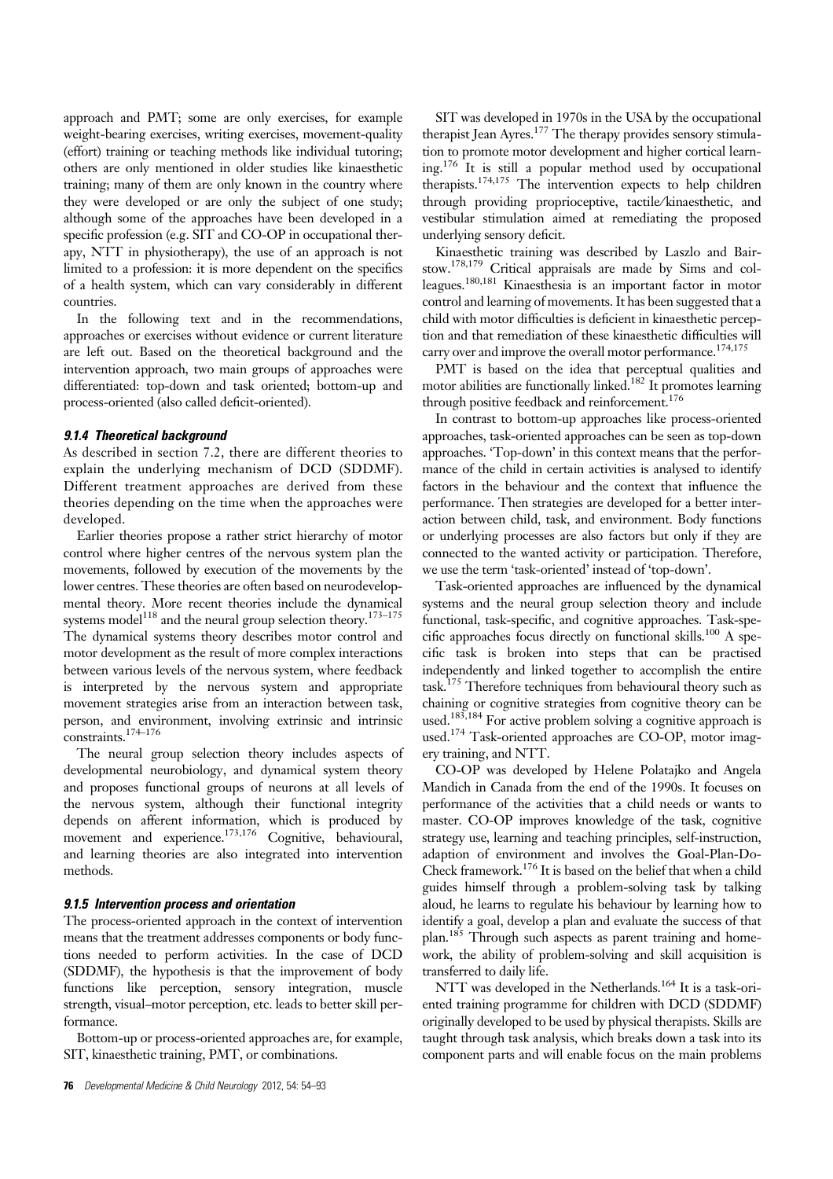approach and PMT; some are only exercises, for example weight-bearing exercises, writing exercises, movement-quality (effort) training or teaching methods like individual tutoring; others are only mentioned in older studies like kinaesthetic training; many of them are only known in the country where they were developed or are only the subject of one study; although some of the approaches have been developed in a specific profession (e.g. SIT and CO-OP in occupational therapy, NTT in physiotherapy), the use of an approach is not limited to a profession: it is more dependent on the specifics of a health system, which can vary considerably in different countries.

In the following text and in the recommendations, approaches or exercises without evidence or current literature are left out. Based on the theoretical background and the intervention approach, two main groups of approaches were differentiated: top-down and task oriented; bottom-up and process-oriented (also called deficit-oriented).

#### *9.1.4 Theoretical background*

As described in section 7.2, there are different theories to explain the underlying mechanism of DCD (SDDMF). Different treatment approaches are derived from these theories depending on the time when the approaches were developed.

Earlier theories propose a rather strict hierarchy of motor control where higher centres of the nervous system plan the movements, followed by execution of the movements by the lower centres. These theories are often based on neurodevelopmental theory. More recent theories include the dynamical systems model[118] and the neural group selection theory.[173–175] The dynamical systems theory describes motor control and motor development as the result of more complex interactions between various levels of the nervous system, where feedback is interpreted by the nervous system and appropriate movement strategies arise from an interaction between task, person, and environment, involving extrinsic and intrinsic constraints.[174–176]

The neural group selection theory includes aspects of developmental neurobiology, and dynamical system theory and proposes functional groups of neurons at all levels of the nervous system, although their functional integrity depends on afferent information, which is produced by movement and experience.[173,176] Cognitive, behavioural, and learning theories are also integrated into intervention methods.

#### *9.1.5 Intervention process and orientation*

The process-oriented approach in the context of intervention means that the treatment addresses components or body functions needed to perform activities. In the case of DCD (SDDMF), the hypothesis is that the improvement of body functions like perception, sensory integration, muscle strength, visual–motor perception, etc. leads to better skill performance.

Bottom-up or process-oriented approaches are, for example, SIT, kinaesthetic training, PMT, or combinations.

SIT was developed in 1970s in the USA by the occupational therapist Jean Ayres.[177] The therapy provides sensory stimulation to promote motor development and higher cortical learning.[176] It is still a popular method used by occupational therapists.[174,175] The intervention expects to help children through providing proprioceptive, tactile/kinaesthetic, and vestibular stimulation aimed at remediating the proposed underlying sensory deficit.

Kinaesthetic training was described by Laszlo and Bairstow.[178,179] Critical appraisals are made by Sims and colleagues.[180,181] Kinaesthesia is an important factor in motor control and learning of movements. It has been suggested that a child with motor difficulties is deficient in kinaesthetic perception and that remediation of these kinaesthetic difficulties will carry over and improve the overall motor performance.[174,175]

PMT is based on the idea that perceptual qualities and motor abilities are functionally linked.[182] It promotes learning through positive feedback and reinforcement.[176]

In contrast to bottom-up approaches like process-oriented approaches, task-oriented approaches can be seen as top-down approaches. 'Top-down' in this context means that the performance of the child in certain activities is analysed to identify factors in the behaviour and the context that influence the performance. Then strategies are developed for a better interaction between child, task, and environment. Body functions or underlying processes are also factors but only if they are connected to the wanted activity or participation. Therefore, we use the term 'task-oriented' instead of 'top-down'.

Task-oriented approaches are influenced by the dynamical systems and the neural group selection theory and include functional, task-specific, and cognitive approaches. Task-specific approaches focus directly on functional skills.[100] A specific task is broken into steps that can be practised independently and linked together to accomplish the entire task.[175] Therefore techniques from behavioural theory such as chaining or cognitive strategies from cognitive theory can be used.[183,184] For active problem solving a cognitive approach is used.[174] Task-oriented approaches are CO-OP, motor imagery training, and NTT.

CO-OP was developed by Helene Polatajko and Angela Mandich in Canada from the end of the 1990s. It focuses on performance of the activities that a child needs or wants to master. CO-OP improves knowledge of the task, cognitive strategy use, learning and teaching principles, self-instruction, adaption of environment and involves the Goal-Plan-Do-Check framework.[176] It is based on the belief that when a child guides himself through a problem-solving task by talking aloud, he learns to regulate his behaviour by learning how to identify a goal, develop a plan and evaluate the success of that plan.[185] Through such aspects as parent training and homework, the ability of problem-solving and skill acquisition is transferred to daily life.

NTT was developed in the Netherlands.[164] It is a task-oriented training programme for children with DCD (SDDMF) originally developed to be used by physical therapists. Skills are taught through task analysis, which breaks down a task into its component parts and will enable focus on the main problems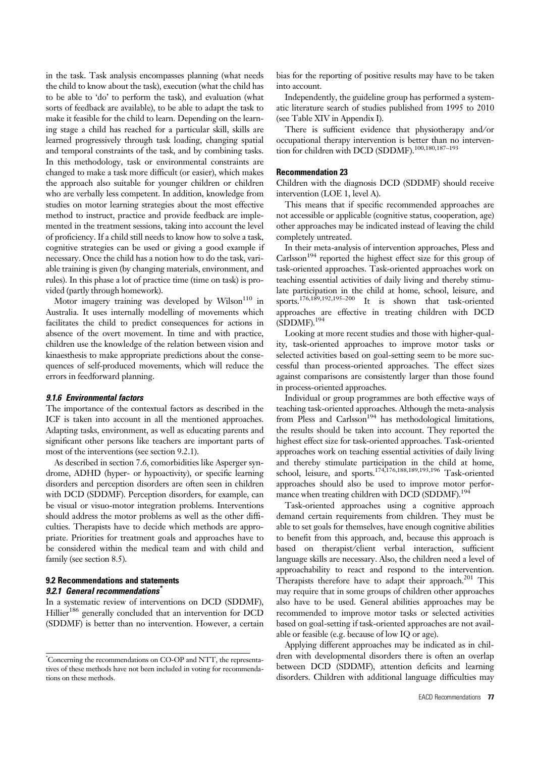in the task. Task analysis encompasses planning (what needs the child to know about the task), execution (what the child has to be able to 'do' to perform the task), and evaluation (what sorts of feedback are available), to be able to adapt the task to make it feasible for the child to learn. Depending on the learning stage a child has reached for a particular skill, skills are learned progressively through task loading, changing spatial and temporal constraints of the task, and by combining tasks. In this methodology, task or environmental constraints are changed to make a task more difficult (or easier), which makes the approach also suitable for younger children or children who are verbally less competent. In addition, knowledge from studies on motor learning strategies about the most effective method to instruct, practice and provide feedback are implemented in the treatment sessions, taking into account the level of proficiency. If a child still needs to know how to solve a task, cognitive strategies can be used or giving a good example if necessary. Once the child has a notion how to do the task, variable training is given (by changing materials, environment, and rules). In this phase a lot of practice time (time on task) is provided (partly through homework).

Motor imagery training was developed by Wilson[110] in Australia. It uses internally modelling of movements which facilitates the child to predict consequences for actions in absence of the overt movement. In time and with practice, children use the knowledge of the relation between vision and kinaesthesis to make appropriate predictions about the consequences of self-produced movements, which will reduce the errors in feedforward planning.

#### *9.1.6 Environmental factors*

The importance of the contextual factors as described in the ICF is taken into account in all the mentioned approaches. Adapting tasks, environment, as well as educating parents and significant other persons like teachers are important parts of most of the interventions (see section 9.2.1).

As described in section 7.6, comorbidities like Asperger syndrome, ADHD (hyper- or hypoactivity), or specific learning disorders and perception disorders are often seen in children with DCD (SDDMF). Perception disorders, for example, can be visual or visuo-motor integration problems. Interventions should address the motor problems as well as the other difficulties. Therapists have to decide which methods are appropriate. Priorities for treatment goals and approaches have to be considered within the medical team and with child and family (see section 8.5).

### 9.2 Recommendations and statements

#### *9.2.1 General recommendations**

In a systematic review of interventions on DCD (SDDMF), Hillier[186] generally concluded that an intervention for DCD (SDDMF) is better than no intervention. However, a certain bias for the reporting of positive results may have to be taken into account.

Independently, the guideline group has performed a systematic literature search of studies published from 1995 to 2010 (see Table XIV in Appendix I).

There is sufficient evidence that physiotherapy and/or occupational therapy intervention is better than no intervention for children with DCD (SDDMF).[100,180,187–193]

**Recommendation 23**

Children with the diagnosis DCD (SDDMF) should receive intervention (LOE 1, level A).

This means that if specific recommended approaches are not accessible or applicable (cognitive status, cooperation, age) other approaches may be indicated instead of leaving the child completely untreated.

In their meta-analysis of intervention approaches, Pless and Carlsson[194] reported the highest effect size for this group of task-oriented approaches. Task-oriented approaches work on teaching essential activities of daily living and thereby stimulate participation in the child at home, school, leisure, and sports.[176,189,192,195–200] It is shown that task-oriented approaches are effective in treating children with DCD (SDDMF).[194]

Looking at more recent studies and those with higher-quality, task-oriented approaches to improve motor tasks or selected activities based on goal-setting seem to be more successful than process-oriented approaches. The effect sizes against comparisons are consistently larger than those found in process-oriented approaches.

Individual or group programmes are both effective ways of teaching task-oriented approaches. Although the meta-analysis from Pless and Carlsson[194] has methodological limitations, the results should be taken into account. They reported the highest effect size for task-oriented approaches. Task-oriented approaches work on teaching essential activities of daily living and thereby stimulate participation in the child at home, school, leisure, and sports.[174,176,188,189,193,196] Task-oriented approaches should also be used to improve motor performance when treating children with DCD (SDDMF).[194]

Task-oriented approaches using a cognitive approach demand certain requirements from children. They must be able to set goals for themselves, have enough cognitive abilities to benefit from this approach, and, because this approach is based on therapist/client verbal interaction, sufficient language skills are necessary. Also, the children need a level of approachability to react and respond to the intervention. Therapists therefore have to adapt their approach.[201] This may require that in some groups of children other approaches also have to be used. General abilities approaches may be recommended to improve motor tasks or selected activities based on goal-setting if task-oriented approaches are not available or feasible (e.g. because of low IQ or age).

Applying different approaches may be indicated as in children with developmental disorders there is often an overlap between DCD (SDDMF), attention deficits and learning disorders. Children with additional language difficulties may

*Concerning the recommendations on CO-OP and NTT, the representatives of these methods have not been included in voting for recommendations on these methods.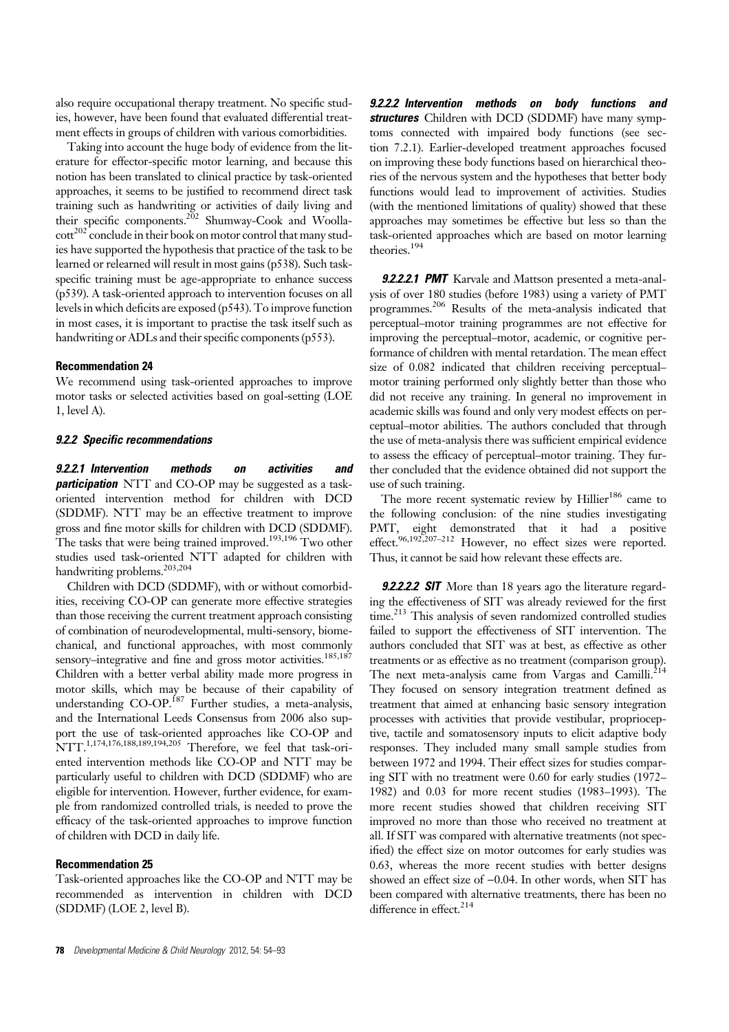also require occupational therapy treatment. No specific studies, however, have been found that evaluated differential treatment effects in groups of children with various comorbidities.

Taking into account the huge body of evidence from the literature for effector-specific motor learning, and because this notion has been translated to clinical practice by task-oriented approaches, it seems to be justified to recommend direct task training such as handwriting or activities of daily living and their specific components.[202] Shumway-Cook and Woollacott[202] conclude in their book on motor control that many studies have supported the hypothesis that practice of the task to be learned or relearned will result in most gains (p538). Such task-specific training must be age-appropriate to enhance success (p539). A task-oriented approach to intervention focuses on all levels in which deficits are exposed (p543). To improve function in most cases, it is important to practise the task itself such as handwriting or ADLs and their specific components (p553).

#### Recommendation 24

We recommend using task-oriented approaches to improve motor tasks or selected activities based on goal-setting (LOE 1, level A).

### *9.2.2 Specific recommendations*

***9.2.2.1 Intervention methods on activities and participation*** NTT and CO-OP may be suggested as a task-oriented intervention method for children with DCD (SDDMF). NTT may be an effective treatment to improve gross and fine motor skills for children with DCD (SDDMF). The tasks that were being trained improved.[193,196] Two other studies used task-oriented NTT adapted for children with handwriting problems.[203,204]

Children with DCD (SDDMF), with or without comorbidities, receiving CO-OP can generate more effective strategies than those receiving the current treatment approach consisting of combination of neurodevelopmental, multi-sensory, biomechanical, and functional approaches, with most commonly sensory–integrative and fine and gross motor activities.[185,187] Children with a better verbal ability made more progress in motor skills, which may be because of their capability of understanding CO-OP.[187] Further studies, a meta-analysis, and the International Leeds Consensus from 2006 also support the use of task-oriented approaches like CO-OP and NTT.[1,174,176,188,189,194,205] Therefore, we feel that task-oriented intervention methods like CO-OP and NTT may be particularly useful to children with DCD (SDDMF) who are eligible for intervention. However, further evidence, for example from randomized controlled trials, is needed to prove the efficacy of the task-oriented approaches to improve function of children with DCD in daily life.

#### Recommendation 25

Task-oriented approaches like the CO-OP and NTT may be recommended as intervention in children with DCD (SDDMF) (LOE 2, level B).

***9.2.2.2 Intervention methods on body functions and structures*** Children with DCD (SDDMF) have many symptoms connected with impaired body functions (see section 7.2.1). Earlier-developed treatment approaches focused on improving these body functions based on hierarchical theories of the nervous system and the hypotheses that better body functions would lead to improvement of activities. Studies (with the mentioned limitations of quality) showed that these approaches may sometimes be effective but less so than the task-oriented approaches which are based on motor learning theories.[194]

***9.2.2.2.1 PMT*** Karvale and Mattson presented a meta-analysis of over 180 studies (before 1983) using a variety of PMT programmes.[206] Results of the meta-analysis indicated that perceptual–motor training programmes are not effective for improving the perceptual–motor, academic, or cognitive performance of children with mental retardation. The mean effect size of 0.082 indicated that children receiving perceptual–motor training performed only slightly better than those who did not receive any training. In general no improvement in academic skills was found and only very modest effects on perceptual–motor abilities. The authors concluded that through the use of meta-analysis there was sufficient empirical evidence to assess the efficacy of perceptual–motor training. They further concluded that the evidence obtained did not support the use of such training.

The more recent systematic review by Hillier[186] came to the following conclusion: of the nine studies investigating PMT, eight demonstrated that it had a positive effect.[96,192,207–212] However, no effect sizes were reported. Thus, it cannot be said how relevant these effects are.

***9.2.2.2.2 SIT*** More than 18 years ago the literature regarding the effectiveness of SIT was already reviewed for the first time.[213] This analysis of seven randomized controlled studies failed to support the effectiveness of SIT intervention. The authors concluded that SIT was at best, as effective as other treatments or as effective as no treatment (comparison group). The next meta-analysis came from Vargas and Camilli.[214] They focused on sensory integration treatment defined as treatment that aimed at enhancing basic sensory integration processes with activities that provide vestibular, proprioceptive, tactile and somatosensory inputs to elicit adaptive body responses. They included many small sample studies from between 1972 and 1994. Their effect sizes for studies comparing SIT with no treatment were 0.60 for early studies (1972–1982) and 0.03 for more recent studies (1983–1993). The more recent studies showed that children receiving SIT improved no more than those who received no treatment at all. If SIT was compared with alternative treatments (not specified) the effect size on motor outcomes for early studies was 0.63, whereas the more recent studies with better designs showed an effect size of −0.04. In other words, when SIT has been compared with alternative treatments, there has been no difference in effect.[214]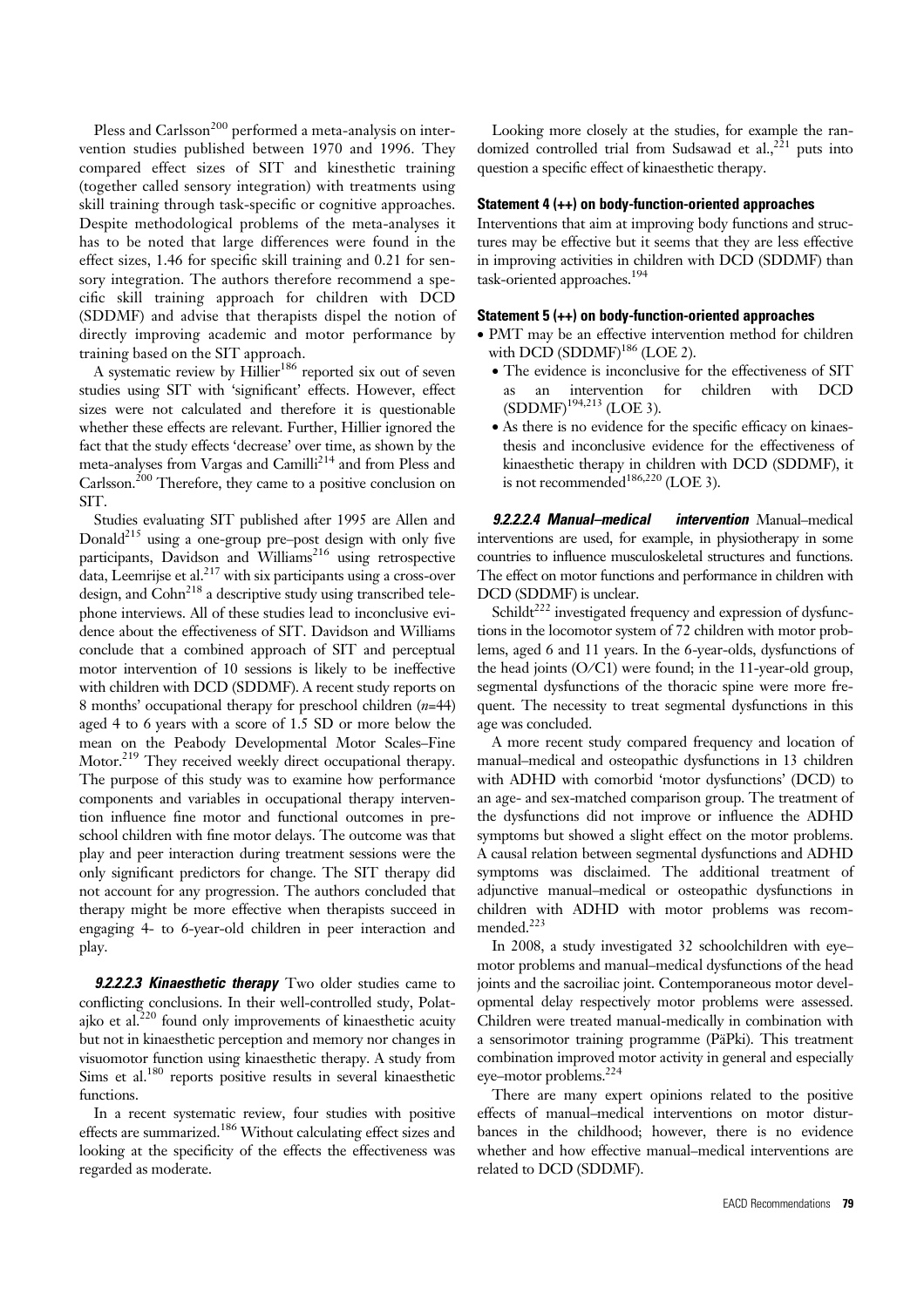Pless and Carlsson[200] performed a meta-analysis on intervention studies published between 1970 and 1996. They compared effect sizes of SIT and kinesthetic training (together called sensory integration) with treatments using skill training through task-specific or cognitive approaches. Despite methodological problems of the meta-analyses it has to be noted that large differences were found in the effect sizes, 1.46 for specific skill training and 0.21 for sensory integration. The authors therefore recommend a specific skill training approach for children with DCD (SDDMF) and advise that therapists dispel the notion of directly improving academic and motor performance by training based on the SIT approach.

A systematic review by Hillier[186] reported six out of seven studies using SIT with 'significant' effects. However, effect sizes were not calculated and therefore it is questionable whether these effects are relevant. Further, Hillier ignored the fact that the study effects 'decrease' over time, as shown by the meta-analyses from Vargas and Camilli[214] and from Pless and Carlsson.[200] Therefore, they came to a positive conclusion on SIT.

Studies evaluating SIT published after 1995 are Allen and Donald[215] using a one-group pre–post design with only five participants, Davidson and Williams[216] using retrospective data, Leemrijse et al.[217] with six participants using a cross-over design, and Cohn[218] a descriptive study using transcribed telephone interviews. All of these studies lead to inconclusive evidence about the effectiveness of SIT. Davidson and Williams conclude that a combined approach of SIT and perceptual motor intervention of 10 sessions is likely to be ineffective with children with DCD (SDDMF). A recent study reports on 8 months' occupational therapy for preschool children (*n*=44) aged 4 to 6 years with a score of 1.5 SD or more below the mean on the Peabody Developmental Motor Scales–Fine Motor.[219] They received weekly direct occupational therapy. The purpose of this study was to examine how performance components and variables in occupational therapy intervention influence fine motor and functional outcomes in preschool children with fine motor delays. The outcome was that play and peer interaction during treatment sessions were the only significant predictors for change. The SIT therapy did not account for any progression. The authors concluded that therapy might be more effective when therapists succeed in engaging 4- to 6-year-old children in peer interaction and play.

***9.2.2.2.3 Kinaesthetic therapy*** Two older studies came to conflicting conclusions. In their well-controlled study, Polatajko et al.[220] found only improvements of kinaesthetic acuity but not in kinaesthetic perception and memory nor changes in visuomotor function using kinaesthetic therapy. A study from Sims et al.[180] reports positive results in several kinaesthetic functions.

In a recent systematic review, four studies with positive effects are summarized.[186] Without calculating effect sizes and looking at the specificity of the effects the effectiveness was regarded as moderate.

Looking more closely at the studies, for example the randomized controlled trial from Sudsawad et al.,[221] puts into question a specific effect of kinaesthetic therapy.

**Statement 4 (++) on body-function-oriented approaches**

Interventions that aim at improving body functions and structures may be effective but it seems that they are less effective in improving activities in children with DCD (SDDMF) than task-oriented approaches.[194]

**Statement 5 (++) on body-function-oriented approaches**

- PMT may be an effective intervention method for children with DCD (SDDMF)[186] (LOE 2).
  - The evidence is inconclusive for the effectiveness of SIT as an intervention for children with DCD (SDDMF)[194,213] (LOE 3).
  - As there is no evidence for the specific efficacy on kinaesthesis and inconclusive evidence for the effectiveness of kinaesthetic therapy in children with DCD (SDDMF), it is not recommended[186,220] (LOE 3).

***9.2.2.2.4 Manual–medical intervention*** Manual–medical interventions are used, for example, in physiotherapy in some countries to influence musculoskeletal structures and functions. The effect on motor functions and performance in children with DCD (SDDMF) is unclear.

Schildt[222] investigated frequency and expression of dysfunctions in the locomotor system of 72 children with motor problems, aged 6 and 11 years. In the 6-year-olds, dysfunctions of the head joints (O/C1) were found; in the 11-year-old group, segmental dysfunctions of the thoracic spine were more frequent. The necessity to treat segmental dysfunctions in this age was concluded.

A more recent study compared frequency and location of manual–medical and osteopathic dysfunctions in 13 children with ADHD with comorbid 'motor dysfunctions' (DCD) to an age- and sex-matched comparison group. The treatment of the dysfunctions did not improve or influence the ADHD symptoms but showed a slight effect on the motor problems. A causal relation between segmental dysfunctions and ADHD symptoms was disclaimed. The additional treatment of adjunctive manual–medical or osteopathic dysfunctions in children with ADHD with motor problems was recommended.[223]

In 2008, a study investigated 32 schoolchildren with eye–motor problems and manual–medical dysfunctions of the head joints and the sacroiliac joint. Contemporaneous motor developmental delay respectively motor problems were assessed. Children were treated manual-medically in combination with a sensorimotor training programme (PäPki). This treatment combination improved motor activity in general and especially eye–motor problems.[224]

There are many expert opinions related to the positive effects of manual–medical interventions on motor disturbances in the childhood; however, there is no evidence whether and how effective manual–medical interventions are related to DCD (SDDMF).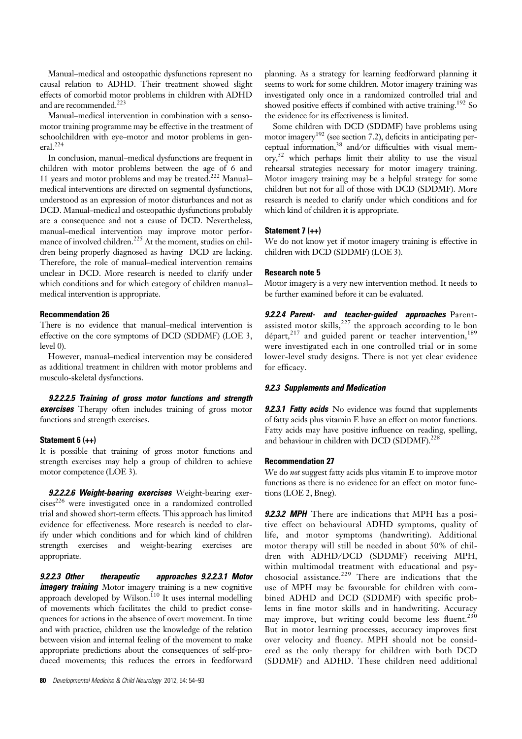Manual–medical and osteopathic dysfunctions represent no causal relation to ADHD. Their treatment showed slight effects of comorbid motor problems in children with ADHD and are recommended.[223]

Manual–medical intervention in combination with a sensomotor training programme may be effective in the treatment of schoolchildren with eye–motor and motor problems in general.[224]

In conclusion, manual–medical dysfunctions are frequent in children with motor problems between the age of 6 and 11 years and motor problems and may be treated.[222] Manual–medical interventions are directed on segmental dysfunctions, understood as an expression of motor disturbances and not as DCD. Manual–medical and osteopathic dysfunctions probably are a consequence and not a cause of DCD. Nevertheless, manual–medical intervention may improve motor performance of involved children.[225] At the moment, studies on children being properly diagnosed as having DCD are lacking. Therefore, the role of manual–medical intervention remains unclear in DCD. More research is needed to clarify under which conditions and for which category of children manual–medical intervention is appropriate.

**Recommendation 26**

There is no evidence that manual–medical intervention is effective on the core symptoms of DCD (SDDMF) (LOE 3, level 0).

However, manual–medical intervention may be considered as additional treatment in children with motor problems and musculo-skeletal dysfunctions.

***9.2.2.2.5 Training of gross motor functions and strength exercises*** Therapy often includes training of gross motor functions and strength exercises.

**Statement 6 (++)**

It is possible that training of gross motor functions and strength exercises may help a group of children to achieve motor competence (LOE 3).

***9.2.2.2.6 Weight-bearing exercises*** Weight-bearing exercises[226] were investigated once in a randomized controlled trial and showed short-term effects. This approach has limited evidence for effectiveness. More research is needed to clarify under which conditions and for which kind of children strength exercises and weight-bearing exercises are appropriate.

***9.2.2.3 Other therapeutic approaches 9.2.2.3.1 Motor imagery training*** Motor imagery training is a new cognitive approach developed by Wilson.[110] It uses internal modelling of movements which facilitates the child to predict consequences for actions in the absence of overt movement. In time and with practice, children use the knowledge of the relation between vision and internal feeling of the movement to make appropriate predictions about the consequences of self-produced movements; this reduces the errors in feedforward planning. As a strategy for learning feedforward planning it seems to work for some children. Motor imagery training was investigated only once in a randomized controlled trial and showed positive effects if combined with active training.[192] So the evidence for its effectiveness is limited.

Some children with DCD (SDDMF) have problems using motor imagery[192] (see section 7.2), deficits in anticipating perceptual information,[38] and/or difficulties with visual memory,[52] which perhaps limit their ability to use the visual rehearsal strategies necessary for motor imagery training. Motor imagery training may be a helpful strategy for some children but not for all of those with DCD (SDDMF). More research is needed to clarify under which conditions and for which kind of children it is appropriate.

**Statement 7 (++)**

We do not know yet if motor imagery training is effective in children with DCD (SDDMF) (LOE 3).

**Research note 5**

Motor imagery is a very new intervention method. It needs to be further examined before it can be evaluated.

***9.2.2.4 Parent- and teacher-guided approaches*** Parent-assisted motor skills,[227] the approach according to le bon départ,[217] and guided parent or teacher intervention,[189] were investigated each in one controlled trial or in some lower-level study designs. There is not yet clear evidence for efficacy.

### *9.2.3 Supplements and Medication*

***9.2.3.1 Fatty acids*** No evidence was found that supplements of fatty acids plus vitamin E have an effect on motor functions. Fatty acids may have positive influence on reading, spelling, and behaviour in children with DCD (SDDMF).[228]

**Recommendation 27**

We do *not* suggest fatty acids plus vitamin E to improve motor functions as there is no evidence for an effect on motor functions (LOE 2, Bneg).

***9.2.3.2 MPH*** There are indications that MPH has a positive effect on behavioural ADHD symptoms, quality of life, and motor symptoms (handwriting). Additional motor therapy will still be needed in about 50% of children with ADHD/DCD (SDDMF) receiving MPH, within multimodal treatment with educational and psychosocial assistance.[229] There are indications that the use of MPH may be favourable for children with combined ADHD and DCD (SDDMF) with specific problems in fine motor skills and in handwriting. Accuracy may improve, but writing could become less fluent.[230] But in motor learning processes, accuracy improves first over velocity and fluency. MPH should not be considered as the only therapy for children with both DCD (SDDMF) and ADHD. These children need additional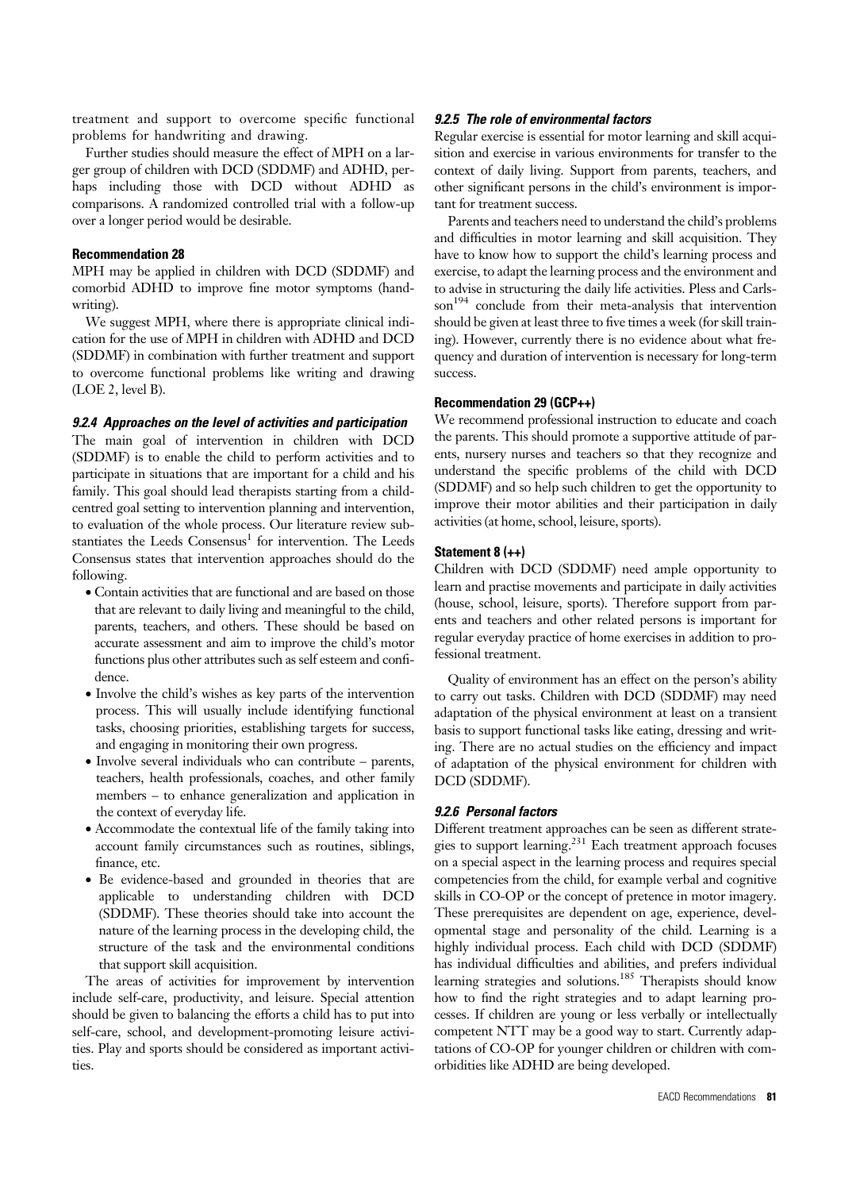treatment and support to overcome specific functional problems for handwriting and drawing.

Further studies should measure the effect of MPH on a larger group of children with DCD (SDDMF) and ADHD, perhaps including those with DCD without ADHD as comparisons. A randomized controlled trial with a follow-up over a longer period would be desirable.

**Recommendation 28**

MPH may be applied in children with DCD (SDDMF) and comorbid ADHD to improve fine motor symptoms (handwriting).

We suggest MPH, where there is appropriate clinical indication for the use of MPH in children with ADHD and DCD (SDDMF) in combination with further treatment and support to overcome functional problems like writing and drawing (LOE 2, level B).

#### *9.2.4 Approaches on the level of activities and participation*

The main goal of intervention in children with DCD (SDDMF) is to enable the child to perform activities and to participate in situations that are important for a child and his family. This goal should lead therapists starting from a child-centred goal setting to intervention planning and intervention, to evaluation of the whole process. Our literature review substantiates the Leeds Consensus[1] for intervention. The Leeds Consensus states that intervention approaches should do the following.

- Contain activities that are functional and are based on those that are relevant to daily living and meaningful to the child, parents, teachers, and others. These should be based on accurate assessment and aim to improve the child's motor functions plus other attributes such as self esteem and confidence.
- Involve the child's wishes as key parts of the intervention process. This will usually include identifying functional tasks, choosing priorities, establishing targets for success, and engaging in monitoring their own progress.
- Involve several individuals who can contribute – parents, teachers, health professionals, coaches, and other family members – to enhance generalization and application in the context of everyday life.
- Accommodate the contextual life of the family taking into account family circumstances such as routines, siblings, finance, etc.
- Be evidence-based and grounded in theories that are applicable to understanding children with DCD (SDDMF). These theories should take into account the nature of the learning process in the developing child, the structure of the task and the environmental conditions that support skill acquisition.

The areas of activities for improvement by intervention include self-care, productivity, and leisure. Special attention should be given to balancing the efforts a child has to put into self-care, school, and development-promoting leisure activities. Play and sports should be considered as important activities.

#### *9.2.5 The role of environmental factors*

Regular exercise is essential for motor learning and skill acquisition and exercise in various environments for transfer to the context of daily living. Support from parents, teachers, and other significant persons in the child's environment is important for treatment success.

Parents and teachers need to understand the child's problems and difficulties in motor learning and skill acquisition. They have to know how to support the child's learning process and exercise, to adapt the learning process and the environment and to advise in structuring the daily life activities. Pless and Carlsson[194] conclude from their meta-analysis that intervention should be given at least three to five times a week (for skill training). However, currently there is no evidence about what frequency and duration of intervention is necessary for long-term success.

**Recommendation 29 (GCP++)**

We recommend professional instruction to educate and coach the parents. This should promote a supportive attitude of parents, nursery nurses and teachers so that they recognize and understand the specific problems of the child with DCD (SDDMF) and so help such children to get the opportunity to improve their motor abilities and their participation in daily activities (at home, school, leisure, sports).

**Statement 8 (++)**

Children with DCD (SDDMF) need ample opportunity to learn and practise movements and participate in daily activities (house, school, leisure, sports). Therefore support from parents and teachers and other related persons is important for regular everyday practice of home exercises in addition to professional treatment.

Quality of environment has an effect on the person's ability to carry out tasks. Children with DCD (SDDMF) may need adaptation of the physical environment at least on a transient basis to support functional tasks like eating, dressing and writing. There are no actual studies on the efficiency and impact of adaptation of the physical environment for children with DCD (SDDMF).

#### *9.2.6 Personal factors*

Different treatment approaches can be seen as different strategies to support learning.[231] Each treatment approach focuses on a special aspect in the learning process and requires special competencies from the child, for example verbal and cognitive skills in CO-OP or the concept of pretence in motor imagery. These prerequisites are dependent on age, experience, developmental stage and personality of the child. Learning is a highly individual process. Each child with DCD (SDDMF) has individual difficulties and abilities, and prefers individual learning strategies and solutions.[185] Therapists should know how to find the right strategies and to adapt learning processes. If children are young or less verbally or intellectually competent NTT may be a good way to start. Currently adaptations of CO-OP for younger children or children with comorbidities like ADHD are being developed.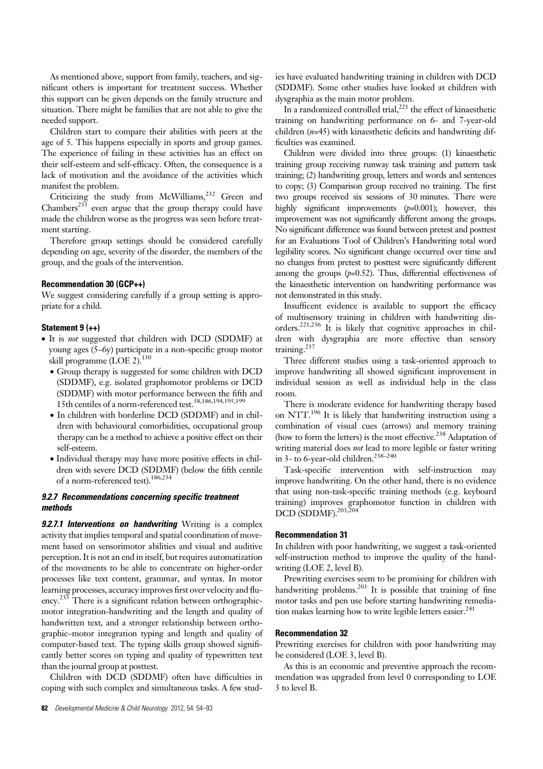As mentioned above, support from family, teachers, and significant others is important for treatment success. Whether this support can be given depends on the family structure and situation. There might be families that are not able to give the needed support.

Children start to compare their abilities with peers at the age of 5. This happens especially in sports and group games. The experience of failing in these activities has an effect on their self-esteem and self-efficacy. Often, the consequence is a lack of motivation and the avoidance of the activities which manifest the problem.

Criticizing the study from McWilliams,[232] Green and Chambers[233] even argue that the group therapy could have made the children worse as the progress was seen before treatment starting.

Therefore group settings should be considered carefully depending on age, severity of the disorder, the members of the group, and the goals of the intervention.

#### Recommendation 30 (GCP++)

We suggest considering carefully if a group setting is appropriate for a child.

#### Statement 9 (++)

- It is *not* suggested that children with DCD (SDDMF) at young ages (5–6y) participate in a non-specific group motor skill programme (LOE 2).[130]
  - Group therapy is suggested for some children with DCD (SDDMF), e.g. isolated graphomotor problems or DCD (SDDMF) with motor performance between the fifth and 15th centiles of a norm-referenced test.[58,186,194,195,199]
  - In children with borderline DCD (SDDMF) and in children with behavioural comorbidities, occupational group therapy can be a method to achieve a positive effect on their self-esteem.
  - Individual therapy may have more positive effects in children with severe DCD (SDDMF) (below the fifth centile of a norm-referenced test).[186,234]

### *9.2.7 Recommendations concerning specific treatment methods*

***9.2.7.1 Interventions on handwriting*** Writing is a complex activity that implies temporal and spatial coordination of movement based on sensorimotor abilities and visual and auditive perception. It is not an end in itself, but requires automatization of the movements to be able to concentrate on higher-order processes like text content, grammar, and syntax. In motor learning processes, accuracy improves first over velocity and fluency.[235] There is a significant relation between orthographic-motor integration-handwriting and the length and quality of handwritten text, and a stronger relationship between orthographic–motor integration typing and length and quality of computer-based text. The typing skills group showed significantly better scores on typing and quality of typewritten text than the journal group at posttest.

Children with DCD (SDDMF) often have difficulties in coping with such complex and simultaneous tasks. A few studies have evaluated handwriting training in children with DCD (SDDMF). Some other studies have looked at children with dysgraphia as the main motor problem.

In a randomized controlled trial,[221] the effect of kinaesthetic training on handwriting performance on 6- and 7-year-old children ($n$=45) with kinaesthetic deficits and handwriting difficulties was examined.

Children were divided into three groups: (1) kinaesthetic training group receiving runway task training and pattern task training; (2) handwriting group, letters and words and sentences to copy; (3) Comparison group received no training. The first two groups received six sessions of 30 minutes. There were highly significant improvements ($p$=0.001); however, this improvement was not significantly different among the groups. No significant difference was found between pretest and posttest for an Evaluations Tool of Children's Handwriting total word legibility scores. No significant change occurred over time and no changes from pretest to posttest were significantly different among the groups ($p$=0.52). Thus, differential effectiveness of the kinaesthetic intervention on handwriting performance was not demonstrated in this study.

Insuffcient evidence is available to support the efficacy of multisensory training in children with handwriting disorders.[221,236] It is likely that cognitive approaches in children with dysgraphia are more effective than sensory training.[237]

Three different studies using a task-oriented approach to improve handwriting all showed significant improvement in individual session as well as individual help in the class room.

There is moderate evidence for handwriting therapy based on NTT.[196] It is likely that handwriting instruction using a combination of visual cues (arrows) and memory training (how to form the letters) is the most effective.[238] Adaptation of writing material does *not* lead to more legible or faster writing in 3- to 6-year-old children.[238–240]

Task-specific intervention with self-instruction may improve handwriting. On the other hand, there is no evidence that using non-task-specific training methods (e.g. keyboard training) improves graphomotor function in children with DCD (SDDMF).[203,204]

#### Recommendation 31

In children with poor handwriting, we suggest a task-oriented self-instruction method to improve the quality of the handwriting (LOE 2, level B).

Prewriting exercises seem to be promising for children with handwriting problems.[203] It is possible that training of fine motor tasks and pen use before starting handwriting remediation makes learning how to write legible letters easier.[241]

#### Recommendation 32

Prewriting exercises for children with poor handwriting may be considered (LOE 3, level B).

As this is an economic and preventive approach the recommendation was upgraded from level 0 corresponding to LOE 3 to level B.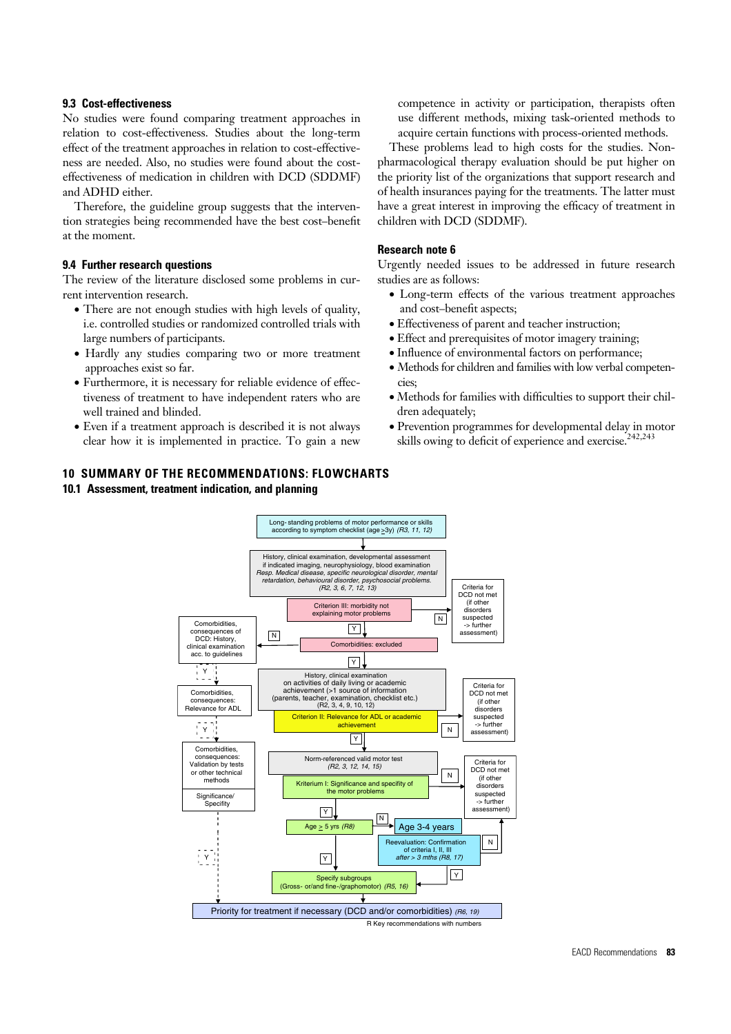### 9.3 Cost-effectiveness

No studies were found comparing treatment approaches in relation to cost-effectiveness. Studies about the long-term effect of the treatment approaches in relation to cost-effectiveness are needed. Also, no studies were found about the cost-effectiveness of medication in children with DCD (SDDMF) and ADHD either.

Therefore, the guideline group suggests that the intervention strategies being recommended have the best cost–benefit at the moment.

### 9.4 Further research questions

The review of the literature disclosed some problems in current intervention research.

- There are not enough studies with high levels of quality, i.e. controlled studies or randomized controlled trials with large numbers of participants.
- Hardly any studies comparing two or more treatment approaches exist so far.
- Furthermore, it is necessary for reliable evidence of effectiveness of treatment to have independent raters who are well trained and blinded.
- Even if a treatment approach is described it is not always clear how it is implemented in practice. To gain a new competence in activity or participation, therapists often use different methods, mixing task-oriented methods to acquire certain functions with process-oriented methods.

These problems lead to high costs for the studies. Non-pharmacological therapy evaluation should be put higher on the priority list of the organizations that support research and of health insurances paying for the treatments. The latter must have a great interest in improving the efficacy of treatment in children with DCD (SDDMF).

### Research note 6

Urgently needed issues to be addressed in future research studies are as follows:

- Long-term effects of the various treatment approaches and cost–benefit aspects;
- Effectiveness of parent and teacher instruction;
- Effect and prerequisites of motor imagery training;
- Influence of environmental factors on performance;
- Methods for children and families with low verbal competencies;
- Methods for families with difficulties to support their children adequately;
- Prevention programmes for developmental delay in motor skills owing to deficit of experience and exercise.[242,243]

## 10 SUMMARY OF THE RECOMMENDATIONS: FLOWCHARTS

### 10.1 Assessment, treatment indication, and planning

Long-standing problems of motor performance or skills according to symptom checklist (age ≥3y) *(R3, 11, 12)*

↓

History, clinical examination, developmental assessment if indicated imaging, neurophysiology, blood examination *Resp. Medical disease, specific neurological disorder, mental retardation, behavioural disorder, psychosocial problems.* *(R2, 3, 6, 7, 12, 13)*

Criterion III: morbidity not explaining motor problems — N → Criteria for DCD not met (if other disorders suspected -> further assessment)

Y ↓

Comorbidities: excluded — N → Comorbidities, consequences of DCD: History, clinical examination acc. to guidelines —Y→ Comorbidities, consequences: Relevance for ADL —Y→ Comorbidities, consequences: Validation by tests or other technical methods / Significance/Specifity —Y→ Priority for treatment

Y ↓

History, clinical examination on activities of daily living or academic achievement (>1 source of information (parents, teacher, examination, checklist etc.) (R2, 3, 4, 9, 10, 12)

Criterion II: Relevance for ADL or academic achievement — N → Criteria for DCD not met (if other disorders suspected -> further assessment)

Y ↓

Norm-referenced valid motor test *(R2, 3, 12, 14, 15)*

Kriterium I: Significance and specifity of the motor problems — N → Criteria for DCD not met (if other disorders suspected -> further assessment)

Y ↓

Age ≥ 5 yrs *(R8)* — N → Age 3-4 years → Reevaluation: Confirmation of criteria I, II, III *after > 3 mths (R8, 17)* — N → Criteria for DCD not met; Y → Specify subgroups

Y ↓

Specify subgroups (Gross- or/and fine-/graphomotor) *(R5, 16)*

↓

Priority for treatment if necessary (DCD and/or comorbidities) *(R6, 19)*

R Key recommendations with numbers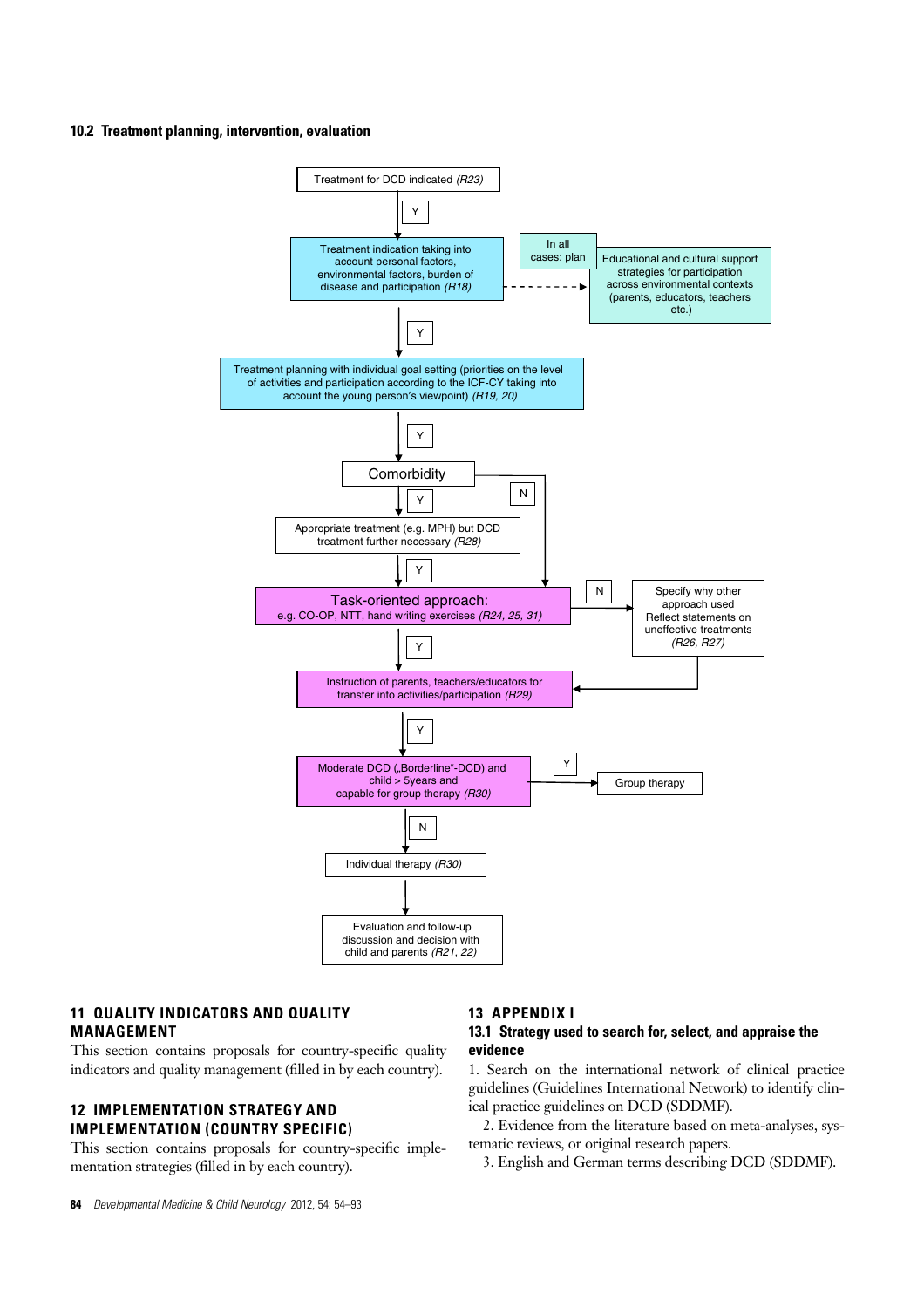### 10.2 Treatment planning, intervention, evaluation

Treatment for DCD indicated *(R23)*

Y

Treatment indication taking into account personal factors, environmental factors, burden of disease and participation *(R18)*

In all cases: plan

Educational and cultural support strategies for participation across environmental contexts (parents, educators, teachers etc.)

Y

Treatment planning with individual goal setting (priorities on the level of activities and participation according to the ICF-CY taking into account the young person's viewpoint) *(R19, 20)*

Y

Comorbidity

Y

N

Appropriate treatment (e.g. MPH) but DCD treatment further necessary *(R28)*

Y

Task-oriented approach:
e.g. CO-OP, NTT, hand writing exercises *(R24, 25, 31)*

N

Specify why other approach used Reflect statements on uneffective treatments *(R26, R27)*

Y

Instruction of parents, teachers/educators for transfer into activities/participation *(R29)*

Y

Moderate DCD („Borderline"-DCD) and child > 5years and capable for group therapy *(R30)*

Y

Group therapy

N

Individual therapy *(R30)*

Evaluation and follow-up discussion and decision with child and parents *(R21, 22)*

## 11 QUALITY INDICATORS AND QUALITY MANAGEMENT

This section contains proposals for country-specific quality indicators and quality management (filled in by each country).

## 12 IMPLEMENTATION STRATEGY AND IMPLEMENTATION (COUNTRY SPECIFIC)

This section contains proposals for country-specific implementation strategies (filled in by each country).

## 13 APPENDIX I

### 13.1 Strategy used to search for, select, and appraise the evidence

1. Search on the international network of clinical practice guidelines (Guidelines International Network) to identify clinical practice guidelines on DCD (SDDMF).

2. Evidence from the literature based on meta-analyses, systematic reviews, or original research papers.

3. English and German terms describing DCD (SDDMF).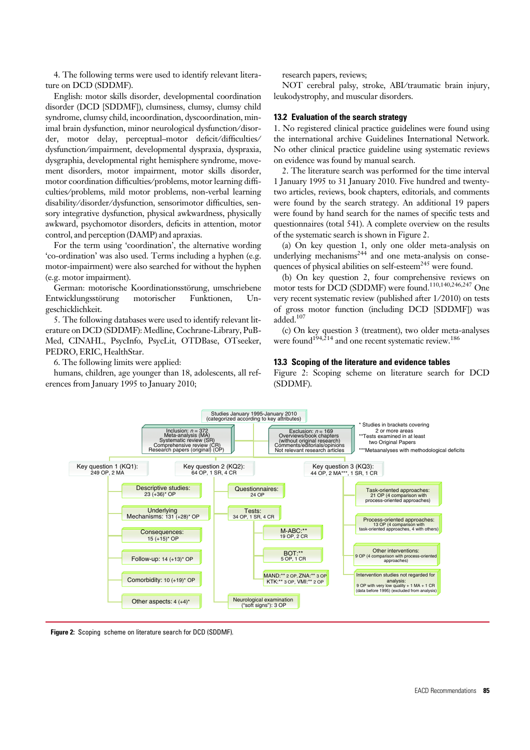4. The following terms were used to identify relevant literature on DCD (SDDMF).

English: motor skills disorder, developmental coordination disorder (DCD [SDDMF]), clumsiness, clumsy, clumsy child syndrome, clumsy child, incoordination, dyscoordination, minimal brain dysfunction, minor neurological dysfunction/disorder, motor delay, perceptual–motor deficit/difficulties/dysfunction/impairment, developmental dyspraxia, dyspraxia, dysgraphia, developmental right hemisphere syndrome, movement disorders, motor impairment, motor skills disorder, motor coordination difficulties/problems, motor learning difficulties/problems, mild motor problems, non-verbal learning disability/disorder/dysfunction, sensorimotor difficulties, sensory integrative dysfunction, physical awkwardness, physically awkward, psychomotor disorders, deficits in attention, motor control, and perception (DAMP) and apraxias.

For the term using 'coordination', the alternative wording 'co-ordination' was also used. Terms including a hyphen (e.g. motor-impairment) were also searched for without the hyphen (e.g. motor impairment).

German: motorische Koordinationsstörung, umschriebene Entwicklungsstörung motorischer Funktionen, Ungeschicklichkeit.

5. The following databases were used to identify relevant literature on DCD (SDDMF): Medline, Cochrane-Library, PubMed, CINAHL, PsycInfo, PsycLit, OTDBase, OTseeker, PEDRO, ERIC, HealthStar.

6. The following limits were applied:

humans, children, age younger than 18, adolescents, all references from January 1995 to January 2010; research papers, reviews;

NOT cerebral palsy, stroke, ABI/traumatic brain injury, leukodystrophy, and muscular disorders.

## 13.2 Evaluation of the search strategy

1. No registered clinical practice guidelines were found using the international archive Guidelines International Network. No other clinical practice guideline using systematic reviews on evidence was found by manual search.

2. The literature search was performed for the time interval 1 January 1995 to 31 January 2010. Five hundred and twenty-two articles, reviews, book chapters, editorials, and comments were found by the search strategy. An additional 19 papers were found by hand search for the names of specific tests and questionnaires (total 541). A complete overview on the results of the systematic search is shown in Figure 2.

(a) On key question 1, only one older meta-analysis on underlying mechanisms[244] and one meta-analysis on consequences of physical abilities on self-esteem[245] were found.

(b) On key question 2, four comprehensive reviews on motor tests for DCD (SDDMF) were found.[110,140,246,247] One very recent systematic review (published after 1/2010) on tests of gross motor function (including DCD [SDDMF]) was added.[107]

(c) On key question 3 (treatment), two older meta-analyses were found[194,214] and one recent systematic review.[186]

## 13.3 Scoping of the literature and evidence tables

Figure 2: Scoping scheme on literature search for DCD (SDDMF).

Studies January 1995-January 2010 (categorized according to key attributes)

Inclusion: $n$ = 372
Meta-analysis (MA)
Systematic review (SR)
Comprehensive review (CR)
Research papers (original) (OP)

Exclusion: $n$ = 169
Overviews/book chapters (without original research)
Comments/editorials/opinions
Not relevant research articles

\* Studies in brackets covering 2 or more areas
\*\*Tests examined in at least two Original Papers
\*\*\*Metaanalyses with methodological deficits

Key question 1 (KQ1): 249 OP, 2 MA
- Descriptive studies: 23 (+36)* OP
- Underlying Mechanisms: 131 (+28)* OP
- Consequences: 15 (+15)* OP
- Follow-up: 14 (+13)* OP
- Comorbidity: 10 (+19)* OP
- Other aspects: 4 (+4)*

Key question 2 (KQ2): 64 OP, 1 SR, 4 CR
- Questionnaires: 24 OP
- Tests: 34 OP, 1 SR, 4 CR
  - M-ABC:** 19 OP, 2 CR
  - BOT:** 5 OP, 1 CR
  - MAND:** 2 OP, ZNA:** 3 OP, KTK:** 3 OP, VMI:** 2 OP
- Neurological examination ("soft signs"): 3 OP

Key question 3 (KQ3): 44 OP, 2 MA***, 1 SR, 1 CR
- Task-oriented approaches: 21 OP (4 comparison with process-oriented approaches)
- Process-oriented approaches: 13 OP (4 comparison with task-oriented approaches, 4 with others)
- Other interventions: 9 OP (4 comparison with process-oriented approaches)
- Intervention studies not regarded for analysis: 9 OP with very low quality + 1 MA + 1 CR (data before 1995) (excluded from analysis)

**Figure 2:** Scoping scheme on literature search for DCD (SDDMF).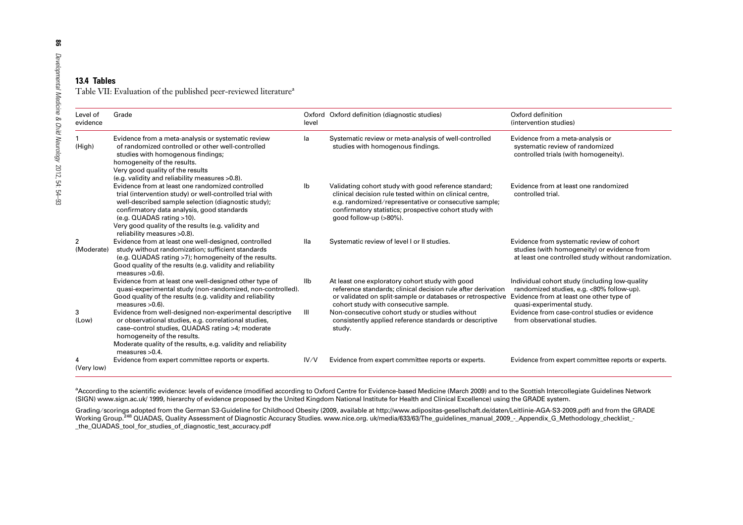## 13.4 Tables

Table VII: Evaluation of the published peer-reviewed literature[a]

| Level of evidence | Grade | Oxford level | Oxford definition (diagnostic studies) | Oxford definition (intervention studies) |
|---|---|---|---|---|
| 1 (High) | Evidence from a meta-analysis or systematic review of randomized controlled or other well-controlled studies with homogenous findings; homogeneity of the results. Very good quality of the results (e.g. validity and reliability measures >0.8). | Ia | Systematic review or meta-analysis of well-controlled studies with homogenous findings. | Evidence from a meta-analysis or systematic review of randomized controlled trials (with homogeneity). |
| | Evidence from at least one randomized controlled trial (intervention study) or well-controlled trial with well-described sample selection (diagnostic study); confirmatory data analysis, good standards (e.g. QUADAS rating >10). Very good quality of the results (e.g. validity and reliability measures >0.8). | Ib | Validating cohort study with good reference standard; clinical decision rule tested within on clinical centre, e.g. randomized/representative or consecutive sample; confirmatory statistics; prospective cohort study with good follow-up (>80%). | Evidence from at least one randomized controlled trial. |
| 2 (Moderate) | Evidence from at least one well-designed, controlled study without randomization; sufficient standards (e.g. QUADAS rating >7); homogeneity of the results. Good quality of the results (e.g. validity and reliability measures >0.6). | IIa | Systematic review of level I or II studies. | Evidence from systematic review of cohort studies (with homogeneity) or evidence from at least one controlled study without randomization. |
| | Evidence from at least one well-designed other type of quasi-experimental study (non-randomized, non-controlled). Good quality of the results (e.g. validity and reliability measures >0.6). | IIb | At least one exploratory cohort study with good reference standards; clinical decision rule after derivation or validated on split-sample or databases or retrospective cohort study with consecutive sample. | Individual cohort study (including low-quality randomized studies, e.g. <80% follow-up). Evidence from at least one other type of quasi-experimental study. |
| 3 (Low) | Evidence from well-designed non-experimental descriptive or observational studies, e.g. correlational studies, case–control studies, QUADAS rating >4; moderate homogeneity of the results. Moderate quality of the results, e.g. validity and reliability measures >0.4. | III | Non-consecutive cohort study or studies without consistently applied reference standards or descriptive study. | Evidence from case-control studies or evidence from observational studies. |
| 4 (Very low) | Evidence from expert committee reports or experts. | IV/V | Evidence from expert committee reports or experts. | Evidence from expert committee reports or experts. |

[a]According to the scientific evidence: levels of evidence (modified according to Oxford Centre for Evidence-based Medicine (March 2009) and to the Scottish Intercollegiate Guidelines Network (SIGN) www.sign.ac.uk/ 1999, hierarchy of evidence proposed by the United Kingdom National Institute for Health and Clinical Excellence) using the GRADE system.

Grading/scorings adopted from the German S3-Guideline for Childhood Obesity (2009, available at http://www.adipositas-gesellschaft.de/daten/Leitlinie-AGA-S3-2009.pdf) and from the GRADE Working Group.[248] QUADAS, Quality Assessment of Diagnostic Accuracy Studies. www.nice.org. uk/media/633/63/The_guidelines_manual_2009_-_Appendix_G_Methodology_checklist_-_the_QUADAS_tool_for_studies_of_diagnostic_test_accuracy.pdf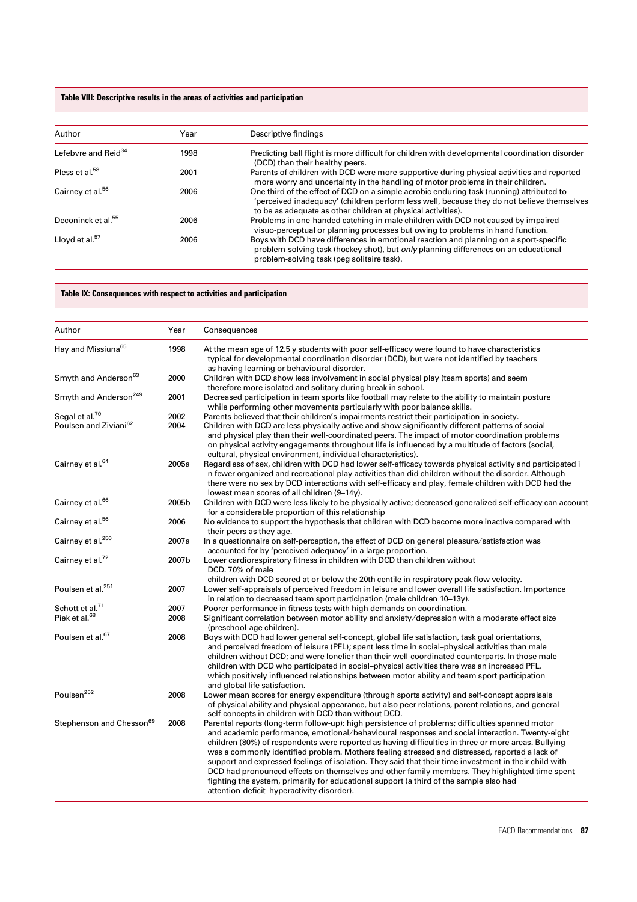**Table VIII: Descriptive results in the areas of activities and participation**

| Author | Year | Descriptive findings |
|---|---|---|
| Lefebvre and Reid[34] | 1998 | Predicting ball flight is more difficult for children with developmental coordination disorder (DCD) than their healthy peers. |
| Pless et al.[58] | 2001 | Parents of children with DCD were more supportive during physical activities and reported more worry and uncertainty in the handling of motor problems in their children. |
| Cairney et al.[56] | 2006 | One third of the effect of DCD on a simple aerobic enduring task (running) attributed to 'perceived inadequacy' (children perform less well, because they do not believe themselves to be as adequate as other children at physical activities). |
| Deconinck et al.[55] | 2006 | Problems in one-handed catching in male children with DCD not caused by impaired visuo-perceptual or planning processes but owing to problems in hand function. |
| Lloyd et al.[57] | 2006 | Boys with DCD have differences in emotional reaction and planning on a sport-specific problem-solving task (hockey shot), but *only* planning differences on an educational problem-solving task (peg solitaire task). |

**Table IX: Consequences with respect to activities and participation**

| Author | Year | Consequences |
|---|---|---|
| Hay and Missiuna[65] | 1998 | At the mean age of 12.5 y students with poor self-efficacy were found to have characteristics typical for developmental coordination disorder (DCD), but were not identified by teachers as having learning or behavioural disorder. |
| Smyth and Anderson[63] | 2000 | Children with DCD show less involvement in social physical play (team sports) and seem therefore more isolated and solitary during break in school. |
| Smyth and Anderson[249] | 2001 | Decreased participation in team sports like football may relate to the ability to maintain posture while performing other movements particularly with poor balance skills. |
| Segal et al.[70] | 2002 | Parents believed that their children's impairments restrict their participation in society. |
| Poulsen and Ziviani[62] | 2004 | Children with DCD are less physically active and show significantly different patterns of social and physical play than their well-coordinated peers. The impact of motor coordination problems on physical activity engagements throughout life is influenced by a multitude of factors (social, cultural, physical environment, individual characteristics). |
| Cairney et al.[64] | 2005a | Regardless of sex, children with DCD had lower self-efficacy towards physical activity and participated i n fewer organized and recreational play activities than did children without the disorder. Although there were no sex by DCD interactions with self-efficacy and play, female children with DCD had the lowest mean scores of all children (9–14y). |
| Cairney et al.[66] | 2005b | Children with DCD were less likely to be physically active; decreased generalized self-efficacy can account for a considerable proportion of this relationship |
| Cairney et al.[56] | 2006 | No evidence to support the hypothesis that children with DCD become more inactive compared with their peers as they age. |
| Cairney et al.[250] | 2007a | In a questionnaire on self-perception, the effect of DCD on general pleasure/satisfaction was accounted for by 'perceived adequacy' in a large proportion. |
| Cairney et al.[72] | 2007b | Lower cardiorespiratory fitness in children with DCD than children without DCD. 70% of male children with DCD scored at or below the 20th centile in respiratory peak flow velocity. |
| Poulsen et al.[251] | 2007 | Lower self-appraisals of perceived freedom in leisure and lower overall life satisfaction. Importance in relation to decreased team sport participation (male children 10–13y). |
| Schott et al.[71] | 2007 | Poorer performance in fitness tests with high demands on coordination. |
| Piek et al.[68] | 2008 | Significant correlation between motor ability and anxiety/depression with a moderate effect size (preschool-age children). |
| Poulsen et al.[67] | 2008 | Boys with DCD had lower general self-concept, global life satisfaction, task goal orientations, and perceived freedom of leisure (PFL); spent less time in social–physical activities than male children without DCD; and were lonelier than their well-coordinated counterparts. In those male children with DCD who participated in social–physical activities there was an increased PFL, which positively influenced relationships between motor ability and team sport participation and global life satisfaction. |
| Poulsen[252] | 2008 | Lower mean scores for energy expenditure (through sports activity) and self-concept appraisals of physical ability and physical appearance, but also peer relations, parent relations, and general self-concepts in children with DCD than without DCD. |
| Stephenson and Chesson[69] | 2008 | Parental reports (long-term follow-up): high persistence of problems; difficulties spanned motor and academic performance, emotional/behavioural responses and social interaction. Twenty-eight children (80%) of respondents were reported as having difficulties in three or more areas. Bullying was a commonly identified problem. Mothers feeling stressed and distressed, reported a lack of support and expressed feelings of isolation. They said that their time investment in their child with DCD had pronounced effects on themselves and other family members. They highlighted time spent fighting the system, primarily for educational support (a third of the sample also had attention-deficit–hyperactivity disorder). |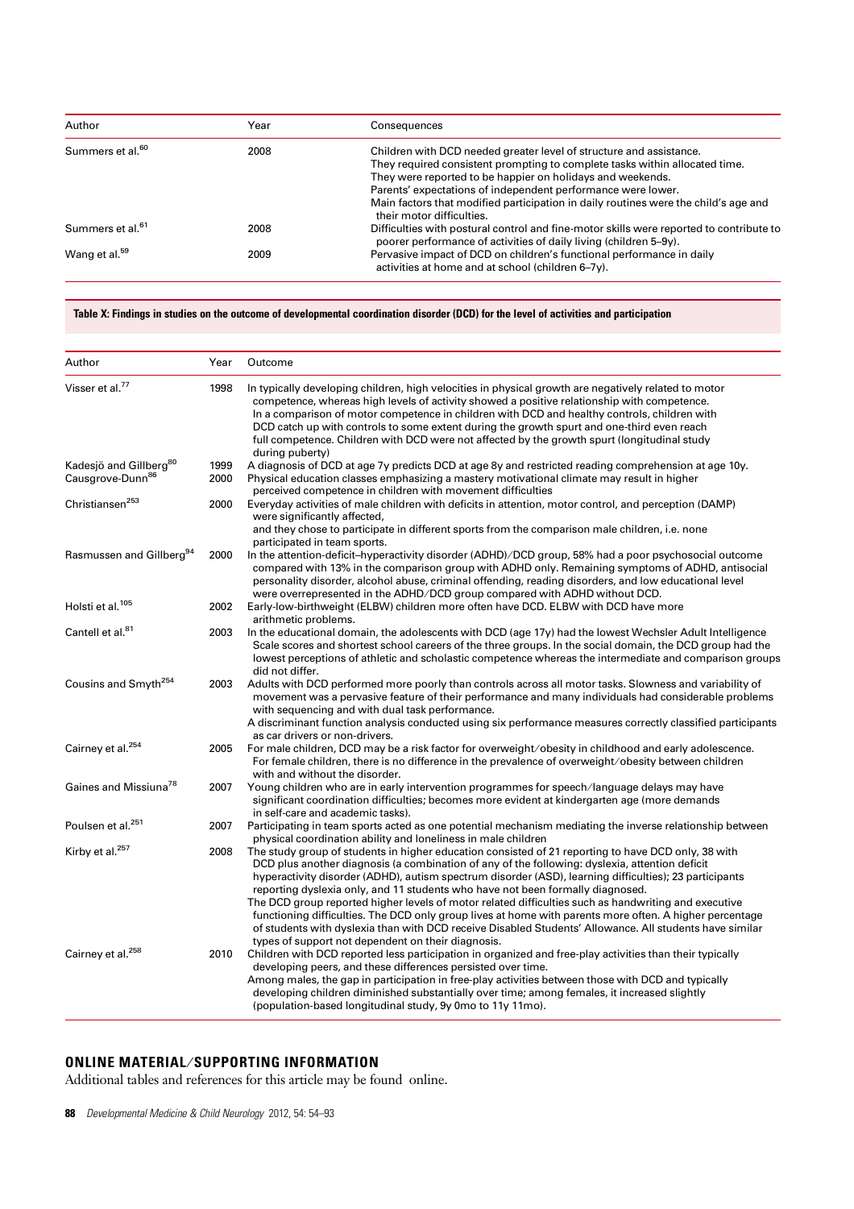| Author | Year | Consequences |
|---|---|---|
| Summers et al.[60] | 2008 | Children with DCD needed greater level of structure and assistance. They required consistent prompting to complete tasks within allocated time. They were reported to be happier on holidays and weekends. Parents' expectations of independent performance were lower. Main factors that modified participation in daily routines were the child's age and their motor difficulties. |
| Summers et al.[61] | 2008 | Difficulties with postural control and fine-motor skills were reported to contribute to poorer performance of activities of daily living (children 5–9y). |
| Wang et al.[59] | 2009 | Pervasive impact of DCD on children's functional performance in daily activities at home and at school (children 6–7y). |

**Table X: Findings in studies on the outcome of developmental coordination disorder (DCD) for the level of activities and participation**

| Author | Year | Outcome |
|---|---|---|
| Visser et al.[77] | 1998 | In typically developing children, high velocities in physical growth are negatively related to motor competence, whereas high levels of activity showed a positive relationship with competence. In a comparison of motor competence in children with DCD and healthy controls, children with DCD catch up with controls to some extent during the growth spurt and one-third even reach full competence. Children with DCD were not affected by the growth spurt (longitudinal study during puberty) |
| Kadesjö and Gillberg[80] | 1999 | A diagnosis of DCD at age 7y predicts DCD at age 8y and restricted reading comprehension at age 10y. |
| Causgrove-Dunn[86] | 2000 | Physical education classes emphasizing a mastery motivational climate may result in higher perceived competence in children with movement difficulties |
| Christiansen[253] | 2000 | Everyday activities of male children with deficits in attention, motor control, and perception (DAMP) were significantly affected, and they chose to participate in different sports from the comparison male children, i.e. none participated in team sports. |
| Rasmussen and Gillberg[94] | 2000 | In the attention-deficit–hyperactivity disorder (ADHD)/DCD group, 58% had a poor psychosocial outcome compared with 13% in the comparison group with ADHD only. Remaining symptoms of ADHD, antisocial personality disorder, alcohol abuse, criminal offending, reading disorders, and low educational level were overrepresented in the ADHD/DCD group compared with ADHD without DCD. |
| Holsti et al.[105] | 2002 | Early-low-birthweight (ELBW) children more often have DCD. ELBW with DCD have more arithmetic problems. |
| Cantell et al.[81] | 2003 | In the educational domain, the adolescents with DCD (age 17y) had the lowest Wechsler Adult Intelligence Scale scores and shortest school careers of the three groups. In the social domain, the DCD group had the lowest perceptions of athletic and scholastic competence whereas the intermediate and comparison groups did not differ. |
| Cousins and Smyth[254] | 2003 | Adults with DCD performed more poorly than controls across all motor tasks. Slowness and variability of movement was a pervasive feature of their performance and many individuals had considerable problems with sequencing and with dual task performance. A discriminant function analysis conducted using six performance measures correctly classified participants as car drivers or non-drivers. |
| Cairney et al.[254] | 2005 | For male children, DCD may be a risk factor for overweight/obesity in childhood and early adolescence. For female children, there is no difference in the prevalence of overweight/obesity between children with and without the disorder. |
| Gaines and Missiuna[78] | 2007 | Young children who are in early intervention programmes for speech/language delays may have significant coordination difficulties; becomes more evident at kindergarten age (more demands in self-care and academic tasks). |
| Poulsen et al.[251] | 2007 | Participating in team sports acted as one potential mechanism mediating the inverse relationship between physical coordination ability and loneliness in male children |
| Kirby et al.[257] | 2008 | The study group of students in higher education consisted of 21 reporting to have DCD only, 38 with DCD plus another diagnosis (a combination of any of the following: dyslexia, attention deficit hyperactivity disorder (ADHD), autism spectrum disorder (ASD), learning difficulties); 23 participants reporting dyslexia only, and 11 students who have not been formally diagnosed. The DCD group reported higher levels of motor related difficulties such as handwriting and executive functioning difficulties. The DCD only group lives at home with parents more often. A higher percentage of students with dyslexia than with DCD receive Disabled Students' Allowance. All students have similar types of support not dependent on their diagnosis. |
| Cairney et al.[258] | 2010 | Children with DCD reported less participation in organized and free-play activities than their typically developing peers, and these differences persisted over time. Among males, the gap in participation in free-play activities between those with DCD and typically developing children diminished substantially over time; among females, it increased slightly (population-based longitudinal study, 9y 0mo to 11y 11mo). |

## ONLINE MATERIAL/SUPPORTING INFORMATION

Additional tables and references for this article may be found online.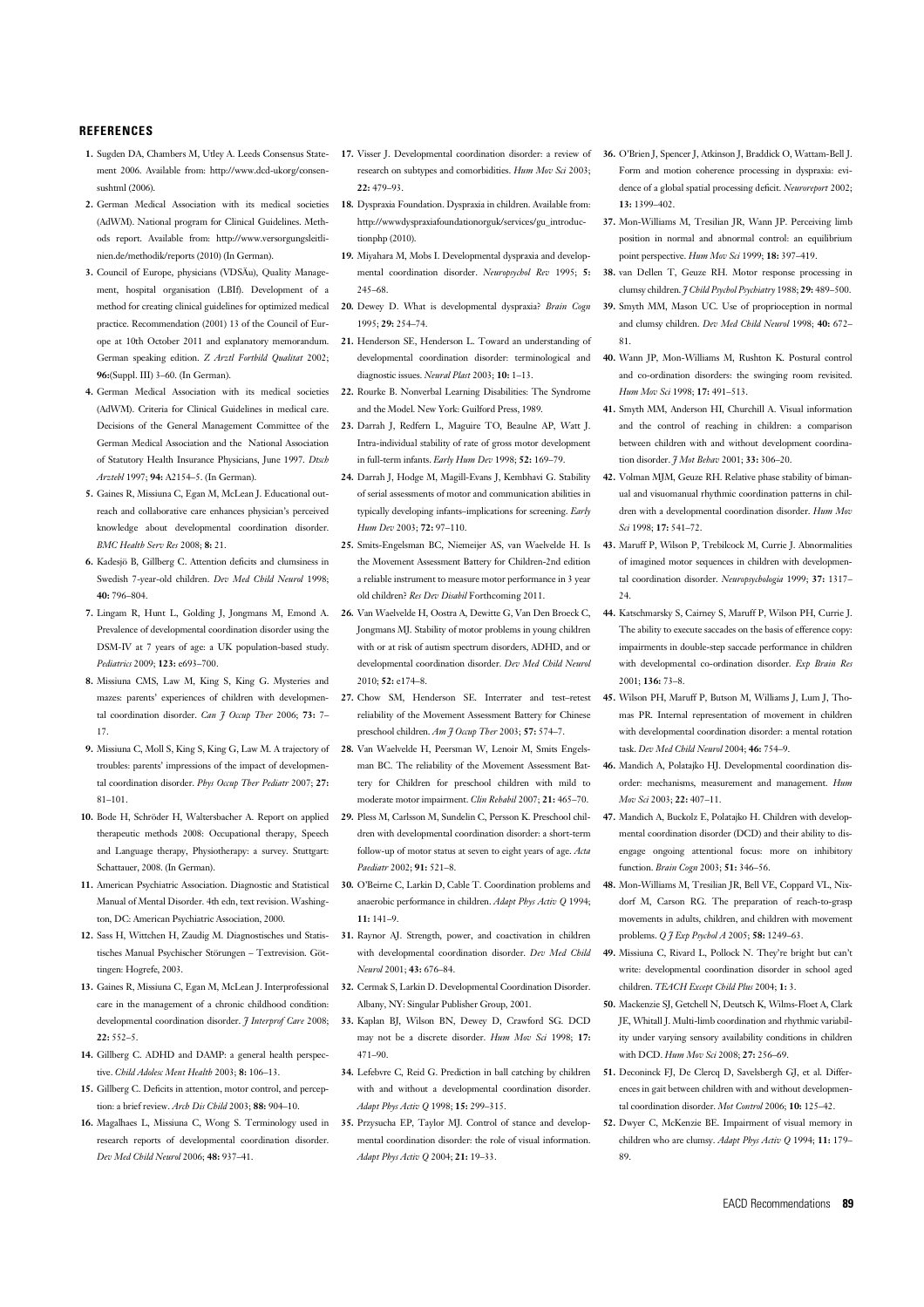## REFERENCES

1. Sugden DA, Chambers M, Utley A. Leeds Consensus Statement 2006. Available from: http://www.dcd-ukorg/consensushtml (2006).
2. German Medical Association with its medical societies (AdWM). National program for Clinical Guidelines. Methods report. Available from: http://www.versorgungsleitlinien.de/methodik/reports (2010) (In German).
3. Council of Europe, physicians (VDSÄu), Quality Management, hospital organisation (LBIf). Development of a method for creating clinical guidelines for optimized medical practice. Recommendation (2001) 13 of the Council of Europe at 10th October 2011 and explanatory memorandum. German speaking edition. *Z Arztl Fortbild Qualitat* 2002; **96:**(Suppl. III) 3–60. (In German).
4. German Medical Association with its medical societies (AdWM). Criteria for Clinical Guidelines in medical care. Decisions of the General Management Committee of the German Medical Association and the National Association of Statutory Health Insurance Physicians, June 1997. *Dtsch Arztebl* 1997; **94:** A2154–5. (In German).
5. Gaines R, Missiuna C, Egan M, McLean J. Educational outreach and collaborative care enhances physician's perceived knowledge about developmental coordination disorder. *BMC Health Serv Res* 2008; **8:** 21.
6. Kadesjö B, Gillberg C. Attention deficits and clumsiness in Swedish 7-year-old children. *Dev Med Child Neurol* 1998; **40:** 796–804.
7. Lingam R, Hunt L, Golding J, Jongmans M, Emond A. Prevalence of developmental coordination disorder using the DSM-IV at 7 years of age: a UK population-based study. *Pediatrics* 2009; **123:** e693–700.
8. Missiuna CMS, Law M, King S, King G. Mysteries and mazes: parents' experiences of children with developmental coordination disorder. *Can J Occup Ther* 2006; **73:** 7–17.
9. Missiuna C, Moll S, King S, King G, Law M. A trajectory of troubles: parents' impressions of the impact of developmental coordination disorder. *Phys Occup Ther Pediatr* 2007; **27:** 81–101.
10. Bode H, Schröder H, Waltersbacher A. Report on applied therapeutic methods 2008: Occupational therapy, Speech and Language therapy, Physiotherapy: a survey. Stuttgart: Schattauer, 2008. (In German).
11. American Psychiatric Association. Diagnostic and Statistical Manual of Mental Disorder. 4th edn, text revision. Washington, DC: American Psychiatric Association, 2000.
12. Sass H, Wittchen H, Zaudig M. Diagnostisches und Statistisches Manual Psychischer Störungen – Textrevision. Göttingen: Hogrefe, 2003.
13. Gaines R, Missiuna C, Egan M, McLean J. Interprofessional care in the management of a chronic childhood condition: developmental coordination disorder. *J Interprof Care* 2008; **22:** 552–5.
14. Gillberg C. ADHD and DAMP: a general health perspective. *Child Adolesc Ment Health* 2003; **8:** 106–13.
15. Gillberg C. Deficits in attention, motor control, and perception: a brief review. *Arch Dis Child* 2003; **88:** 904–10.
16. Magalhaes L, Missiuna C, Wong S. Terminology used in research reports of developmental coordination disorder. *Dev Med Child Neurol* 2006; **48:** 937–41.
17. Visser J. Developmental coordination disorder: a review of research on subtypes and comorbidities. *Hum Mov Sci* 2003; **22:** 479–93.
18. Dyspraxia Foundation. Dyspraxia in children. Available from: http://wwwdyspraxiafoundationorguk/services/gu_introductionphp (2010).
19. Miyahara M, Mobs I. Developmental dyspraxia and developmental coordination disorder. *Neuropsychol Rev* 1995; **5:** 245–68.
20. Dewey D. What is developmental dyspraxia? *Brain Cogn* 1995; **29:** 254–74.
21. Henderson SE, Henderson L. Toward an understanding of developmental coordination disorder: terminological and diagnostic issues. *Neural Plast* 2003; **10:** 1–13.
22. Rourke B. Nonverbal Learning Disabilities: The Syndrome and the Model. New York: Guilford Press, 1989.
23. Darrah J, Redfern L, Maguire TO, Beaulne AP, Watt J. Intra-individual stability of rate of gross motor development in full-term infants. *Early Hum Dev* 1998; **52:** 169–79.
24. Darrah J, Hodge M, Magill-Evans J, Kembhavi G. Stability of serial assessments of motor and communication abilities in typically developing infants–implications for screening. *Early Hum Dev* 2003; **72:** 97–110.
25. Smits-Engelsman BC, Niemeijer AS, van Waelvelde H. Is the Movement Assessment Battery for Children-2nd edition a reliable instrument to measure motor performance in 3 year old children? *Res Dev Disabil* Forthcoming 2011.
26. Van Waelvelde H, Oostra A, Dewitte G, Van Den Broeck C, Jongmans MJ. Stability of motor problems in young children with or at risk of autism spectrum disorders, ADHD, and or developmental coordination disorder. *Dev Med Child Neurol* 2010; **52:** e174–8.
27. Chow SM, Henderson SE. Interrater and test–retest reliability of the Movement Assessment Battery for Chinese preschool children. *Am J Occup Ther* 2003; **57:** 574–7.
28. Van Waelvelde H, Peersman W, Lenoir M, Smits Engelsman BC. The reliability of the Movement Assessment Battery for Children for preschool children with mild to moderate motor impairment. *Clin Rehabil* 2007; **21:** 465–70.
29. Pless M, Carlsson M, Sundelin C, Persson K. Preschool children with developmental coordination disorder: a short-term follow-up of motor status at seven to eight years of age. *Acta Paediatr* 2002; **91:** 521–8.
30. O'Beirne C, Larkin D, Cable T. Coordination problems and anaerobic performance in children. *Adapt Phys Activ Q* 1994; **11:** 141–9.
31. Raynor AJ. Strength, power, and coactivation in children with developmental coordination disorder. *Dev Med Child Neurol* 2001; **43:** 676–84.
32. Cermak S, Larkin D. Developmental Coordination Disorder. Albany, NY: Singular Publisher Group, 2001.
33. Kaplan BJ, Wilson BN, Dewey D, Crawford SG. DCD may not be a discrete disorder. *Hum Mov Sci* 1998; **17:** 471–90.
34. Lefebvre C, Reid G. Prediction in ball catching by children with and without a developmental coordination disorder. *Adapt Phys Activ Q* 1998; **15:** 299–315.
35. Przysucha EP, Taylor MJ. Control of stance and developmental coordination disorder: the role of visual information. *Adapt Phys Activ Q* 2004; **21:** 19–33.
36. O'Brien J, Spencer J, Atkinson J, Braddick O, Wattam-Bell J. Form and motion coherence processing in dyspraxia: evidence of a global spatial processing deficit. *Neuroreport* 2002; **13:** 1399–402.
37. Mon-Williams M, Tresilian JR, Wann JP. Perceiving limb position in normal and abnormal control: an equilibrium point perspective. *Hum Mov Sci* 1999; **18:** 397–419.
38. van Dellen T, Geuze RH. Motor response processing in clumsy children. *J Child Psychol Psychiatry* 1988; **29:** 489–500.
39. Smyth MM, Mason UC. Use of proprioception in normal and clumsy children. *Dev Med Child Neurol* 1998; **40:** 672–81.
40. Wann JP, Mon-Williams M, Rushton K. Postural control and co-ordination disorders: the swinging room revisited. *Hum Mov Sci* 1998; **17:** 491–513.
41. Smyth MM, Anderson HI, Churchill A. Visual information and the control of reaching in children: a comparison between children with and without development coordination disorder. *J Mot Behav* 2001; **33:** 306–20.
42. Volman MJM, Geuze RH. Relative phase stability of bimanual and visuomanual rhythmic coordination patterns in children with a developmental coordination disorder. *Hum Mov Sci* 1998; **17:** 541–72.
43. Maruff P, Wilson P, Trebilcock M, Currie J. Abnormalities of imagined motor sequences in children with developmental coordination disorder. *Neuropsychologia* 1999; **37:** 1317–24.
44. Katschmarsky S, Cairney S, Maruff P, Wilson PH, Currie J. The ability to execute saccades on the basis of efference copy: impairments in double-step saccade performance in children with developmental co-ordination disorder. *Exp Brain Res* 2001; **136:** 73–8.
45. Wilson PH, Maruff P, Butson M, Williams J, Lum J, Thomas PR. Internal representation of movement in children with developmental coordination disorder: a mental rotation task. *Dev Med Child Neurol* 2004; **46:** 754–9.
46. Mandich A, Polatajko HJ. Developmental coordination disorder: mechanisms, measurement and management. *Hum Mov Sci* 2003; **22:** 407–11.
47. Mandich A, Buckolz E, Polatajko H. Children with developmental coordination disorder (DCD) and their ability to disengage ongoing attentional focus: more on inhibitory function. *Brain Cogn* 2003; **51:** 346–56.
48. Mon-Williams M, Tresilian JR, Bell VE, Coppard VL, Nixdorf M, Carson RG. The preparation of reach-to-grasp movements in adults, children, and children with movement problems. *Q J Exp Psychol A* 2005; **58:** 1249–63.
49. Missiuna C, Rivard L, Pollock N. They're bright but can't write: developmental coordination disorder in school aged children. *TEACH Except Child Plus* 2004; **1:** 3.
50. Mackenzie SJ, Getchell N, Deutsch K, Wilms-Floet A, Clark JE, Whitall J. Multi-limb coordination and rhythmic variability under varying sensory availability conditions in children with DCD. *Hum Mov Sci* 2008; **27:** 256–69.
51. Deconinck FJ, De Clercq D, Savelsbergh GJ, et al. Differences in gait between children with and without developmental coordination disorder. *Mot Control* 2006; **10:** 125–42.
52. Dwyer C, McKenzie BE. Impairment of visual memory in children who are clumsy. *Adapt Phys Activ Q* 1994; **11:** 179–89.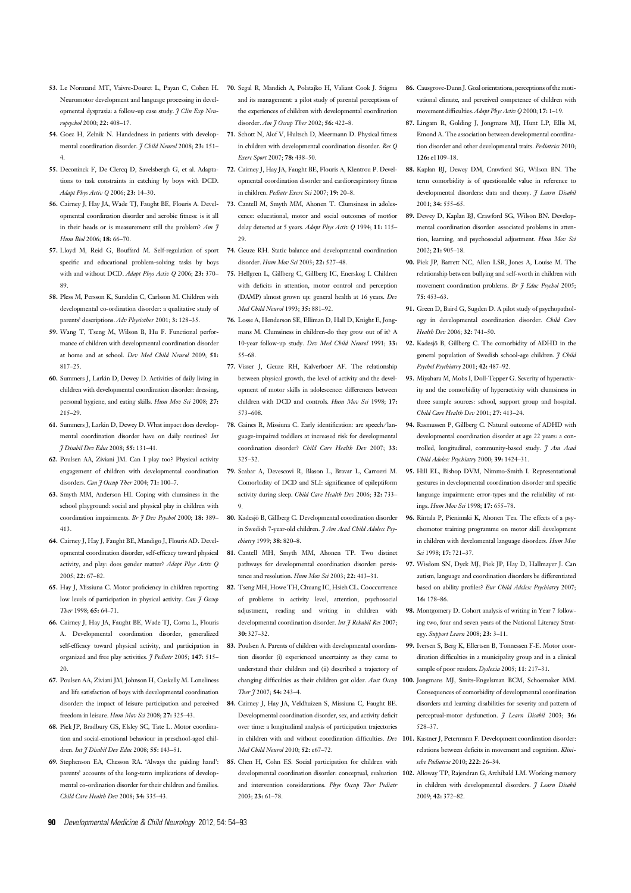53. Le Normand MT, Vaivre-Douret L, Payan C, Cohen H. Neuromotor development and language processing in developmental dyspraxia: a follow-up case study. *J Clin Exp Neuropsychol* 2000; **22:** 408–17.

54. Goez H, Zelnik N. Handedness in patients with developmental coordination disorder. *J Child Neurol* 2008; **23:** 151–4.

55. Deconinck F, De Clercq D, Savelsbergh G, et al. Adaptations to task constraints in catching by boys with DCD. *Adapt Phys Activ Q* 2006; **23:** 14–30.

56. Cairney J, Hay JA, Wade TJ, Faught BE, Flouris A. Developmental coordination disorder and aerobic fitness: is it all in their heads or is measurement still the problem? *Am J Hum Biol* 2006; **18:** 66–70.

57. Lloyd M, Reid G, Bouffard M. Self-regulation of sport specific and educational problem-solving tasks by boys with and without DCD. *Adapt Phys Activ Q* 2006; **23:** 370–89.

58. Pless M, Persson K, Sundelin C, Carlsson M. Children with developmental co-ordination disorder: a qualitative study of parents' descriptions. *Adv Physiother* 2001; **3:** 128–35.

59. Wang T, Tseng M, Wilson B, Hu F. Functional performance of children with developmental coordination disorder at home and at school. *Dev Med Child Neurol* 2009; **51:** 817–25.

60. Summers J, Larkin D, Dewey D. Activities of daily living in children with developmental coordination disorder: dressing, personal hygiene, and eating skills. *Hum Mov Sci* 2008; **27:** 215–29.

61. Summers J, Larkin D, Dewey D. What impact does developmental coordination disorder have on daily routines? *Int J Disabil Dev Educ* 2008; **55:** 131–41.

62. Poulsen AA, Ziviani JM. Can I play too? Physical activity engagement of children with developmental coordination disorders. *Can J Occup Ther* 2004; **71:** 100–7.

63. Smyth MM, Anderson HI. Coping with clumsiness in the school playground: social and physical play in children with coordination impairments. *Br J Dev Psychol* 2000; **18:** 389–413.

64. Cairney J, Hay J, Faught BE, Mandigo J, Flouris AD. Developmental coordination disorder, self-efficacy toward physical activity, and play: does gender matter? *Adapt Phys Activ Q* 2005; **22:** 67–82.

65. Hay J, Missiuna C. Motor proficiency in children reporting low levels of participation in physical activity. *Can J Occup Ther* 1998; **65:** 64–71.

66. Cairney J, Hay JA, Faught BE, Wade TJ, Corna L, Flouris A. Developmental coordination disorder, generalized self-efficacy toward physical activity, and participation in organized and free play activities. *J Pediatr* 2005; **147:** 515–20.

67. Poulsen AA, Ziviani JM, Johnson H, Cuskelly M. Loneliness and life satisfaction of boys with developmental coordination disorder: the impact of leisure participation and perceived freedom in leisure. *Hum Mov Sci* 2008; **27:** 325–43.

68. Piek JP, Bradbury GS, Elsley SC, Tate L. Motor coordination and social-emotional behaviour in preschool-aged children. *Int J Disabil Dev Educ* 2008; **55:** 143–51.

69. Stephenson EA, Chesson RA. 'Always the guiding hand': parents' accounts of the long-term implications of developmental co-ordination disorder for their children and families. *Child Care Health Dev* 2008; **34:** 335–43.

70. Segal R, Mandich A, Polatajko H, Valiant Cook J. Stigma and its management: a pilot study of parental perceptions of the experiences of children with developmental coordination disorder. *Am J Occup Ther* 2002; **56:** 422–8.

71. Schott N, Alof V, Hultsch D, Meermann D. Physical fitness in children with developmental coordination disorder. *Res Q Exerc Sport* 2007; **78:** 438–50.

72. Cairney J, Hay JA, Faught BE, Flouris A, Klentrou P. Developmental coordination disorder and cardiorespiratory fitness in children. *Pediatr Exerc Sci* 2007; **19:** 20–8.

73. Cantell M, Smyth MM, Ahonen T. Clumsiness in adolescence: educational, motor and social outcomes of mot6or delay detected at 5 years. *Adapt Phys Activ Q* 1994; **11:** 115–29.

74. Geuze RH. Static balance and developmental coordination disorder. *Hum Mov Sci* 2003; **22:** 527–48.

75. Hellgren L, Gillberg C, Gillberg IC, Enerskog I. Children with deficits in attention, motor control and perception (DAMP) almost grown up: general health at 16 years. *Dev Med Child Neurol* 1993; **35:** 881–92.

76. Losse A, Henderson SE, Elliman D, Hall D, Knight E, Jongmans M. Clumsiness in children-do they grow out of it? A 10-year follow-up study. *Dev Med Child Neurol* 1991; **33:** 55–68.

77. Visser J, Geuze RH, Kalverboer AF. The relationship between physical growth, the level of activity and the development of motor skills in adolescence: differences between children with DCD and controls. *Hum Mov Sci* 1998; **17:** 573–608.

78. Gaines R, Missiuna C. Early identification: are speech/language-impaired toddlers at increased risk for developmental coordination disorder? *Child Care Health Dev* 2007; **33:** 325–32.

79. Scabar A, Devescovi R, Blason L, Bravar L, Carrozzi M. Comorbidity of DCD and SLI: significance of epileptiform activity during sleep. *Child Care Health Dev* 2006; **32:** 733–9.

80. Kadesjö B, Gillberg C. Developmental coordination disorder in Swedish 7-year-old children. *J Am Acad Child Adolesc Psychiatry* 1999; **38:** 820–8.

81. Cantell MH, Smyth MM, Ahonen TP. Two distinct pathways for developmental coordination disorder: persistence and resolution. *Hum Mov Sci* 2003; **22:** 413–31.

82. Tseng MH, Howe TH, Chuang IC, Hsieh CL. Cooccurrence of problems in activity level, attention, psychosocial adjustment, reading and writing in children with developmental coordination disorder. *Int J Rehabil Res* 2007; **30:** 327–32.

83. Poulsen A. Parents of children with developmental coordination disorder (i) experienced uncertainty as they came to understand their children and (ii) described a trajectory of changing difficulties as their children got older. *Aust Occup Ther J* 2007; **54:** 243–4.

84. Cairney J, Hay JA, Veldhuizen S, Missiuna C, Faught BE. Developmental coordination disorder, sex, and activity deficit over time: a longitudinal analysis of participation trajectories in children with and without coordination difficulties. *Dev Med Child Neurol* 2010; **52:** e67–72.

85. Chen H, Cohn ES. Social participation for children with developmental coordination disorder: conceptual, evaluation and intervention considerations. *Phys Occup Ther Pediatr* 2003; **23:** 61–78.

86. Causgrove-Dunn J. Goal orientations, perceptions of the motivational climate, and perceived competence of children with movement difficulties. *Adapt Phys Activ Q* 2000; **17:** 1–19.

87. Lingam R, Golding J, Jongmans MJ, Hunt LP, Ellis M, Emond A. The association between developmental coordination disorder and other developmental traits. *Pediatrics* 2010; **126:** e1109–18.

88. Kaplan BJ, Dewey DM, Crawford SG, Wilson BN. The term comorbidity is of questionable value in reference to developmental disorders: data and theory. *J Learn Disabil* 2001; **34:** 555–65.

89. Dewey D, Kaplan BJ, Crawford SG, Wilson BN. Developmental coordination disorder: associated problems in attention, learning, and psychosocial adjustment. *Hum Mov Sci* 2002; **21:** 905–18.

90. Piek JP, Barrett NC, Allen LSR, Jones A, Louise M. The relationship between bullying and self-worth in children with movement coordination problems. *Br J Educ Psychol* 2005; **75:** 453–63.

91. Green D, Baird G, Sugden D. A pilot study of psychopathology in developmental coordination disorder. *Child Care Health Dev* 2006; **32:** 741–50.

92. Kadesjö B, Gillberg C. The comorbidity of ADHD in the general population of Swedish school-age children. *J Child Psychol Psychiatry* 2001; **42:** 487–92.

93. Miyahara M, Mobs I, Doll-Tepper G. Severity of hyperactivity and the comorbidity of hyperactivity with clumsiness in three sample sources: school, support group and hospital. *Child Care Health Dev* 2001; **27:** 413–24.

94. Rasmussen P, Gillberg C. Natural outcome of ADHD with developmental coordination disorder at age 22 years: a controlled, longitudinal, community-based study. *J Am Acad Child Adolesc Psychiatry* 2000; **39:** 1424–31.

95. Hill EL, Bishop DVM, Nimmo-Smith I. Representational gestures in developmental coordination disorder and specific language impairment: error-types and the reliability of ratings. *Hum Mov Sci* 1998; **17:** 655–78.

96. Rintala P, Pienimaki K, Ahonen Tea. The effects of a psychomotor training programme on motor skill development in children with develomental language disorders. *Hum Mov Sci* 1998; **17:** 721–37.

97. Wisdom SN, Dyck MJ, Piek JP, Hay D, Hallmayer J. Can autism, language and coordination disorders be differentiated based on ability profiles? *Eur Child Adolesc Psychiatry* 2007; **16:** 178–86.

98. Montgomery D. Cohort analysis of writing in Year 7 following two, four and seven years of the National Literacy Strategy. *Support Learn* 2008; **23:** 3–11.

99. Iversen S, Berg K, Ellertsen B, Tonnessen F-E. Motor coordination difficulties in a municipality group and in a clinical sample of poor readers. *Dyslexia* 2005; **11:** 217–31.

100. Jongmans MJ, Smits-Engelsman BCM, Schoemaker MM. Consequences of comorbidity of developmental coordination disorders and learning disabilities for severity and pattern of perceptual-motor dysfunction. *J Learn Disabil* 2003; **36:** 528–37.

101. Kastner J, Petermann F. Development coordination disorder: relations between deficits in movement and cognition. *Klinische Pädiatrie* 2010; **222:** 26–34.

102. Alloway TP, Rajendran G, Archibald LM. Working memory in children with developmental disorders. *J Learn Disabil* 2009; **42:** 372–82.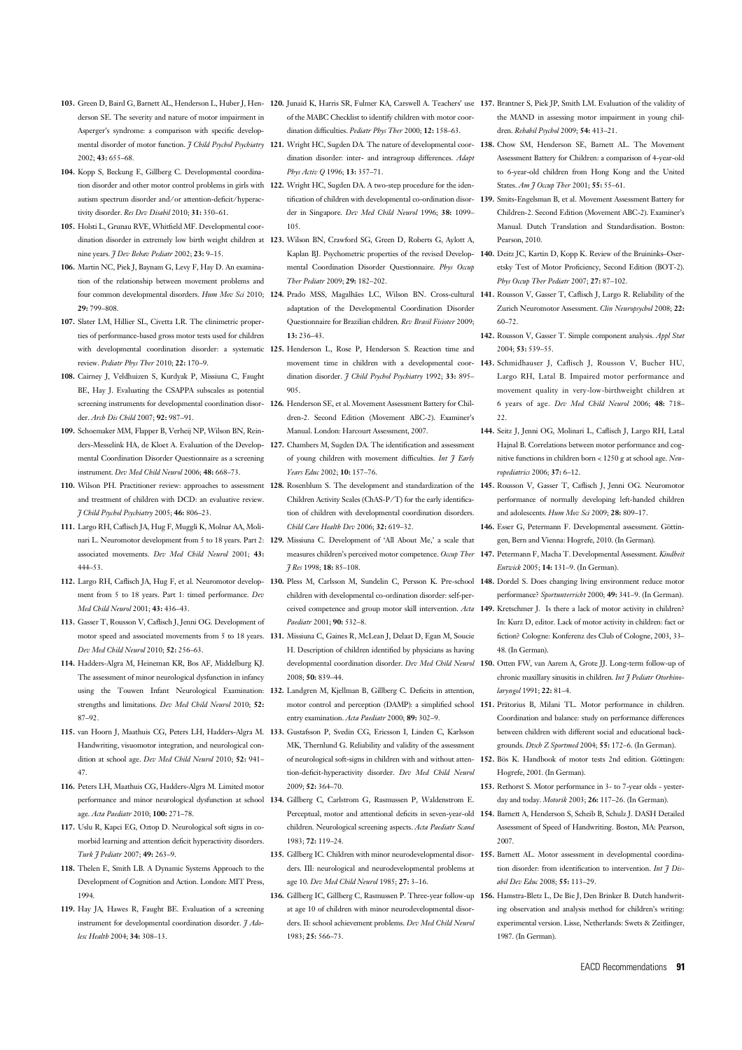103. Green D, Baird G, Barnett AL, Henderson L, Huber J, Henderson SE. The severity and nature of motor impairment in Asperger's syndrome: a comparison with specific developmental disorder of motor function. *J Child Psychol Psychiatry* 2002; **43:** 655–68.

104. Kopp S, Beckung E, Gillberg C. Developmental coordination disorder and other motor control problems in girls with autism spectrum disorder and/or attention-deficit/hyperactivity disorder. *Res Dev Disabil* 2010; **31:** 350–61.

105. Holsti L, Grunau RVE, Whitfield MF. Developmental coordination disorder in extremely low birth weight children at nine years. *J Dev Behav Pediatr* 2002; **23:** 9–15.

106. Martin NC, Piek J, Baynam G, Levy F, Hay D. An examination of the relationship between movement problems and four common developmental disorders. *Hum Mov Sci* 2010; **29:** 799–808.

107. Slater LM, Hillier SL, Civetta LR. The clinimetric properties of performance-based gross motor tests used for children with developmental coordination disorder: a systematic review. *Pediatr Phys Ther* 2010; **22:** 170–9.

108. Cairney J, Veldhuizen S, Kurdyak P, Missiuna C, Faught BE, Hay J. Evaluating the CSAPPA subscales as potential screening instruments for developmental coordination disorder. *Arch Dis Child* 2007; **92:** 987–91.

109. Schoemaker MM, Flapper B, Verheij NP, Wilson BN, Reinders-Messelink HA, de Kloet A. Evaluation of the Developmental Coordination Disorder Questionnaire as a screening instrument. *Dev Med Child Neurol* 2006; **48:** 668–73.

110. Wilson PH. Practitioner review: approaches to assessment and treatment of children with DCD: an evaluative review. *J Child Psychol Psychiatry* 2005; **46:** 806–23.

111. Largo RH, Caflisch JA, Hug F, Muggli K, Molnar AA, Molinari L. Neuromotor development from 5 to 18 years. Part 2: associated movements. *Dev Med Child Neurol* 2001; **43:** 444–53.

112. Largo RH, Caflisch JA, Hug F, et al. Neuromotor development from 5 to 18 years. Part 1: timed performance. *Dev Med Child Neurol* 2001; **43:** 436–43.

113. Gasser T, Rousson V, Caflisch J, Jenni OG. Development of motor speed and associated movements from 5 to 18 years. *Dev Med Child Neurol* 2010; **52:** 256–63.

114. Hadders-Algra M, Heineman KR, Bos AF, Middelburg KJ. The assessment of minor neurological dysfunction in infancy using the Touwen Infant Neurological Examination: strengths and limitations. *Dev Med Child Neurol* 2010; **52:** 87–92.

115. van Hoorn J, Maathuis CG, Peters LH, Hadders-Algra M. Handwriting, visuomotor integration, and neurological condition at school age. *Dev Med Child Neurol* 2010; **52:** 941–47.

116. Peters LH, Maathuis CG, Hadders-Algra M. Limited motor performance and minor neurological dysfunction at school age. *Acta Paediatr* 2010; **100:** 271–78.

117. Uslu R, Kapci EG, Oztop D. Neurological soft signs in comorbid learning and attention deficit hyperactivity disorders. *Turk J Pediatr* 2007; **49:** 263–9.

118. Thelen E, Smith LB. A Dynamic Systems Approach to the Development of Cognition and Action. London: MIT Press, 1994.

119. Hay JA, Hawes R, Faught BE. Evaluation of a screening instrument for developmental coordination disorder. *J Adolesc Health* 2004; **34:** 308–13.

120. Junaid K, Harris SR, Fulmer KA, Carswell A. Teachers' use of the MABC Checklist to identify children with motor coordination difficulties. *Pediatr Phys Ther* 2000; **12:** 158–63.

121. Wright HC, Sugden DA. The nature of developmental coordination disorder: inter- and intragroup differences. *Adapt Phys Activ Q* 1996; **13:** 357–71.

122. Wright HC, Sugden DA. A two-step procedure for the identification of children with developmental co-ordination disorder in Singapore. *Dev Med Child Neurol* 1996; **38:** 1099–105.

123. Wilson BN, Crawford SG, Green D, Roberts G, Aylott A, Kaplan BJ. Psychometric properties of the revised Developmental Coordination Disorder Questionnaire. *Phys Occup Ther Pediatr* 2009; **29:** 182–202.

124. Prado MSS, Magalhães LC, Wilson BN. Cross-cultural adaptation of the Developmental Coordination Disorder Questionnaire for Brazilian children. *Rev Brasil Fisioter* 2009; **13:** 236–43.

125. Henderson L, Rose P, Henderson S. Reaction time and movement time in children with a developmental coordination disorder. *J Child Psychol Psychiatry* 1992; **33:** 895–905.

126. Henderson SE, et al. Movement Assessment Battery for Children-2. Second Edition (Movement ABC-2). Examiner's Manual. London: Harcourt Assessment, 2007.

127. Chambers M, Sugden DA. The identification and assessment of young children with movement difficulties. *Int J Early Years Educ* 2002; **10:** 157–76.

128. Rosenblum S. The development and standardization of the Children Activity Scales (ChAS-P/T) for the early identification of children with developmental coordination disorders. *Child Care Health Dev* 2006; **32:** 619–32.

129. Missiuna C. Development of 'All About Me,' a scale that measures children's perceived motor competence. *Occup Ther J Res* 1998; **18:** 85–108.

130. Pless M, Carlsson M, Sundelin C, Persson K. Pre-school children with developmental co-ordination disorder: self-perceived competence and group motor skill intervention. *Acta Paediatr* 2001; **90:** 532–8.

131. Missiuna C, Gaines R, McLean J, Delaat D, Egan M, Soucie H. Description of children identified by physicians as having developmental coordination disorder. *Dev Med Child Neurol* 2008; **50:** 839–44.

132. Landgren M, Kjellman B, Gillberg C. Deficits in attention, motor control and perception (DAMP): a simplified school entry examination. *Acta Paediatr* 2000; **89:** 302–9.

133. Gustafsson P, Svedin CG, Ericsson I, Linden C, Karlsson MK, Thernlund G. Reliability and validity of the assessment of neurological soft-signs in children with and without attention-deficit-hyperactivity disorder. *Dev Med Child Neurol* 2009; **52:** 364–70.

134. Gillberg C, Carlstrom G, Rasmussen P, Waldenstrom E. Perceptual, motor and attentional deficits in seven-year-old children. Neurological screening aspects. *Acta Paediatr Scand* 1983; **72:** 119–24.

135. Gillberg IC. Children with minor neurodevelopmental disorders. III: neurological and neurodevelopmental problems at age 10. *Dev Med Child Neurol* 1985; **27:** 3–16.

136. Gillberg IC, Gillberg C, Rasmussen P. Three-year follow-up at age 10 of children with minor neurodevelopmental disorders. II: school achievement problems. *Dev Med Child Neurol* 1983; **25:** 566–73.

137. Brantner S, Piek JP, Smith LM. Evaluation of the validity of the MAND in assessing motor impairment in young children. *Rehabil Psychol* 2009; **54:** 413–21.

138. Chow SM, Henderson SE, Barnett AL. The Movement Assessment Battery for Children: a comparison of 4-year-old to 6-year-old children from Hong Kong and the United States. *Am J Occup Ther* 2001; **55:** 55–61.

139. Smits-Engelsman B, et al. Movement Assessment Battery for Children-2. Second Edition (Movement ABC-2). Examiner's Manual. Dutch Translation and Standardisation. Boston: Pearson, 2010.

140. Deitz JC, Kartin D, Kopp K. Review of the Bruininks–Oseretsky Test of Motor Proficiency, Second Edition (BOT-2). *Phys Occup Ther Pediatr* 2007; **27:** 87–102.

141. Rousson V, Gasser T, Caflisch J, Largo R. Reliability of the Zurich Neuromotor Assessment. *Clin Neuropsychol* 2008; **22:** 60–72.

142. Rousson V, Gasser T. Simple component analysis. *Appl Stat* 2004; **53:** 539–55.

143. Schmidhauser J, Caflisch J, Rousson V, Bucher HU, Largo RH, Latal B. Impaired motor performance and movement quality in very-low-birthweight children at 6 years of age. *Dev Med Child Neurol* 2006; **48:** 718–22.

144. Seitz J, Jenni OG, Molinari L, Caflisch J, Largo RH, Latal Hajnal B. Correlations between motor performance and cognitive functions in children born < 1250 g at school age. *Neuropediatrics* 2006; **37:** 6–12.

145. Rousson V, Gasser T, Caflisch J, Jenni OG. Neuromotor performance of normally developing left-handed children and adolescents. *Hum Mov Sci* 2009; **28:** 809–17.

146. Esser G, Petermann F. Developmental assessment. Göttingen, Bern and Vienna: Hogrefe, 2010. (In German).

147. Petermann F, Macha T. Developmental Assessment. *Kindheit Entwick* 2005; **14:** 131–9. (In German).

148. Dordel S. Does changing living environment reduce motor performance? *Sportunterricht* 2000; **49:** 341–9. (In German).

149. Kretschmer J. Is there a lack of motor activity in children? In: Kurz D, editor. Lack of motor activity in children: fact or fiction? Cologne: Konferenz des Club of Cologne, 2003, 33–48. (In German).

150. Otten FW, van Aarem A, Grote JJ. Long-term follow-up of chronic maxillary sinusitis in children. *Int J Pediatr Otorhinolaryngol* 1991; **22:** 81–4.

151. Prätorius B, Milani TL. Motor performance in children. Coordination and balance: study on performance differences between children with different social and educational backgrounds. *Dtsch Z Sportmed* 2004; **55:** 172–6. (In German).

152. Bös K. Handbook of motor tests 2nd edition. Göttingen: Hogrefe, 2001. (In German).

153. Rethorst S. Motor performance in 3- to 7-year olds - yesterday and today. *Motorik* 2003; **26:** 117–26. (In German).

154. Barnett A, Henderson S, Scheib B, Schulz J. DASH Detailed Assessment of Speed of Handwriting. Boston, MA: Pearson, 2007.

155. Barnett AL. Motor assessment in developmental coordination disorder: from identification to intervention. *Int J Disabil Dev Educ* 2008; **55:** 113–29.

156. Hamstra-Bletz L, De Bie J, Den Brinker B. Dutch handwriting observation and analysis method for children's writing: experimental version. Lisse, Netherlands: Swets & Zeitlinger, 1987. (In German).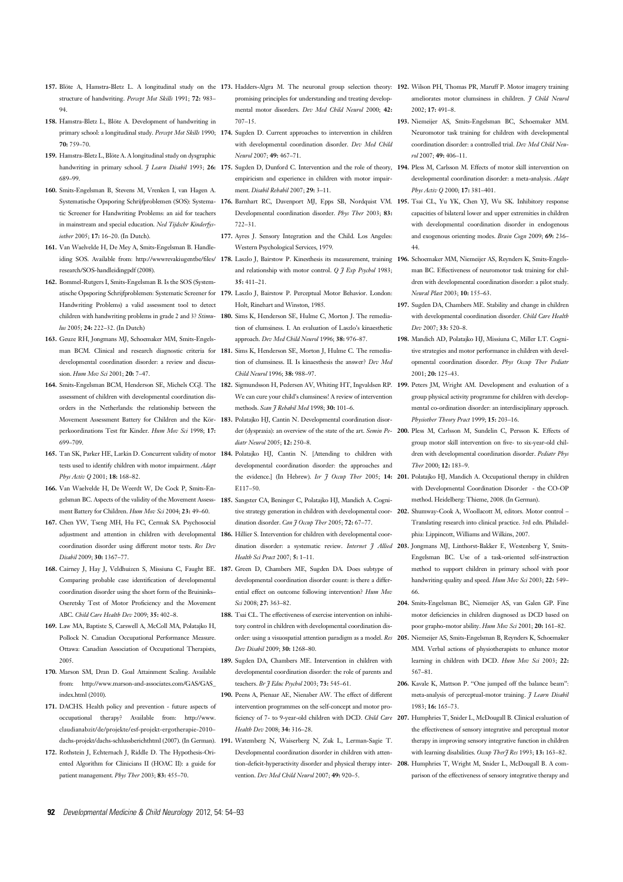157. Blöte A, Hamstra-Bletz L. A longitudinal study on the structure of handwriting. *Percept Mot Skills* 1991; **72:** 983–94.

158. Hamstra-Bletz L, Blöte A. Development of handwriting in primary school: a longitudinal study. *Percept Mot Skills* 1990; **70:** 759–70.

159. Hamstra-Bletz L, Blöte A. A longitudinal study on dysgraphic handwriting in primary school. *J Learn Disabil* 1993; **26:** 689–99.

160. Smits-Engelsman B, Stevens M, Vrenken I, van Hagen A. Systematische Opsporing Schrijfproblemen (SOS): Systematic Screener for Handwriting Problems: an aid for teachers in mainstream and special education. *Ned Tijdschr Kinderfysiother* 2005; **17:** 16–20. (In Dutch).

161. Van Waelvelde H, De Mey A, Smits-Engelsman B. Handleiding SOS. Available from: http://wwwrevakiugentbe/files/research/SOS-handleidingpdf (2008).

162. Bommel-Rutgers I, Smits-Engelsman B. Is the SOS (Systematische Opsporing Schrijfproblemen: Systematic Screener for Handwriting Problems) a valid assessment tool to detect children with handwriting problems in grade 2 and 3? *Stimulus* 2005; **24:** 222–32. (In Dutch)

163. Geuze RH, Jongmans MJ, Schoemaker MM, Smits-Engelsman BCM. Clinical and research diagnostic criteria for developmental coordination disorder: a review and discussion. *Hum Mov Sci* 2001; **20:** 7–47.

164. Smits-Engelsman BCM, Henderson SE, Michels CGJ. The assessment of children with developmental coordination disorders in the Netherlands: the relationship between the Movement Assessment Battery for Children and the Körperkoordinations Test für Kinder. *Hum Mov Sci* 1998; **17:** 699–709.

165. Tan SK, Parker HE, Larkin D. Concurrent validity of motor tests used to identify children with motor impairment. *Adapt Phys Activ Q* 2001; **18:** 168–82.

166. Van Waelvelde H, De Weerdt W, De Cock P, Smits-Engelsman BC. Aspects of the validity of the Movement Assessment Battery for Children. *Hum Mov Sci* 2004; **23:** 49–60.

167. Chen YW, Tseng MH, Hu FC, Cermak SA. Psychosocial adjustment and attention in children with developmental coordination disorder using different motor tests. *Res Dev Disabil* 2009; **30:** 1367–77.

168. Cairney J, Hay J, Veldhuizen S, Missiuna C, Faught BE. Comparing probable case identification of developmental coordination disorder using the short form of the Bruininks–Oseretsky Test of Motor Proficiency and the Movement ABC. *Child Care Health Dev* 2009; **35:** 402–8.

169. Law MA, Baptiste S, Carswell A, McColl MA, Polatajko H, Pollock N. Canadian Occupational Performance Measure. Ottawa: Canadian Association of Occupational Therapists, 2005.

170. Marson SM, Dran D. Goal Attainment Scaling. Available from: http://www.marson-and-associates.com/GAS/GAS_index.html (2010).

171. DACHS. Health policy and prevention - future aspects of occupational therapy? Available from: http://www.claudianabzit/de/projekte/esf-projekt-ergotherapie-2010–dachs-projekt/dachs-schlussberichthtml (2007). (In German).

172. Rothstein J, Echternach J, Riddle D. The Hypothesis-Oriented Algorithm for Clinicians II (HOAC II): a guide for patient management. *Phys Ther* 2003; **83:** 455–70.

173. Hadders-Algra M. The neuronal group selection theory: promising principles for understanding and treating developmental motor disorders. *Dev Med Child Neurol* 2000; **42:** 707–15.

174. Sugden D. Current approaches to intervention in children with developmental coordination disorder. *Dev Med Child Neurol* 2007; **49:** 467–71.

175. Sugden D, Dunford C. Intervention and the role of theory, empiricism and experience in children with motor impairment. *Disabil Rehabil* 2007; **29:** 3–11.

176. Barnhart RC, Davenport MJ, Epps SB, Nordquist VM. Developmental coordination disorder. *Phys Ther* 2003; **83:** 722–31.

177. Ayres J. Sensory Integration and the Child. Los Angeles: Western Psychological Services, 1979.

178. Laszlo J, Bairstow P. Kinesthesis its measurement, training and relationship with motor control. *Q J Exp Psychol* 1983; **35:** 411–21.

179. Laszlo J, Bairstow P. Perceptual Motor Behavior. London: Holt, Rinehart and Winston, 1985.

180. Sims K, Henderson SE, Hulme C, Morton J. The remediation of clumsiness. I. An evaluation of Laszlo's kinaesthetic approach. *Dev Med Child Neurol* 1996; **38:** 976–87.

181. Sims K, Henderson SE, Morton J, Hulme C. The remediation of clumsiness. II. Is kinaesthesis the answer? *Dev Med Child Neurol* 1996; **38:** 988–97.

182. Sigmundsson H, Pedersen AV, Whiting HT, Ingvaldsen RP. We can cure your child's clumsiness! A review of intervention methods. *Scan J Rehabil Med* 1998; **30:** 101–6.

183. Polatajko HJ, Cantin N. Developmental coordination disorder (dyspraxia): an overview of the state of the art. *Semin Pediatr Neurol* 2005; **12:** 250–8.

184. Polatajko HJ, Cantin N. [Attending to children with developmental coordination disorder: the approaches and the evidence.] (In Hebrew). *Isr J Occup Ther* 2005; **14:** E117–50.

185. Sangster CA, Beninger C, Polatajko HJ, Mandich A. Cognitive strategy generation in children with developmental coordination disorder. *Can J Occup Ther* 2005; **72:** 67–77.

186. Hillier S. Intervention for children with developmental coordination disorder: a systematic review. *Internet J Allied Health Sci Pract* 2007; **5:** 1–11.

187. Green D, Chambers ME, Sugden DA. Does subtype of developmental coordination disorder count: is there a differential effect on outcome following intervention? *Hum Mov Sci* 2008; **27:** 363–82.

188. Tsai CL. The effectiveness of exercise intervention on inhibitory control in children with developmental coordination disorder: using a visuospatial attention paradigm as a model. *Res Dev Disabil* 2009; **30:** 1268–80.

189. Sugden DA, Chambers ME. Intervention in children with developmental coordination disorder: the role of parents and teachers. *Br J Educ Psychol* 2003; **73:** 545–61.

190. Peens A, Pienaar AE, Nienaber AW. The effect of different intervention programmes on the self-concept and motor proficiency of 7- to 9-year-old children with DCD. *Child Care Health Dev* 2008; **34:** 316–28.

191. Watemberg N, Waiserberg N, Zuk L, Lerman-Sagie T. Developmental coordination disorder in children with attention-deficit-hyperactivity disorder and physical therapy intervention. *Dev Med Child Neurol* 2007; **49:** 920–5.

192. Wilson PH, Thomas PR, Maruff P. Motor imagery training ameliorates motor clumsiness in children. *J Child Neurol* 2002; **17:** 491–8.

193. Niemeijer AS, Smits-Engelsman BC, Schoemaker MM. Neuromotor task training for children with developmental coordination disorder: a controlled trial. *Dev Med Child Neurol* 2007; **49:** 406–11.

194. Pless M, Carlsson M. Effects of motor skill intervention on developmental coordination disorder: a meta-analysis. *Adapt Phys Activ Q* 2000; **17:** 381–401.

195. Tsai CL, Yu YK, Chen YJ, Wu SK. Inhibitory response capacities of bilateral lower and upper extremities in children with developmental coordination disorder in endogenous and exogenous orienting modes. *Brain Cogn* 2009; **69:** 236–44.

196. Schoemaker MM, Niemeijer AS, Reynders K, Smits-Engelsman BC. Effectiveness of neuromotor task training for children with developmental coordination disorder: a pilot study. *Neural Plast* 2003; **10:** 155–63.

197. Sugden DA, Chambers ME. Stability and change in children with developmental coordination disorder. *Child Care Health Dev* 2007; **33:** 520–8.

198. Mandich AD, Polatajko HJ, Missiuna C, Miller LT. Cognitive strategies and motor performance in children with developmental coordination disorder. *Phys Occup Ther Pediatr* 2001; **20:** 125–43.

199. Peters JM, Wright AM. Development and evaluation of a group physical activity programme for children with developmental co-ordination disorder: an interdisciplinary approach. *Physiother Theory Pract* 1999; **15:** 203–16.

200. Pless M, Carlsson M, Sundelin C, Persson K. Effects of group motor skill intervention on five- to six-year-old children with developmental coordination disorder. *Pediatr Phys Ther* 2000; **12:** 183–9.

201. Polatajko HJ, Mandich A. Occupational therapy in children with Developmental Coordination Disorder - the CO-OP method. Heidelberg: Thieme, 2008. (In German).

202. Shumway-Cook A, Woollacott M, editors. Motor control – Translating research into clinical practice. 3rd edn. Philadelphia: Lippincott, Williams and Wilkins, 2007.

203. Jongmans MJ, Linthorst-Bakker E, Westenberg Y, Smits-Engelsman BC. Use of a task-oriented self-instruction method to support children in primary school with poor handwriting quality and speed. *Hum Mov Sci* 2003; **22:** 549–66.

204. Smits-Engelsman BC, Niemeijer AS, van Galen GP. Fine motor deficiencies in children diagnosed as DCD based on poor grapho-motor ability. *Hum Mov Sci* 2001; **20:** 161–82.

205. Niemeijer AS, Smits-Engelsman B, Reynders K, Schoemaker MM. Verbal actions of physiotherapists to enhance motor learning in children with DCD. *Hum Mov Sci* 2003; **22:** 567–81.

206. Kavale K, Mattson P. "One jumped off the balance beam": meta-analysis of perceptual-motor training. *J Learn Disabil* 1983; **16:** 165–73.

207. Humphries T, Snider L, McDougall B. Clinical evaluation of the effectiveness of sensory integrative and perceptual motor therapy in improving sensory integrative function in children with learning disabilities. *Occup TherJ Res* 1993; **13:** 163–82.

208. Humphries T, Wright M, Snider L, McDougall B. A comparison of the effectiveness of sensory integrative therapy and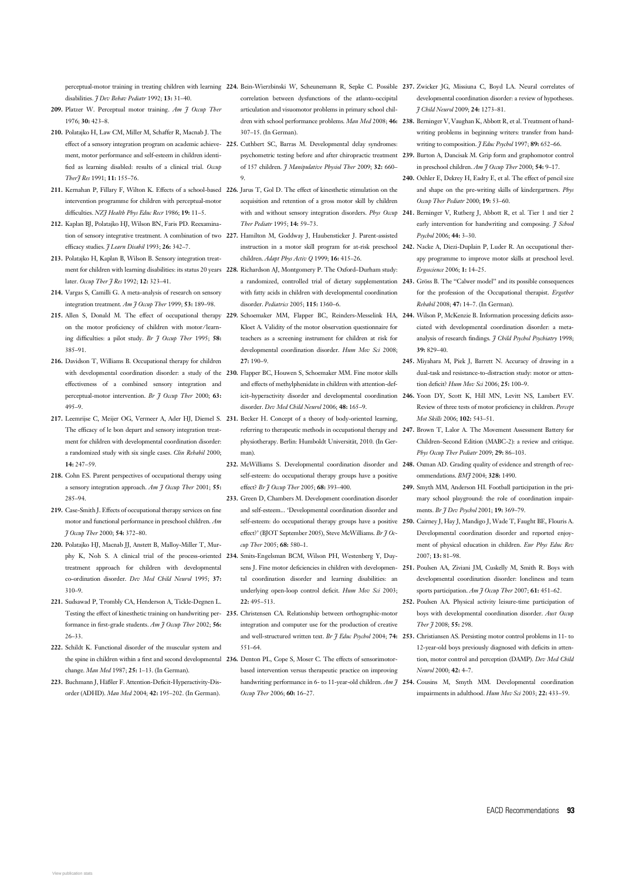perceptual-motor training in treating children with learning disabilities. *J Dev Behav Pediatr* 1992; **13:** 31–40.

**209.** Platzer W. Perceptual motor training. *Am J Occup Ther* 1976; **30:** 423–8.

**210.** Polatajko H, Law CM, Miller M, Schaffer R, Macnab J. The effect of a sensory integration program on academic achievement, motor performance and self-esteem in children identified as learning disabled: results of a clinical trial. *Occup TherJ Res* 1991; **11:** 155–76.

**211.** Kernahan P, Fillary F, Wilton K. Effects of a school-based intervention programme for children with perceptual-motor difficulties. *NZJ Health Phys Educ Recr* 1986; **19:** 11–5.

**212.** Kaplan BJ, Polatajko HJ, Wilson BN, Faris PD. Reexamination of sensory integrative treatment. A combination of two efficacy studies. *J Learn Disabil* 1993; **26:** 342–7.

**213.** Polatajko H, Kaplan B, Wilson B. Sensory integration treatment for children with learning disabilities: its status 20 years later. *Occup Ther J Res* 1992; **12:** 323–41.

**214.** Vargas S, Camilli G. A meta-analysis of research on sensory integration treatment. *Am J Occup Ther* 1999; **53:** 189–98.

**215.** Allen S, Donald M. The effect of occupational therapy on the motor proficiency of children with motor/learning difficulties: a pilot study. *Br J Occup Ther* 1995; **58:** 385–91.

**216.** Davidson T, Williams B. Occupational therapy for children with developmental coordination disorder: a study of the effectiveness of a combined sensory integration and perceptual-motor intervention. *Br J Occup Ther* 2000; **63:** 495–9.

**217.** Leemrijse C, Meijer OG, Vermeer A, Ader HJ, Diemel S. The efficacy of le bon depart and sensory integration treatment for children with developmental coordination disorder: a randomized study with six single cases. *Clin Rehabil* 2000; **14:** 247–59.

**218.** Cohn ES. Parent perspectives of occupational therapy using a sensory integration approach. *Am J Occup Ther* 2001; **55:** 285–94.

**219.** Case-Smith J. Effects of occupational therapy services on fine motor and functional performance in preschool children. *Am J Occup Ther* 2000; **54:** 372–80.

**220.** Polatajko HJ, Macnab JJ, Anstett B, Malloy-Miller T, Murphy K, Noh S. A clinical trial of the process-oriented treatment approach for children with developmental co-ordination disorder. *Dev Med Child Neurol* 1995; **37:** 310–9.

**221.** Sudsawad P, Trombly CA, Henderson A, Tickle-Degnen L. Testing the effect of kinesthetic training on handwriting performance in first-grade students. *Am J Occup Ther* 2002; **56:** 26–33.

**222.** Schildt K. Functional disorder of the muscular system and the spine in children within a first and second developmental change. *Man Med* 1987; **25:** 1–13. (In German).

**223.** Buchmann J, Häßler F. Attention-Deficit-Hyperactivity-Disorder (ADHD). *Man Med* 2004; **42:** 195–202. (In German).

**224.** Bein-Wierzbinski W, Scheunemann R, Sepke C. Possible correlation between dysfunctions of the atlanto-occipital articulation and visuomotor problems in primary school children with school performance problems. *Man Med* 2008; **46:** 307–15. (In German).

**225.** Cuthbert SC, Barras M. Developmental delay syndromes: psychometric testing before and after chiropractic treatment of 157 children. *J Manipulative Physiol Ther* 2009; **32:** 660–9.

**226.** Jarus T, Gol D. The effect of kinesthetic stimulation on the acquisition and retention of a gross motor skill by children with and without sensory integration disorders. *Phys Occup Ther Pediatr* 1995; **14:** 59–73.

**227.** Hamilton M, Goddway J, Haubensticker J. Parent-assisted instruction in a motor skill program for at-risk preschool children. *Adapt Phys Activ Q* 1999; **16:** 415–26.

**228.** Richardson AJ, Montgomery P. The Oxford–Durham study: a randomized, controlled trial of dietary supplementation with fatty acids in children with developmental coordination disorder. *Pediatrics* 2005; **115:** 1360–6.

**229.** Schoemaker MM, Flapper BC, Reinders-Messelink HA, Kloet A. Validity of the motor observation questionnaire for teachers as a screening instrument for children at risk for developmental coordination disorder. *Hum Mov Sci* 2008; **27:** 190–9.

**230.** Flapper BC, Houwen S, Schoemaker MM. Fine motor skills and effects of methylphenidate in children with attention-deficit–hyperactivity disorder and developmental coordination disorder. *Dev Med Child Neurol* 2006; **48:** 165–9.

**231.** Becker H. Concept of a theory of body-oriented learning, referring to therapeutic methods in occupational therapy and physiotherapy. Berlin: Humboldt Universität, 2010. (In German).

**232.** McWilliams S. Developmental coordination disorder and self-esteem: do occupational therapy groups have a positive effect? *Br J Occup Ther* 2005; **68:** 393–400.

**233.** Green D, Chambers M. Development coordination disorder and self-esteem… 'Developmental coordination disorder and self-esteem: do occupational therapy groups have a positive effect?' (BJOT September 2005), Steve McWilliams. *Br J Occup Ther* 2005; **68:** 580–1.

**234.** Smits-Engelsman BCM, Wilson PH, Westenberg Y, Duysens J. Fine motor deficiencies in children with developmental coordination disorder and learning disabilities: an underlying open-loop control deficit. *Hum Mov Sci* 2003; **22:** 495–513.

**235.** Christensen CA. Relationship between orthographic-motor integration and computer use for the production of creative and well-structured written text. *Br J Educ Psychol* 2004; **74:** 551–64.

**236.** Denton PL, Cope S, Moser C. The effects of sensorimotor-based intervention versus therapeutic practice on improving handwriting performance in 6- to 11-year-old children. *Am J Occup Ther* 2006; **60:** 16–27.

**237.** Zwicker JG, Missiuna C, Boyd LA. Neural correlates of developmental coordination disorder: a review of hypotheses. *J Child Neurol* 2009; **24:** 1273–81.

**238.** Berninger V, Vaughan K, Abbott R, et al. Treatment of handwriting problems in beginning writers: transfer from handwriting to composition. *J Educ Psychol* 1997; **89:** 652–66.

**239.** Burton A, Dancisak M. Grip form and graphomotor control in preschool children. *Am J Occup Ther* 2000; **54:** 9–17.

**240.** Oehler E, Dekrey H, Eadry E, et al. The effect of pencil size and shape on the pre-writing skills of kindergartners. *Phys Occup Ther Pediatr* 2000; **19:** 53–60.

**241.** Berninger V, Rutberg J, Abbott R, et al. Tier 1 and tier 2 early intervention for handwriting and composing. *J School Psychol* 2006; **44:** 3–30.

**242.** Nacke A, Diezi-Duplain P, Luder R. An occupational therapy programme to improve motor skills at preschool level. *Ergoscience* 2006; **1:** 14–25.

**243.** Grös**s** B. The "Calwer model" and its possible consequences for the profession of the Occupational therapist. *Ergother Rehabil* 2008; **47:** 14–7. (In German).

**244.** Wilson P, McKenzie B. Information processing deficits associated with developmental coordination disorder: a meta-analysis of research findings. *J Child Psychol Psychiatry* 1998; **39:** 829–40.

**245.** Miyahara M, Piek J, Barrett N. Accuracy of drawing in a dual-task and resistance-to-distraction study: motor or attention deficit? *Hum Mov Sci* 2006; **25:** 100–9.

**246.** Yoon DY, Scott K, Hill MN, Levitt NS, Lambert EV. Review of three tests of motor proficiency in children. *Percept Mot Skills* 2006; **102:** 543–51.

**247.** Brown T, Lalor A. The Movement Assessment Battery for Children–Second Edition (MABC-2): a review and critique. *Phys Occup Ther Pediatr* 2009; **29:** 86–103.

**248.** Oxman AD. Grading quality of evidence and strength of recommendations. *BMJ* 2004; **328:** 1490.

**249.** Smyth MM, Anderson HI. Football participation in the primary school playground: the role of coordination impairments. *Br J Dev Psychol* 2001; **19:** 369–79.

**250.** Cairney J, Hay J, Mandigo J, Wade T, Faught BE, Flouris A. Developmental coordination disorder and reported enjoyment of physical education in children. *Eur Phys Educ Rev* 2007; **13:** 81–98.

**251.** Poulsen AA, Ziviani JM, Cuskelly M, Smith R. Boys with developmental coordination disorder: loneliness and team sports participation. *Am J Occup Ther* 2007; **61:** 451–62.

**252.** Poulsen AA. Physical activity leisure-time participation of boys with developmental coordination disorder. *Aust Occup Ther J* 2008; **55:** 298.

**253.** Christiansen AS. Persisting motor control problems in 11- to 12-year-old boys previously diagnosed with deficits in attention, motor control and perception (DAMP). *Dev Med Child Neurol* 2000; **42:** 4–7.

**254.** Cousins M, Smyth MM. Developmental coordination impairments in adulthood. *Hum Mov Sci* 2003; **22:** 433–59.